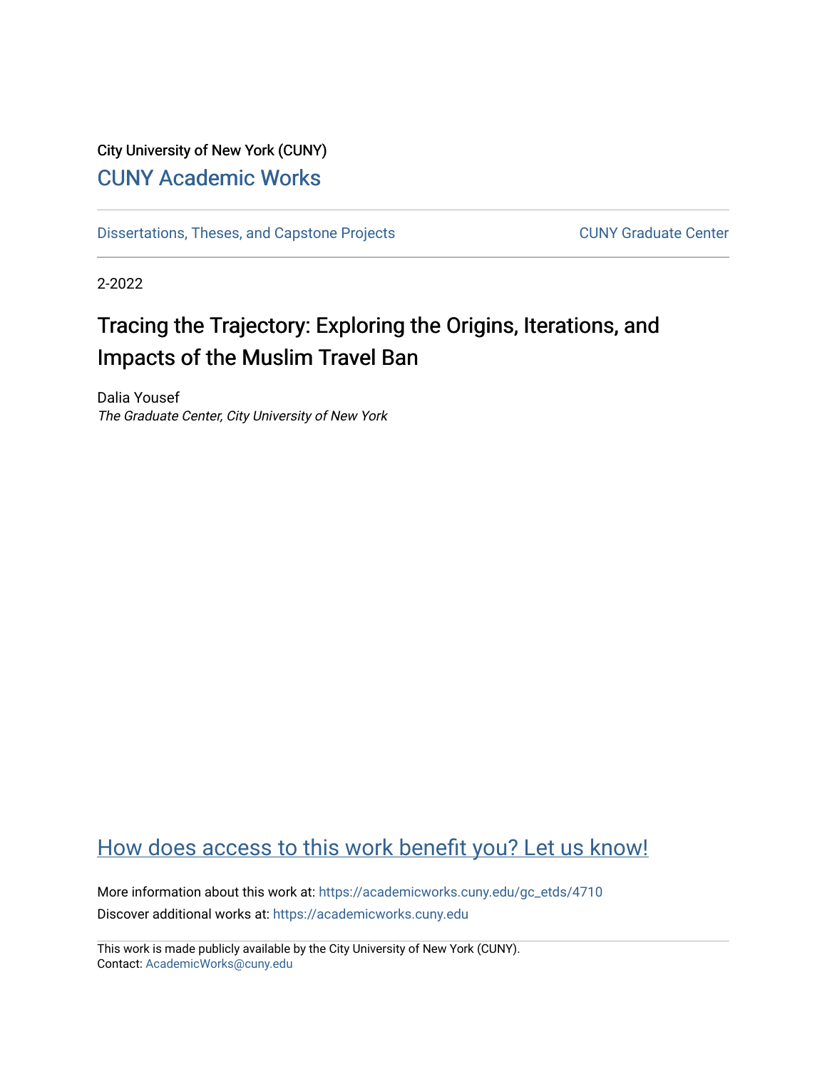City University of New York (CUNY)

CUNY Academic Works

Dissertations, Theses, and Capstone Projects

CUNY Graduate Center

2-2022

# Tracing the Trajectory: Exploring the Origins, Iterations, and Impacts of the Muslim Travel Ban

Dalia Yousef
*The Graduate Center, City University of New York*

How does access to this work benefit you? Let us know!

More information about this work at: https://academicworks.cuny.edu/gc_etds/4710
Discover additional works at: https://academicworks.cuny.edu

This work is made publicly available by the City University of New York (CUNY).
Contact: AcademicWorks@cuny.edu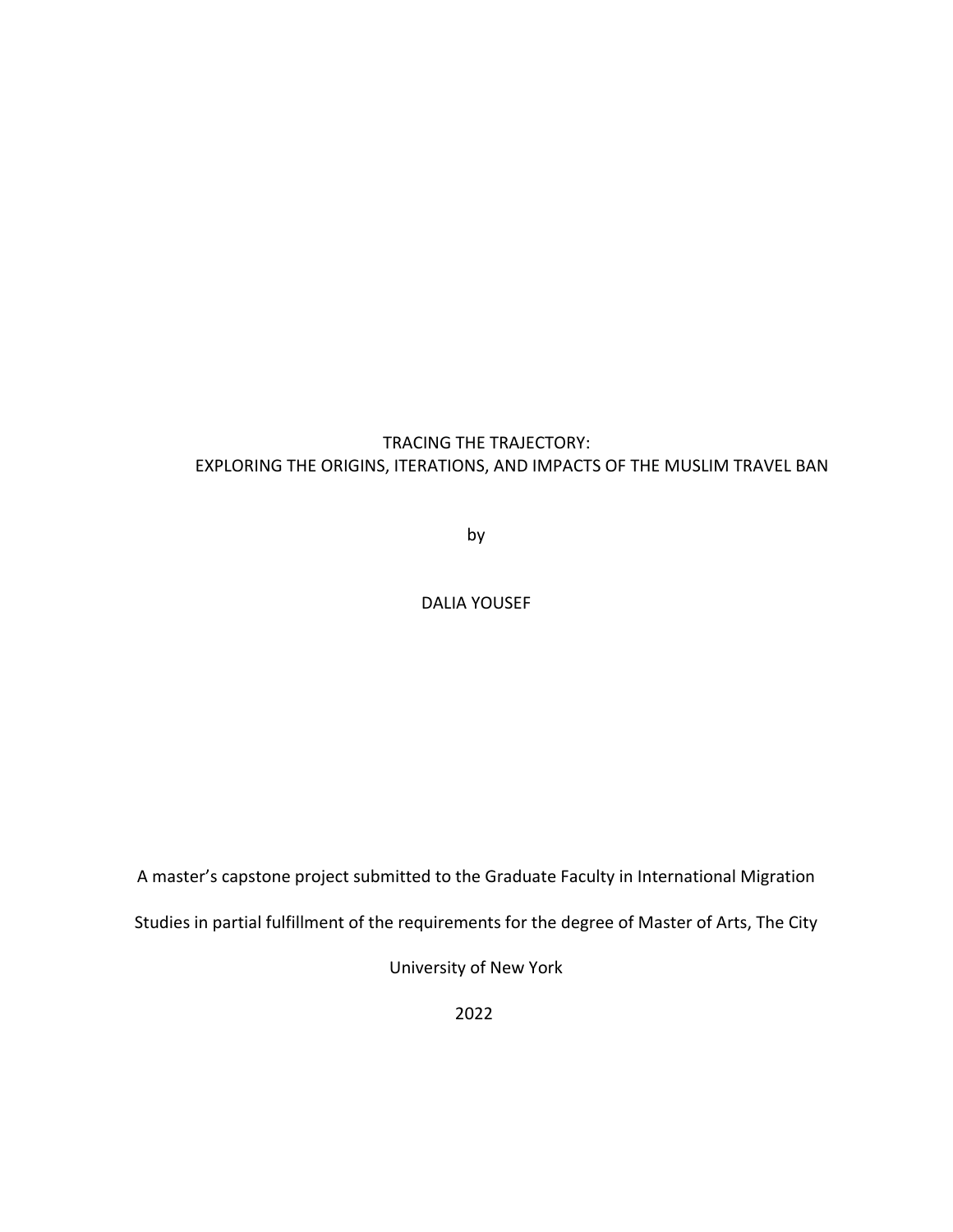TRACING THE TRAJECTORY:
EXPLORING THE ORIGINS, ITERATIONS, AND IMPACTS OF THE MUSLIM TRAVEL BAN

by

DALIA YOUSEF

A master's capstone project submitted to the Graduate Faculty in International Migration Studies in partial fulfillment of the requirements for the degree of Master of Arts, The City University of New York

2022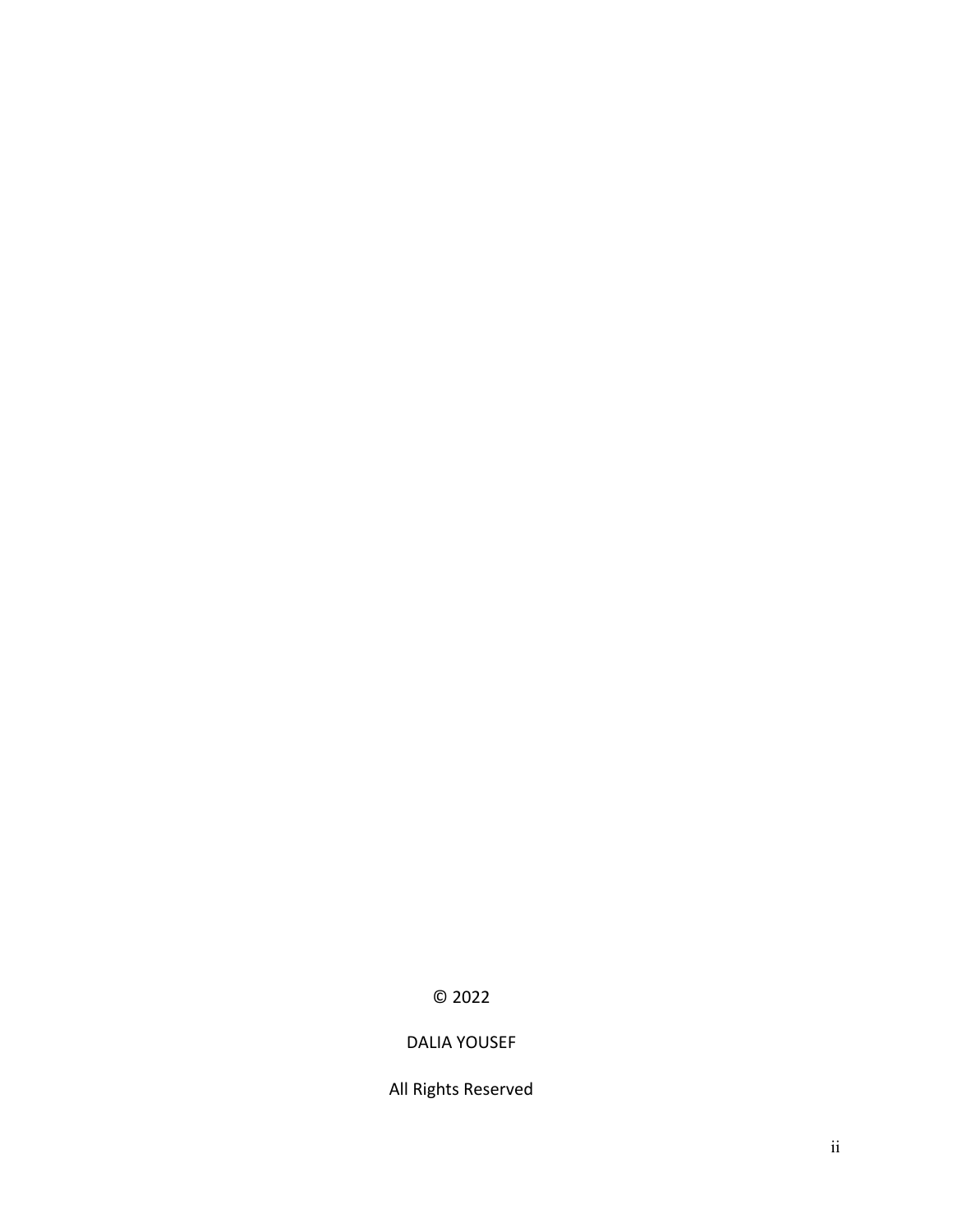© 2022

DALIA YOUSEF

All Rights Reserved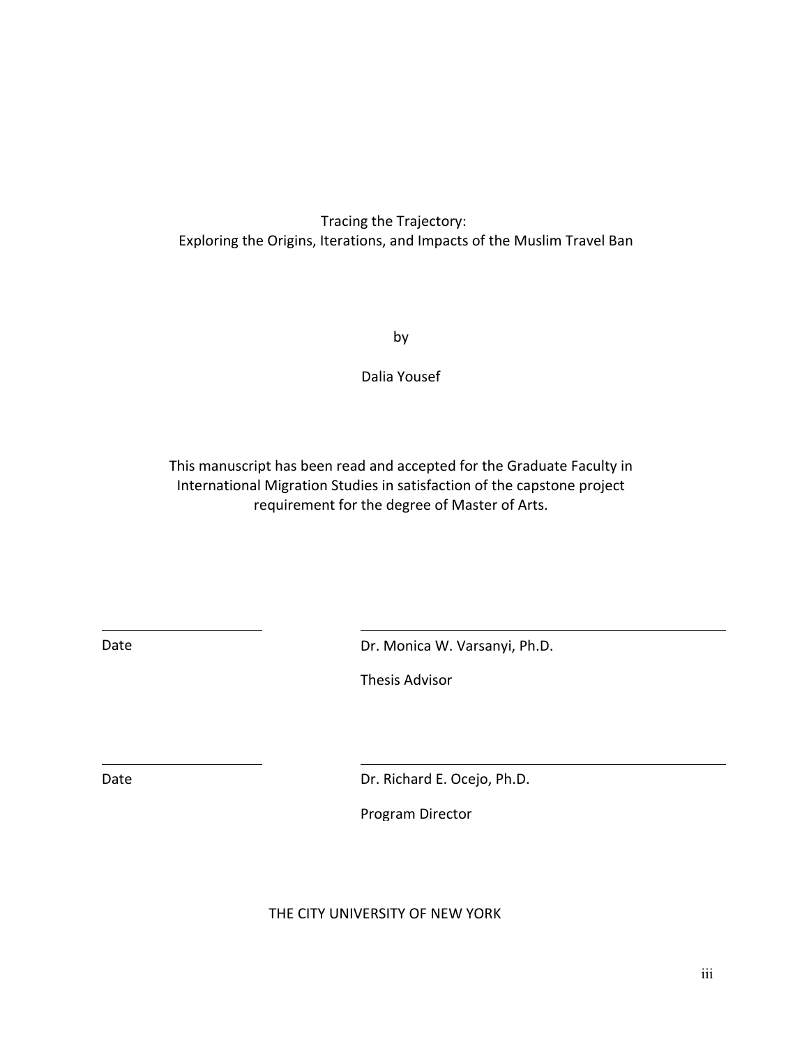Tracing the Trajectory:
Exploring the Origins, Iterations, and Impacts of the Muslim Travel Ban

by

Dalia Yousef

This manuscript has been read and accepted for the Graduate Faculty in International Migration Studies in satisfaction of the capstone project requirement for the degree of Master of Arts.

| | |
|---|---|
| Date | Dr. Monica W. Varsanyi, Ph.D. |
| | Thesis Advisor |
| Date | Dr. Richard E. Ocejo, Ph.D. |
| | Program Director |

THE CITY UNIVERSITY OF NEW YORK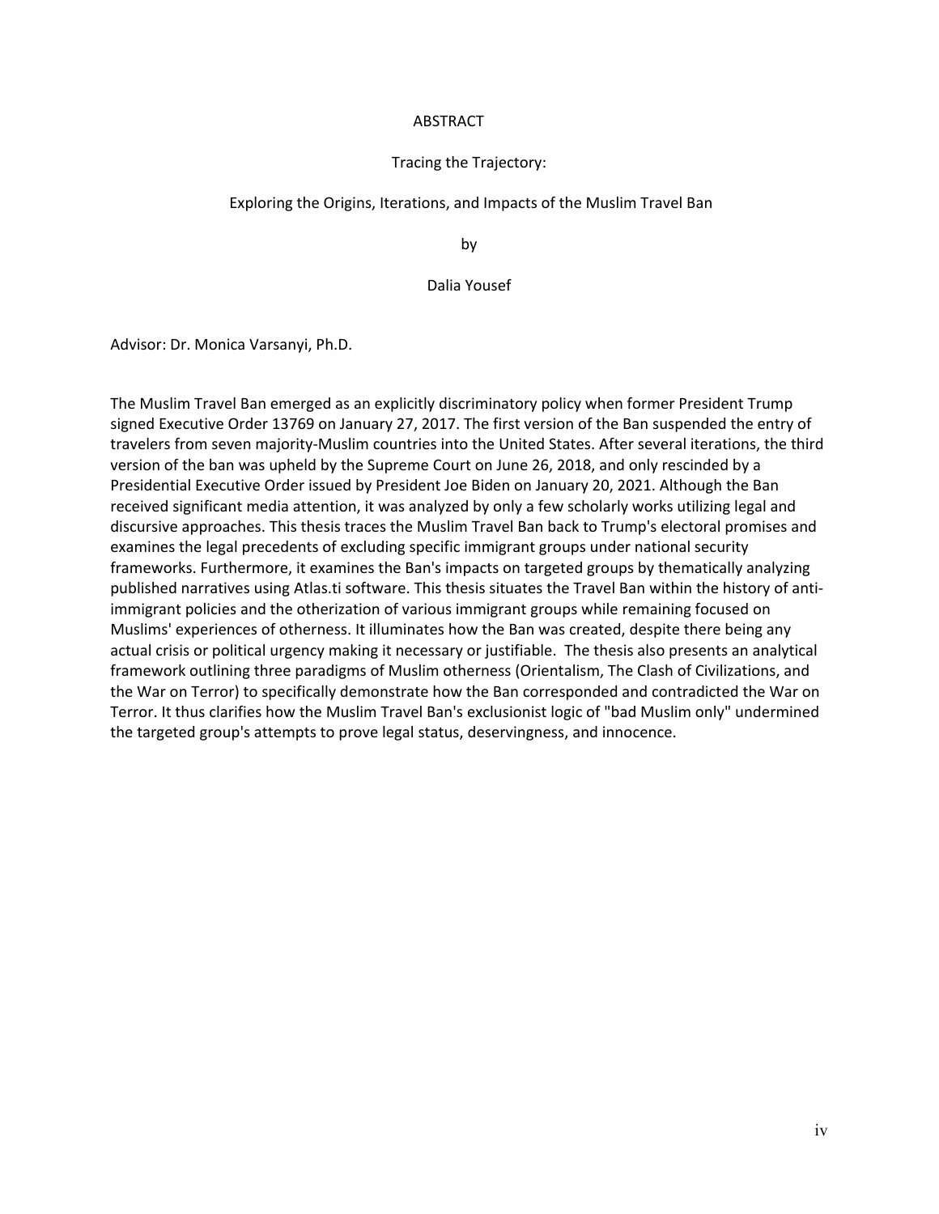# ABSTRACT

## Tracing the Trajectory:

## Exploring the Origins, Iterations, and Impacts of the Muslim Travel Ban

by

Dalia Yousef

Advisor: Dr. Monica Varsanyi, Ph.D.

The Muslim Travel Ban emerged as an explicitly discriminatory policy when former President Trump signed Executive Order 13769 on January 27, 2017. The first version of the Ban suspended the entry of travelers from seven majority-Muslim countries into the United States. After several iterations, the third version of the ban was upheld by the Supreme Court on June 26, 2018, and only rescinded by a Presidential Executive Order issued by President Joe Biden on January 20, 2021. Although the Ban received significant media attention, it was analyzed by only a few scholarly works utilizing legal and discursive approaches. This thesis traces the Muslim Travel Ban back to Trump's electoral promises and examines the legal precedents of excluding specific immigrant groups under national security frameworks. Furthermore, it examines the Ban's impacts on targeted groups by thematically analyzing published narratives using Atlas.ti software. This thesis situates the Travel Ban within the history of anti-immigrant policies and the otherization of various immigrant groups while remaining focused on Muslims' experiences of otherness. It illuminates how the Ban was created, despite there being any actual crisis or political urgency making it necessary or justifiable. The thesis also presents an analytical framework outlining three paradigms of Muslim otherness (Orientalism, The Clash of Civilizations, and the War on Terror) to specifically demonstrate how the Ban corresponded and contradicted the War on Terror. It thus clarifies how the Muslim Travel Ban's exclusionist logic of "bad Muslim only" undermined the targeted group's attempts to prove legal status, deservingness, and innocence.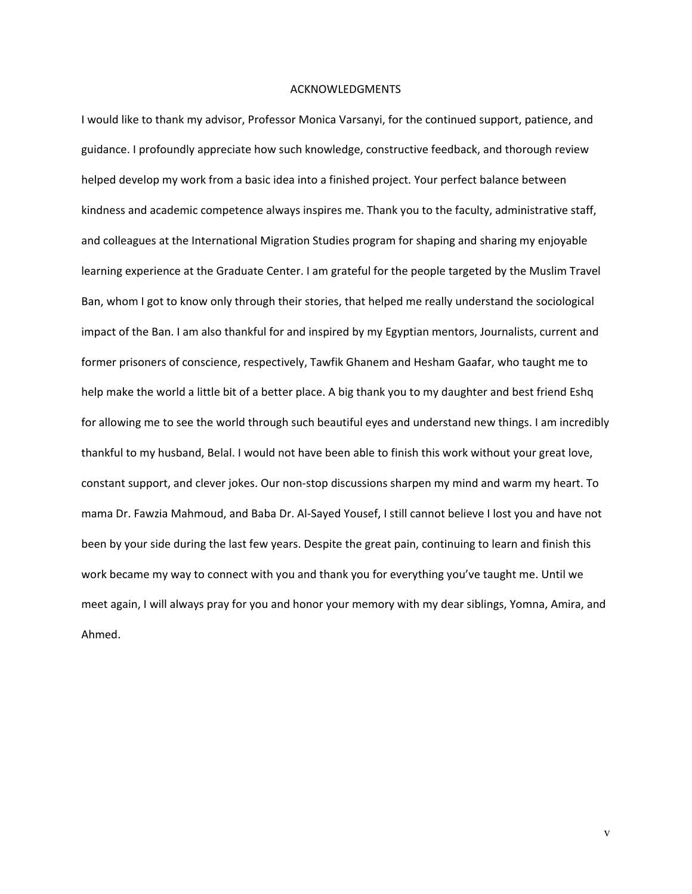# ACKNOWLEDGMENTS

I would like to thank my advisor, Professor Monica Varsanyi, for the continued support, patience, and guidance. I profoundly appreciate how such knowledge, constructive feedback, and thorough review helped develop my work from a basic idea into a finished project. Your perfect balance between kindness and academic competence always inspires me. Thank you to the faculty, administrative staff, and colleagues at the International Migration Studies program for shaping and sharing my enjoyable learning experience at the Graduate Center. I am grateful for the people targeted by the Muslim Travel Ban, whom I got to know only through their stories, that helped me really understand the sociological impact of the Ban. I am also thankful for and inspired by my Egyptian mentors, Journalists, current and former prisoners of conscience, respectively, Tawfik Ghanem and Hesham Gaafar, who taught me to help make the world a little bit of a better place. A big thank you to my daughter and best friend Eshq for allowing me to see the world through such beautiful eyes and understand new things. I am incredibly thankful to my husband, Belal. I would not have been able to finish this work without your great love, constant support, and clever jokes. Our non-stop discussions sharpen my mind and warm my heart. To mama Dr. Fawzia Mahmoud, and Baba Dr. Al-Sayed Yousef, I still cannot believe I lost you and have not been by your side during the last few years. Despite the great pain, continuing to learn and finish this work became my way to connect with you and thank you for everything you've taught me. Until we meet again, I will always pray for you and honor your memory with my dear siblings, Yomna, Amira, and Ahmed.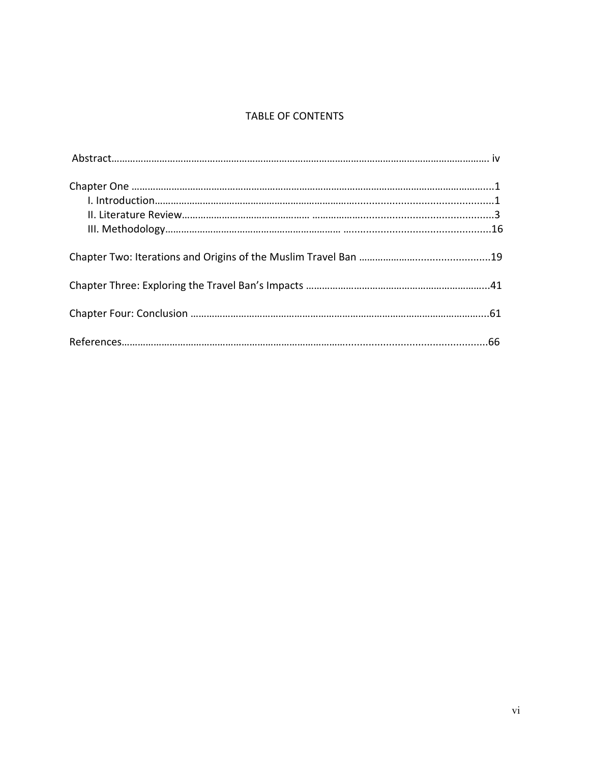## TABLE OF CONTENTS

Abstract……………………………………………………………………………………………………………………………. iv

Chapter One ………………………………………………………………………………………………………………………..1
- I. Introduction……………………………………………………………………………………………………………..1
- II. Literature Review………………………………………… ……………………………………………………..3
- III. Methodology………………………………………………………… ……………………………………………..16

Chapter Two: Iterations and Origins of the Muslim Travel Ban …………………………………………..19

Chapter Three: Exploring the Travel Ban's Impacts …………………………………………………………..41

Chapter Four: Conclusion ………………………………………………………………………………………………..61

References…………………………………………………………………………………………………………………….66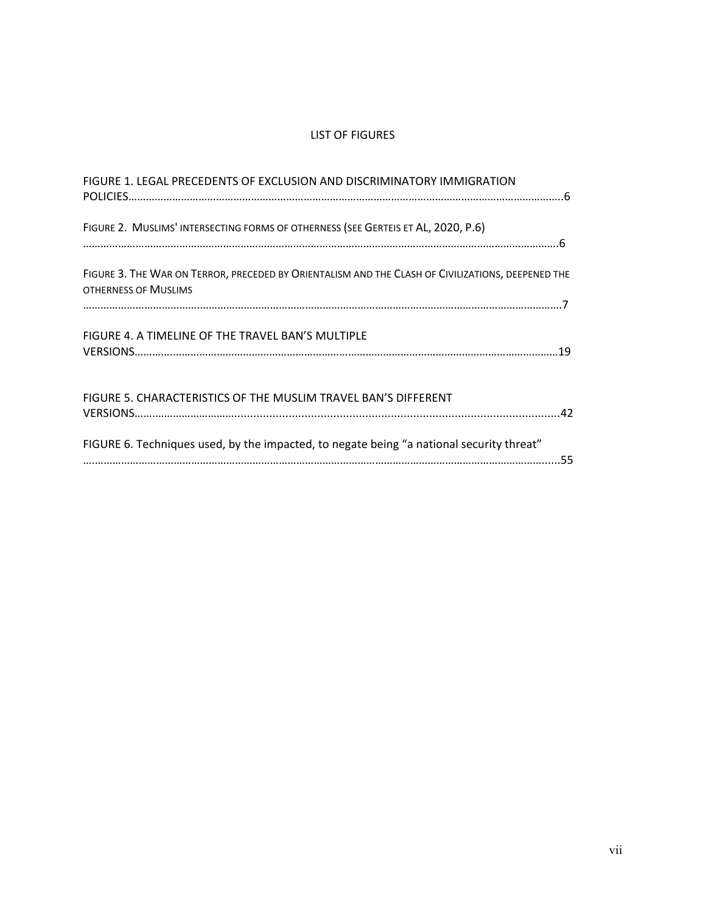# LIST OF FIGURES

FIGURE 1. LEGAL PRECEDENTS OF EXCLUSION AND DISCRIMINATORY IMMIGRATION POLICIES……………………………………………………………………………………………………………………………………..6

FIGURE 2. MUSLIMS' INTERSECTING FORMS OF OTHERNESS (SEE GERTEIS ET AL, 2020, P.6) ………………………………………………………………………………………………………………………………………………6

FIGURE 3. THE WAR ON TERROR, PRECEDED BY ORIENTALISM AND THE CLASH OF CIVILIZATIONS, DEEPENED THE OTHERNESS OF MUSLIMS ………………………………………………………………………………………………………………………………………………7

FIGURE 4. A TIMELINE OF THE TRAVEL BAN'S MULTIPLE VERSIONS………………………………………………………………………………………………………………………19

FIGURE 5. CHARACTERISTICS OF THE MUSLIM TRAVEL BAN'S DIFFERENT VERSIONS……………………………………………………………………………………………………………………………42

FIGURE 6. Techniques used, by the impacted, to negate being "a national security threat" …………………………………………………………………………………………………………………………………………...55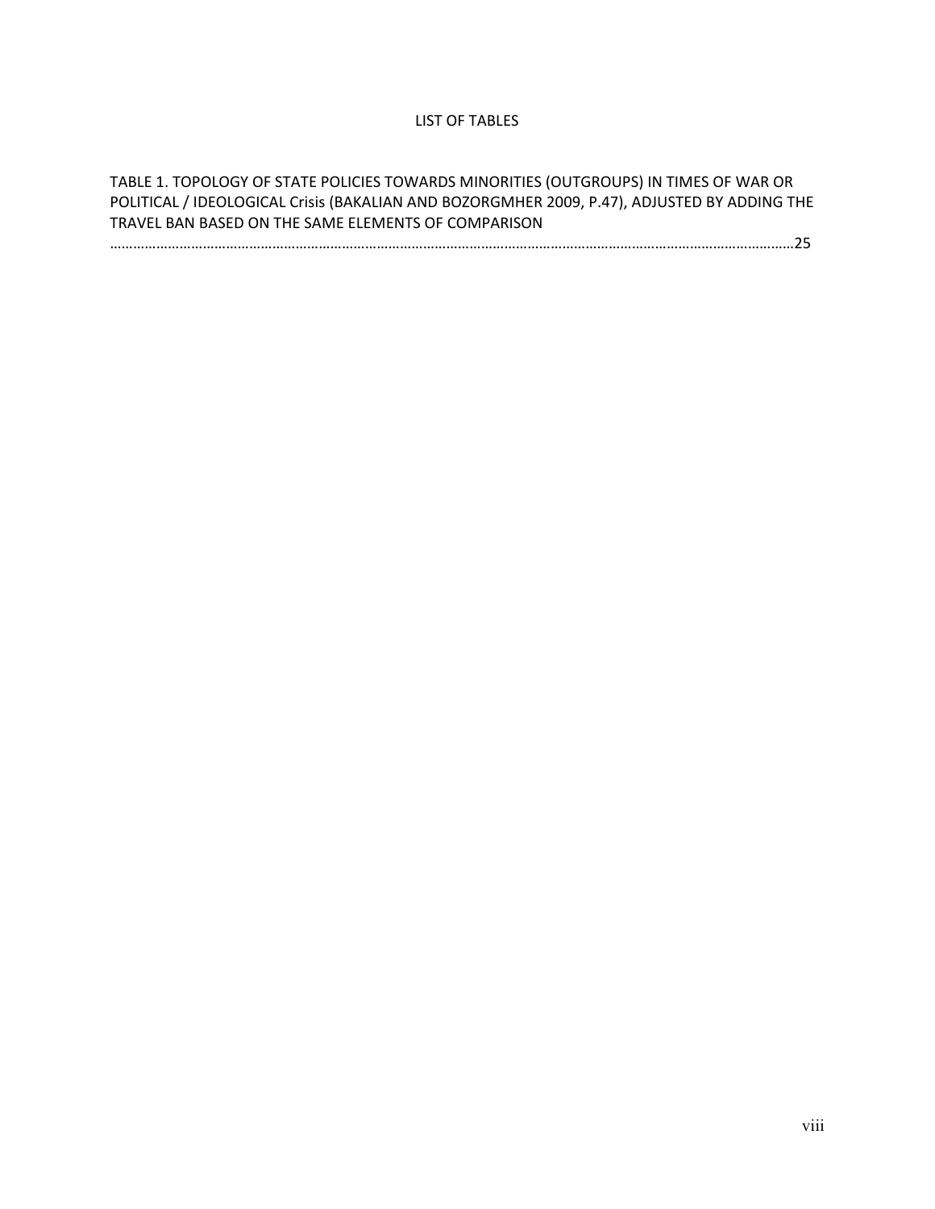# LIST OF TABLES

TABLE 1. TOPOLOGY OF STATE POLICIES TOWARDS MINORITIES (OUTGROUPS) IN TIMES OF WAR OR POLITICAL / IDEOLOGICAL Crisis (BAKALIAN AND BOZORGMHER 2009, P.47), ADJUSTED BY ADDING THE TRAVEL BAN BASED ON THE SAME ELEMENTS OF COMPARISON ……………………………………………………………………………………………………………………………………………………………25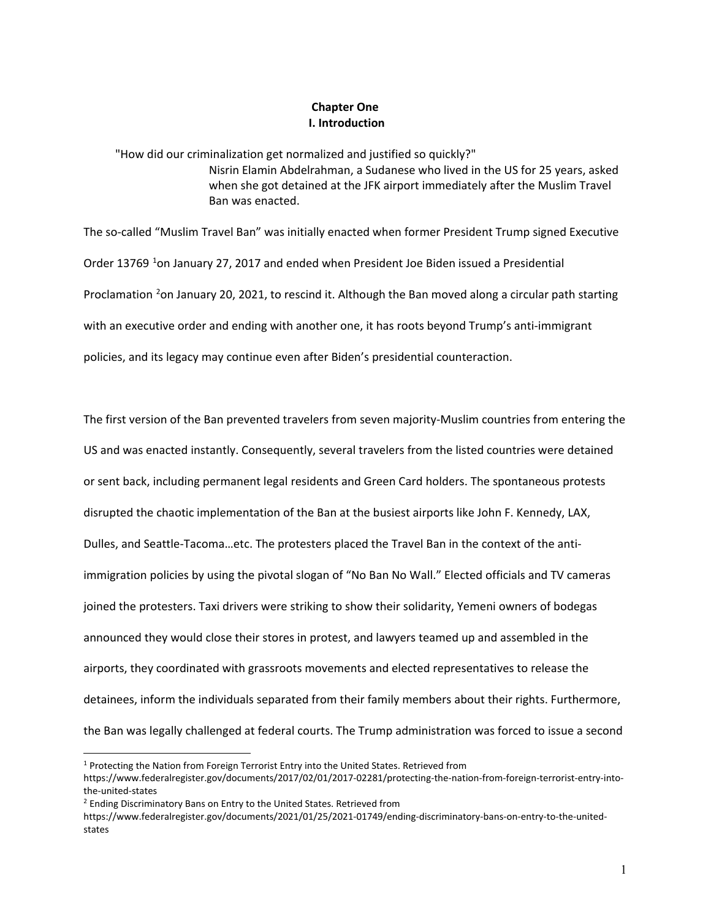# Chapter One

## I. Introduction

> "How did our criminalization get normalized and justified so quickly?"
>
> Nisrin Elamin Abdelrahman, a Sudanese who lived in the US for 25 years, asked when she got detained at the JFK airport immediately after the Muslim Travel Ban was enacted.

The so-called "Muslim Travel Ban" was initially enacted when former President Trump signed Executive Order 13769 [1]on January 27, 2017 and ended when President Joe Biden issued a Presidential Proclamation [2]on January 20, 2021, to rescind it. Although the Ban moved along a circular path starting with an executive order and ending with another one, it has roots beyond Trump's anti-immigrant policies, and its legacy may continue even after Biden's presidential counteraction.

The first version of the Ban prevented travelers from seven majority-Muslim countries from entering the US and was enacted instantly. Consequently, several travelers from the listed countries were detained or sent back, including permanent legal residents and Green Card holders. The spontaneous protests disrupted the chaotic implementation of the Ban at the busiest airports like John F. Kennedy, LAX, Dulles, and Seattle-Tacoma…etc. The protesters placed the Travel Ban in the context of the anti-immigration policies by using the pivotal slogan of "No Ban No Wall." Elected officials and TV cameras joined the protesters. Taxi drivers were striking to show their solidarity, Yemeni owners of bodegas announced they would close their stores in protest, and lawyers teamed up and assembled in the airports, they coordinated with grassroots movements and elected representatives to release the detainees, inform the individuals separated from their family members about their rights. Furthermore, the Ban was legally challenged at federal courts. The Trump administration was forced to issue a second

---

[1] Protecting the Nation from Foreign Terrorist Entry into the United States. Retrieved from https://www.federalregister.gov/documents/2017/02/01/2017-02281/protecting-the-nation-from-foreign-terrorist-entry-into-the-united-states

[2] Ending Discriminatory Bans on Entry to the United States. Retrieved from https://www.federalregister.gov/documents/2021/01/25/2021-01749/ending-discriminatory-bans-on-entry-to-the-united-states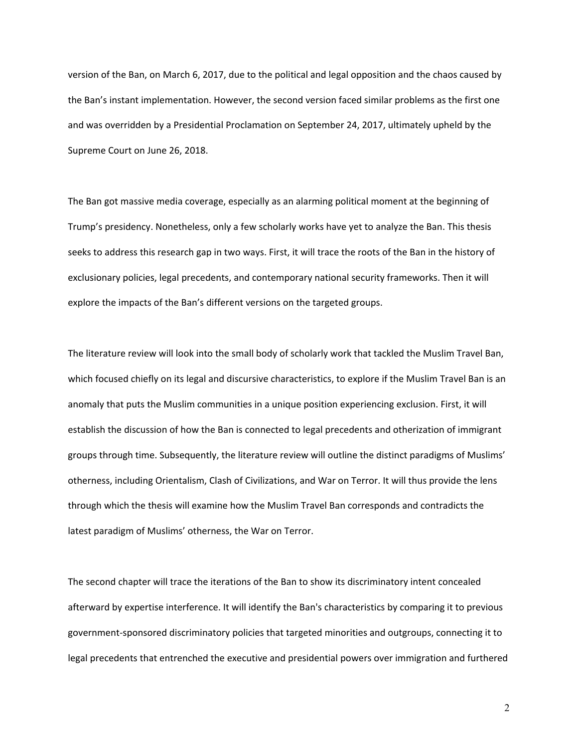version of the Ban, on March 6, 2017, due to the political and legal opposition and the chaos caused by the Ban's instant implementation. However, the second version faced similar problems as the first one and was overridden by a Presidential Proclamation on September 24, 2017, ultimately upheld by the Supreme Court on June 26, 2018.

The Ban got massive media coverage, especially as an alarming political moment at the beginning of Trump's presidency. Nonetheless, only a few scholarly works have yet to analyze the Ban. This thesis seeks to address this research gap in two ways. First, it will trace the roots of the Ban in the history of exclusionary policies, legal precedents, and contemporary national security frameworks. Then it will explore the impacts of the Ban's different versions on the targeted groups.

The literature review will look into the small body of scholarly work that tackled the Muslim Travel Ban, which focused chiefly on its legal and discursive characteristics, to explore if the Muslim Travel Ban is an anomaly that puts the Muslim communities in a unique position experiencing exclusion. First, it will establish the discussion of how the Ban is connected to legal precedents and otherization of immigrant groups through time. Subsequently, the literature review will outline the distinct paradigms of Muslims' otherness, including Orientalism, Clash of Civilizations, and War on Terror. It will thus provide the lens through which the thesis will examine how the Muslim Travel Ban corresponds and contradicts the latest paradigm of Muslims' otherness, the War on Terror.

The second chapter will trace the iterations of the Ban to show its discriminatory intent concealed afterward by expertise interference. It will identify the Ban's characteristics by comparing it to previous government-sponsored discriminatory policies that targeted minorities and outgroups, connecting it to legal precedents that entrenched the executive and presidential powers over immigration and furthered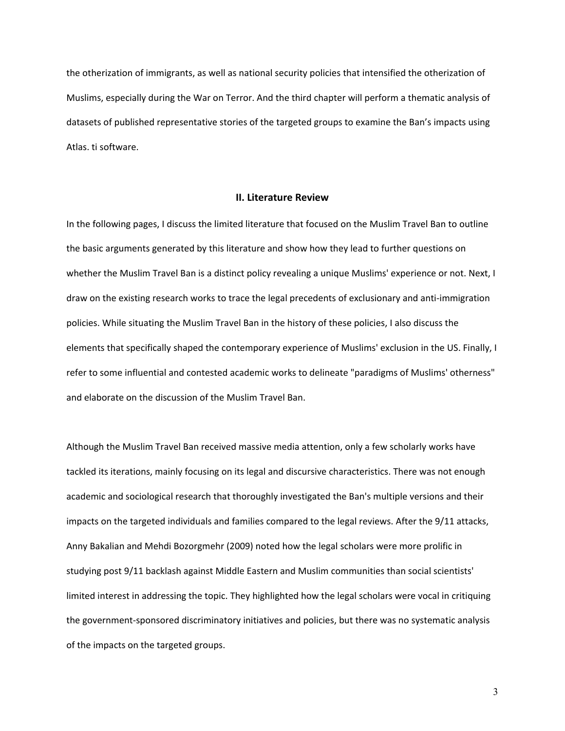the otherization of immigrants, as well as national security policies that intensified the otherization of Muslims, especially during the War on Terror. And the third chapter will perform a thematic analysis of datasets of published representative stories of the targeted groups to examine the Ban's impacts using Atlas. ti software.

## II. Literature Review

In the following pages, I discuss the limited literature that focused on the Muslim Travel Ban to outline the basic arguments generated by this literature and show how they lead to further questions on whether the Muslim Travel Ban is a distinct policy revealing a unique Muslims' experience or not. Next, I draw on the existing research works to trace the legal precedents of exclusionary and anti-immigration policies. While situating the Muslim Travel Ban in the history of these policies, I also discuss the elements that specifically shaped the contemporary experience of Muslims' exclusion in the US. Finally, I refer to some influential and contested academic works to delineate "paradigms of Muslims' otherness" and elaborate on the discussion of the Muslim Travel Ban.

Although the Muslim Travel Ban received massive media attention, only a few scholarly works have tackled its iterations, mainly focusing on its legal and discursive characteristics. There was not enough academic and sociological research that thoroughly investigated the Ban's multiple versions and their impacts on the targeted individuals and families compared to the legal reviews. After the 9/11 attacks, Anny Bakalian and Mehdi Bozorgmehr (2009) noted how the legal scholars were more prolific in studying post 9/11 backlash against Middle Eastern and Muslim communities than social scientists' limited interest in addressing the topic. They highlighted how the legal scholars were vocal in critiquing the government-sponsored discriminatory initiatives and policies, but there was no systematic analysis of the impacts on the targeted groups.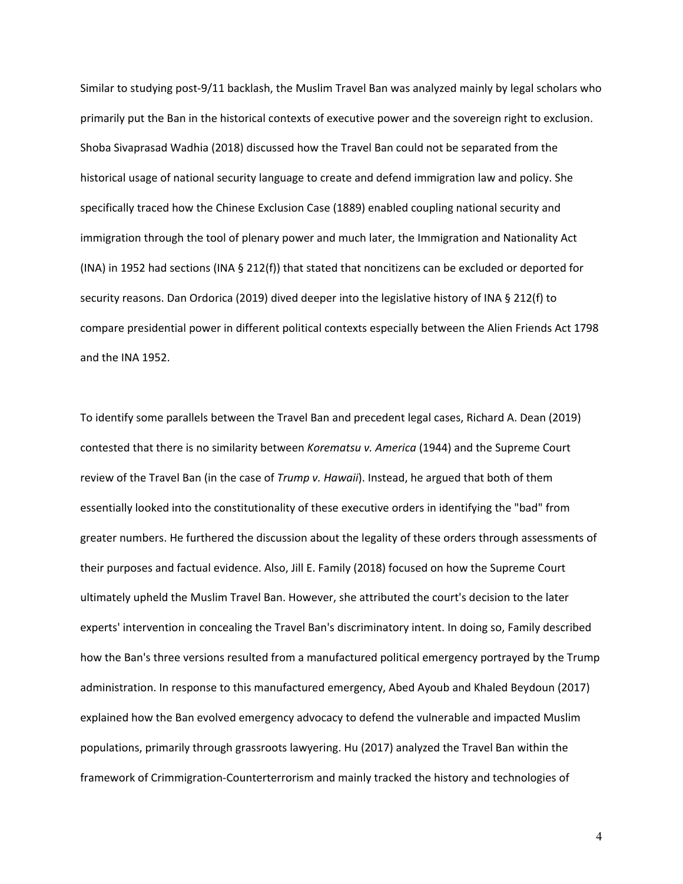Similar to studying post-9/11 backlash, the Muslim Travel Ban was analyzed mainly by legal scholars who primarily put the Ban in the historical contexts of executive power and the sovereign right to exclusion. Shoba Sivaprasad Wadhia (2018) discussed how the Travel Ban could not be separated from the historical usage of national security language to create and defend immigration law and policy. She specifically traced how the Chinese Exclusion Case (1889) enabled coupling national security and immigration through the tool of plenary power and much later, the Immigration and Nationality Act (INA) in 1952 had sections (INA § 212(f)) that stated that noncitizens can be excluded or deported for security reasons. Dan Ordorica (2019) dived deeper into the legislative history of INA § 212(f) to compare presidential power in different political contexts especially between the Alien Friends Act 1798 and the INA 1952.

To identify some parallels between the Travel Ban and precedent legal cases, Richard A. Dean (2019) contested that there is no similarity between *Korematsu v. America* (1944) and the Supreme Court review of the Travel Ban (in the case of *Trump v. Hawaii*). Instead, he argued that both of them essentially looked into the constitutionality of these executive orders in identifying the "bad" from greater numbers. He furthered the discussion about the legality of these orders through assessments of their purposes and factual evidence. Also, Jill E. Family (2018) focused on how the Supreme Court ultimately upheld the Muslim Travel Ban. However, she attributed the court's decision to the later experts' intervention in concealing the Travel Ban's discriminatory intent. In doing so, Family described how the Ban's three versions resulted from a manufactured political emergency portrayed by the Trump administration. In response to this manufactured emergency, Abed Ayoub and Khaled Beydoun (2017) explained how the Ban evolved emergency advocacy to defend the vulnerable and impacted Muslim populations, primarily through grassroots lawyering. Hu (2017) analyzed the Travel Ban within the framework of Crimmigration-Counterterrorism and mainly tracked the history and technologies of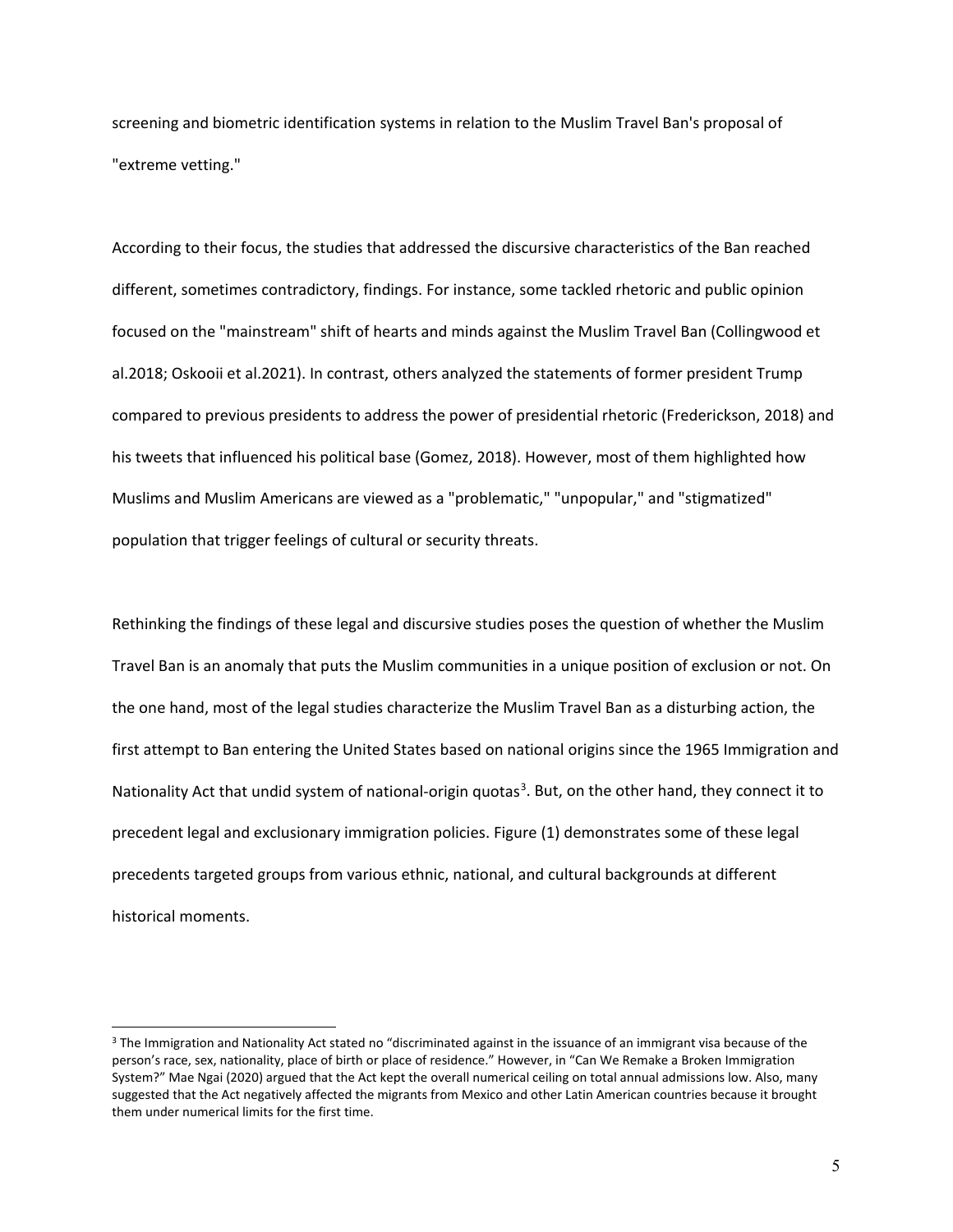screening and biometric identification systems in relation to the Muslim Travel Ban's proposal of "extreme vetting."

According to their focus, the studies that addressed the discursive characteristics of the Ban reached different, sometimes contradictory, findings. For instance, some tackled rhetoric and public opinion focused on the "mainstream" shift of hearts and minds against the Muslim Travel Ban (Collingwood et al.2018; Oskooii et al.2021). In contrast, others analyzed the statements of former president Trump compared to previous presidents to address the power of presidential rhetoric (Frederickson, 2018) and his tweets that influenced his political base (Gomez, 2018). However, most of them highlighted how Muslims and Muslim Americans are viewed as a "problematic," "unpopular," and "stigmatized" population that trigger feelings of cultural or security threats.

Rethinking the findings of these legal and discursive studies poses the question of whether the Muslim Travel Ban is an anomaly that puts the Muslim communities in a unique position of exclusion or not. On the one hand, most of the legal studies characterize the Muslim Travel Ban as a disturbing action, the first attempt to Ban entering the United States based on national origins since the 1965 Immigration and Nationality Act that undid system of national-origin quotas[3]. But, on the other hand, they connect it to precedent legal and exclusionary immigration policies. Figure (1) demonstrates some of these legal precedents targeted groups from various ethnic, national, and cultural backgrounds at different historical moments.

---

[3] The Immigration and Nationality Act stated no "discriminated against in the issuance of an immigrant visa because of the person's race, sex, nationality, place of birth or place of residence." However, in "Can We Remake a Broken Immigration System?" Mae Ngai (2020) argued that the Act kept the overall numerical ceiling on total annual admissions low. Also, many suggested that the Act negatively affected the migrants from Mexico and other Latin American countries because it brought them under numerical limits for the first time.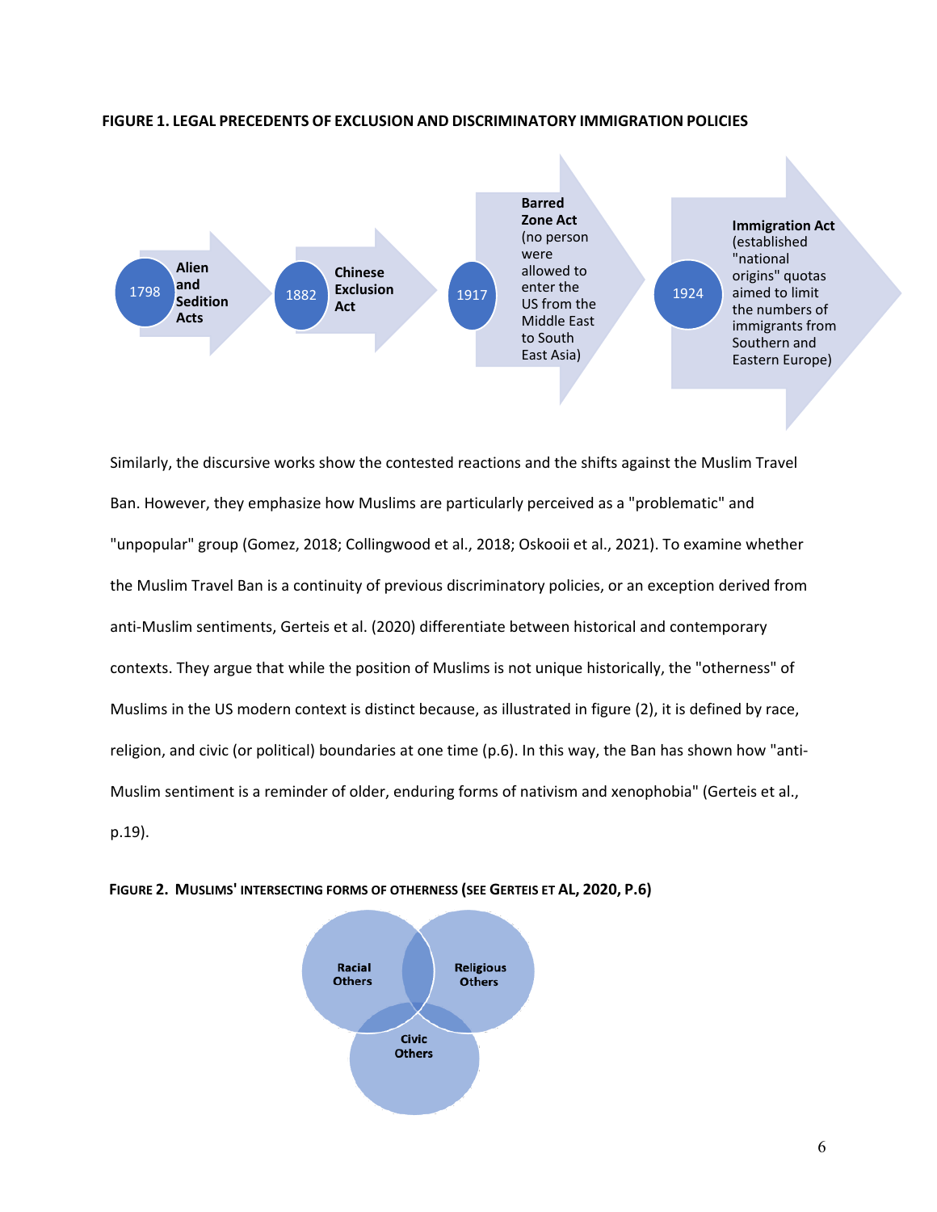**FIGURE 1. LEGAL PRECEDENTS OF EXCLUSION AND DISCRIMINATORY IMMIGRATION POLICIES**

1798 — **Alien and Sedition Acts**

1882 — **Chinese Exclusion Act**

1917 — **Barred Zone Act** (no person were allowed to enter the US from the Middle East to South East Asia)

1924 — **Immigration Act** (established "national origins" quotas aimed to limit the numbers of immigrants from Southern and Eastern Europe)

Similarly, the discursive works show the contested reactions and the shifts against the Muslim Travel Ban. However, they emphasize how Muslims are particularly perceived as a "problematic" and "unpopular" group (Gomez, 2018; Collingwood et al., 2018; Oskooii et al., 2021). To examine whether the Muslim Travel Ban is a continuity of previous discriminatory policies, or an exception derived from anti-Muslim sentiments, Gerteis et al. (2020) differentiate between historical and contemporary contexts. They argue that while the position of Muslims is not unique historically, the "otherness" of Muslims in the US modern context is distinct because, as illustrated in figure (2), it is defined by race, religion, and civic (or political) boundaries at one time (p.6). In this way, the Ban has shown how "anti-Muslim sentiment is a reminder of older, enduring forms of nativism and xenophobia" (Gerteis et al., p.19).

**FIGURE 2. MUSLIMS' INTERSECTING FORMS OF OTHERNESS (SEE GERTEIS ET AL, 2020, P.6)**

Racial Others — Religious Others — Civic Others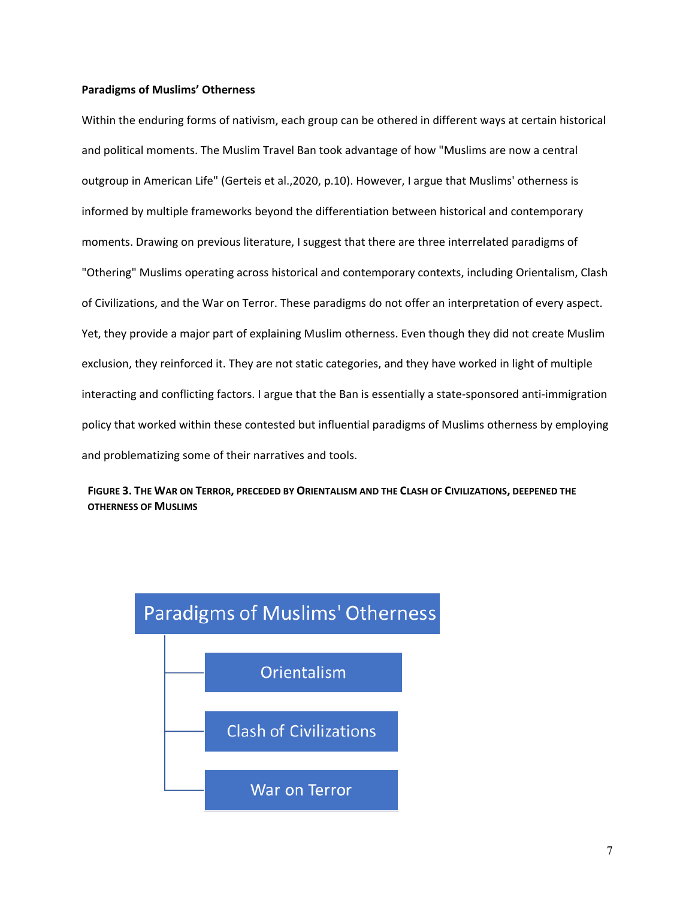**Paradigms of Muslims' Otherness**

Within the enduring forms of nativism, each group can be othered in different ways at certain historical and political moments. The Muslim Travel Ban took advantage of how "Muslims are now a central outgroup in American Life" (Gerteis et al.,2020, p.10). However, I argue that Muslims' otherness is informed by multiple frameworks beyond the differentiation between historical and contemporary moments. Drawing on previous literature, I suggest that there are three interrelated paradigms of "Othering" Muslims operating across historical and contemporary contexts, including Orientalism, Clash of Civilizations, and the War on Terror. These paradigms do not offer an interpretation of every aspect. Yet, they provide a major part of explaining Muslim otherness. Even though they did not create Muslim exclusion, they reinforced it. They are not static categories, and they have worked in light of multiple interacting and conflicting factors. I argue that the Ban is essentially a state-sponsored anti-immigration policy that worked within these contested but influential paradigms of Muslims otherness by employing and problematizing some of their narratives and tools.

**FIGURE 3. THE WAR ON TERROR, PRECEDED BY ORIENTALISM AND THE CLASH OF CIVILIZATIONS, DEEPENED THE OTHERNESS OF MUSLIMS**

- Paradigms of Muslims' Otherness
  - Orientalism
  - Clash of Civilizations
  - War on Terror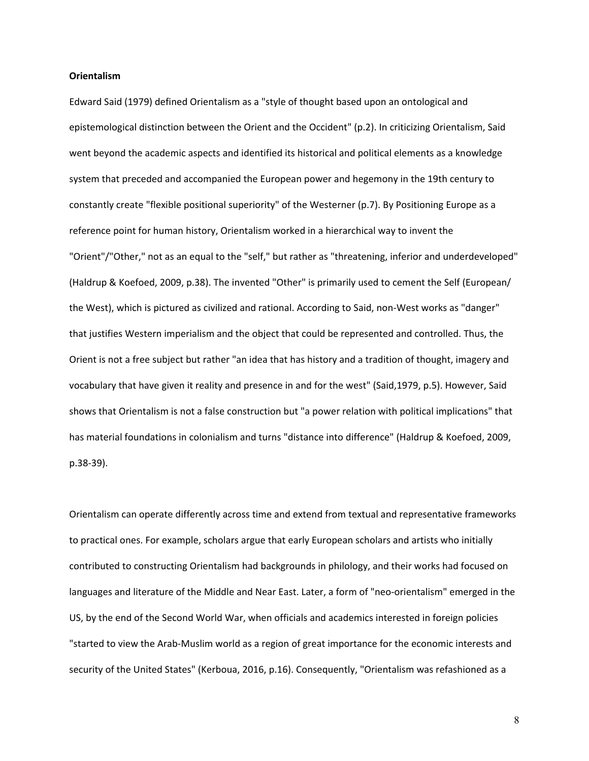**Orientalism**

Edward Said (1979) defined Orientalism as a "style of thought based upon an ontological and epistemological distinction between the Orient and the Occident" (p.2). In criticizing Orientalism, Said went beyond the academic aspects and identified its historical and political elements as a knowledge system that preceded and accompanied the European power and hegemony in the 19th century to constantly create "flexible positional superiority" of the Westerner (p.7). By Positioning Europe as a reference point for human history, Orientalism worked in a hierarchical way to invent the "Orient"/"Other," not as an equal to the "self," but rather as "threatening, inferior and underdeveloped" (Haldrup & Koefoed, 2009, p.38). The invented "Other" is primarily used to cement the Self (European/ the West), which is pictured as civilized and rational. According to Said, non-West works as "danger" that justifies Western imperialism and the object that could be represented and controlled. Thus, the Orient is not a free subject but rather "an idea that has history and a tradition of thought, imagery and vocabulary that have given it reality and presence in and for the west" (Said,1979, p.5). However, Said shows that Orientalism is not a false construction but "a power relation with political implications" that has material foundations in colonialism and turns "distance into difference" (Haldrup & Koefoed, 2009, p.38-39).

Orientalism can operate differently across time and extend from textual and representative frameworks to practical ones. For example, scholars argue that early European scholars and artists who initially contributed to constructing Orientalism had backgrounds in philology, and their works had focused on languages and literature of the Middle and Near East. Later, a form of "neo-orientalism" emerged in the US, by the end of the Second World War, when officials and academics interested in foreign policies "started to view the Arab-Muslim world as a region of great importance for the economic interests and security of the United States" (Kerboua, 2016, p.16). Consequently, "Orientalism was refashioned as a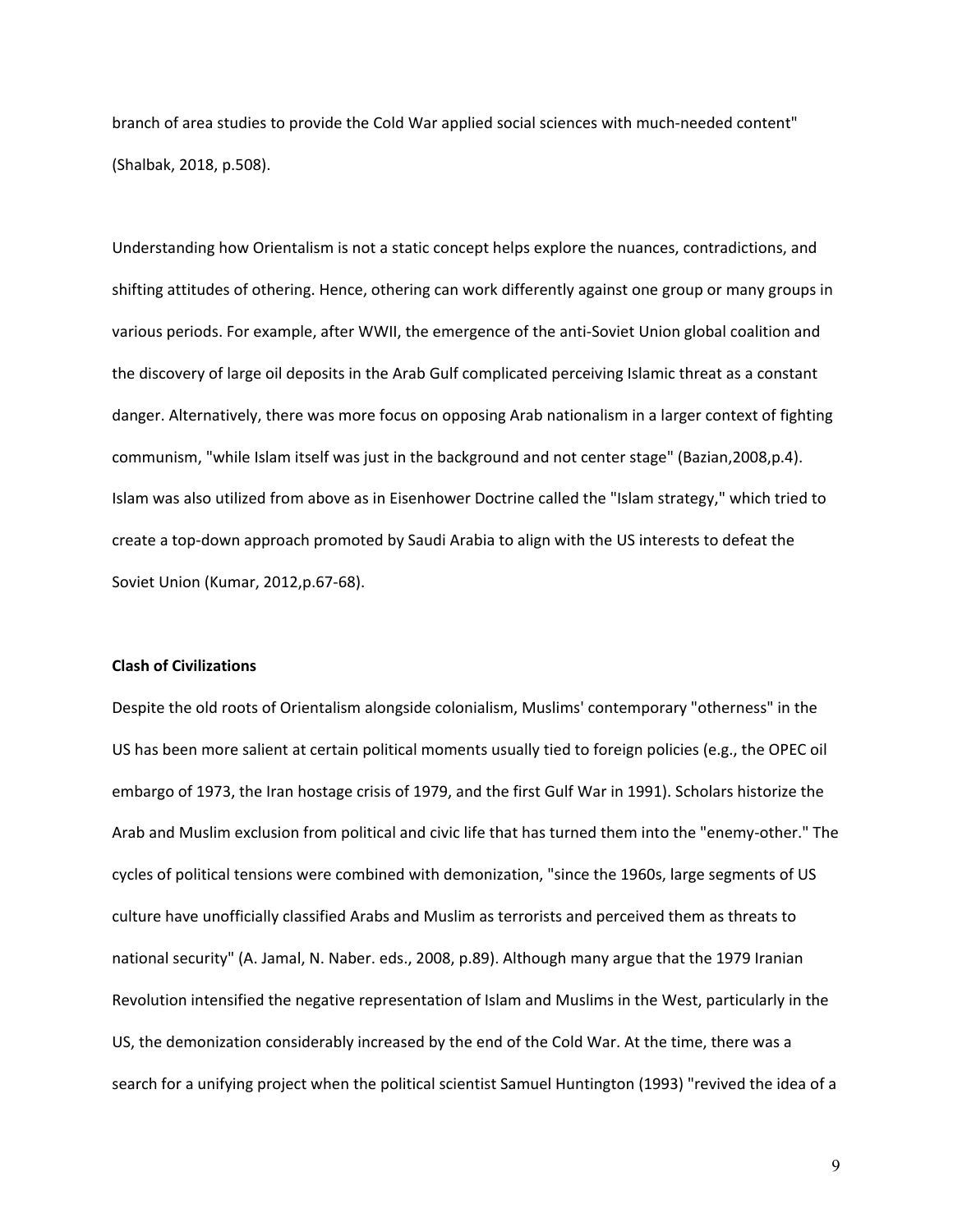branch of area studies to provide the Cold War applied social sciences with much-needed content" (Shalbak, 2018, p.508).

Understanding how Orientalism is not a static concept helps explore the nuances, contradictions, and shifting attitudes of othering. Hence, othering can work differently against one group or many groups in various periods. For example, after WWII, the emergence of the anti-Soviet Union global coalition and the discovery of large oil deposits in the Arab Gulf complicated perceiving Islamic threat as a constant danger. Alternatively, there was more focus on opposing Arab nationalism in a larger context of fighting communism, "while Islam itself was just in the background and not center stage" (Bazian,2008,p.4). Islam was also utilized from above as in Eisenhower Doctrine called the "Islam strategy," which tried to create a top-down approach promoted by Saudi Arabia to align with the US interests to defeat the Soviet Union (Kumar, 2012,p.67-68).

**Clash of Civilizations**

Despite the old roots of Orientalism alongside colonialism, Muslims' contemporary "otherness" in the US has been more salient at certain political moments usually tied to foreign policies (e.g., the OPEC oil embargo of 1973, the Iran hostage crisis of 1979, and the first Gulf War in 1991). Scholars historize the Arab and Muslim exclusion from political and civic life that has turned them into the "enemy-other." The cycles of political tensions were combined with demonization, "since the 1960s, large segments of US culture have unofficially classified Arabs and Muslim as terrorists and perceived them as threats to national security" (A. Jamal, N. Naber. eds., 2008, p.89). Although many argue that the 1979 Iranian Revolution intensified the negative representation of Islam and Muslims in the West, particularly in the US, the demonization considerably increased by the end of the Cold War. At the time, there was a search for a unifying project when the political scientist Samuel Huntington (1993) "revived the idea of a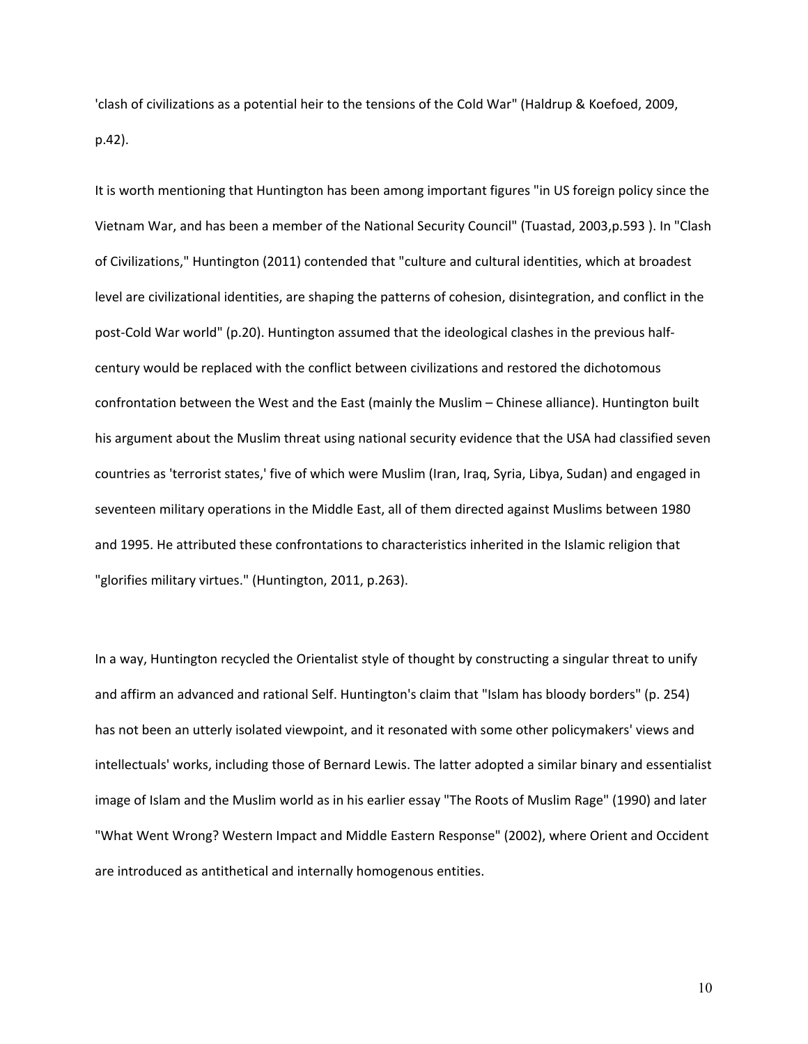'clash of civilizations as a potential heir to the tensions of the Cold War" (Haldrup & Koefoed, 2009, p.42).

It is worth mentioning that Huntington has been among important figures "in US foreign policy since the Vietnam War, and has been a member of the National Security Council" (Tuastad, 2003,p.593 ). In "Clash of Civilizations," Huntington (2011) contended that "culture and cultural identities, which at broadest level are civilizational identities, are shaping the patterns of cohesion, disintegration, and conflict in the post-Cold War world" (p.20). Huntington assumed that the ideological clashes in the previous half-century would be replaced with the conflict between civilizations and restored the dichotomous confrontation between the West and the East (mainly the Muslim – Chinese alliance). Huntington built his argument about the Muslim threat using national security evidence that the USA had classified seven countries as 'terrorist states,' five of which were Muslim (Iran, Iraq, Syria, Libya, Sudan) and engaged in seventeen military operations in the Middle East, all of them directed against Muslims between 1980 and 1995. He attributed these confrontations to characteristics inherited in the Islamic religion that "glorifies military virtues." (Huntington, 2011, p.263).

In a way, Huntington recycled the Orientalist style of thought by constructing a singular threat to unify and affirm an advanced and rational Self. Huntington's claim that "Islam has bloody borders" (p. 254) has not been an utterly isolated viewpoint, and it resonated with some other policymakers' views and intellectuals' works, including those of Bernard Lewis. The latter adopted a similar binary and essentialist image of Islam and the Muslim world as in his earlier essay "The Roots of Muslim Rage" (1990) and later "What Went Wrong? Western Impact and Middle Eastern Response" (2002), where Orient and Occident are introduced as antithetical and internally homogenous entities.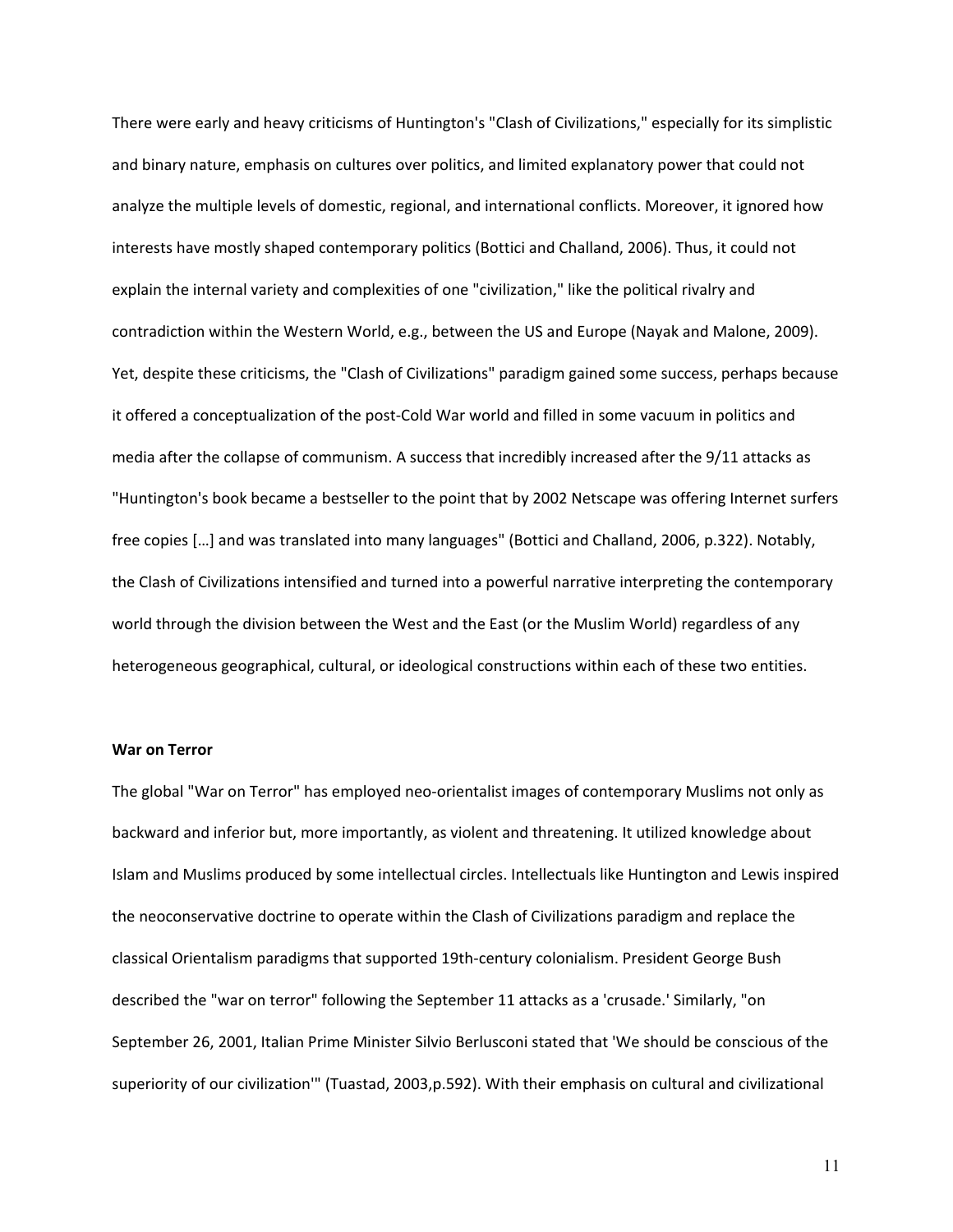There were early and heavy criticisms of Huntington's "Clash of Civilizations," especially for its simplistic and binary nature, emphasis on cultures over politics, and limited explanatory power that could not analyze the multiple levels of domestic, regional, and international conflicts. Moreover, it ignored how interests have mostly shaped contemporary politics (Bottici and Challand, 2006). Thus, it could not explain the internal variety and complexities of one "civilization," like the political rivalry and contradiction within the Western World, e.g., between the US and Europe (Nayak and Malone, 2009). Yet, despite these criticisms, the "Clash of Civilizations" paradigm gained some success, perhaps because it offered a conceptualization of the post-Cold War world and filled in some vacuum in politics and media after the collapse of communism. A success that incredibly increased after the 9/11 attacks as "Huntington's book became a bestseller to the point that by 2002 Netscape was offering Internet surfers free copies […] and was translated into many languages" (Bottici and Challand, 2006, p.322). Notably, the Clash of Civilizations intensified and turned into a powerful narrative interpreting the contemporary world through the division between the West and the East (or the Muslim World) regardless of any heterogeneous geographical, cultural, or ideological constructions within each of these two entities.

**War on Terror**

The global "War on Terror" has employed neo-orientalist images of contemporary Muslims not only as backward and inferior but, more importantly, as violent and threatening. It utilized knowledge about Islam and Muslims produced by some intellectual circles. Intellectuals like Huntington and Lewis inspired the neoconservative doctrine to operate within the Clash of Civilizations paradigm and replace the classical Orientalism paradigms that supported 19th-century colonialism. President George Bush described the "war on terror" following the September 11 attacks as a 'crusade.' Similarly, "on September 26, 2001, Italian Prime Minister Silvio Berlusconi stated that 'We should be conscious of the superiority of our civilization'" (Tuastad, 2003,p.592). With their emphasis on cultural and civilizational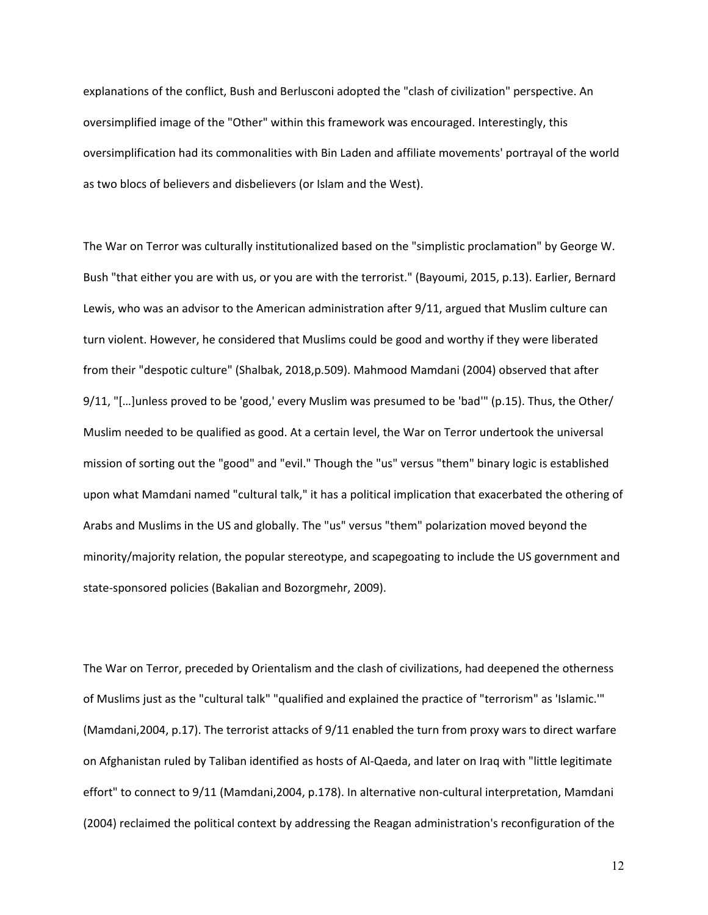explanations of the conflict, Bush and Berlusconi adopted the "clash of civilization" perspective. An oversimplified image of the "Other" within this framework was encouraged. Interestingly, this oversimplification had its commonalities with Bin Laden and affiliate movements' portrayal of the world as two blocs of believers and disbelievers (or Islam and the West).

The War on Terror was culturally institutionalized based on the "simplistic proclamation" by George W. Bush "that either you are with us, or you are with the terrorist." (Bayoumi, 2015, p.13). Earlier, Bernard Lewis, who was an advisor to the American administration after 9/11, argued that Muslim culture can turn violent. However, he considered that Muslims could be good and worthy if they were liberated from their "despotic culture" (Shalbak, 2018,p.509). Mahmood Mamdani (2004) observed that after 9/11, "[…]unless proved to be 'good,' every Muslim was presumed to be 'bad'" (p.15). Thus, the Other/ Muslim needed to be qualified as good. At a certain level, the War on Terror undertook the universal mission of sorting out the "good" and "evil." Though the "us" versus "them" binary logic is established upon what Mamdani named "cultural talk," it has a political implication that exacerbated the othering of Arabs and Muslims in the US and globally. The "us" versus "them" polarization moved beyond the minority/majority relation, the popular stereotype, and scapegoating to include the US government and state-sponsored policies (Bakalian and Bozorgmehr, 2009).

The War on Terror, preceded by Orientalism and the clash of civilizations, had deepened the otherness of Muslims just as the "cultural talk" "qualified and explained the practice of "terrorism" as 'Islamic.'" (Mamdani,2004, p.17). The terrorist attacks of 9/11 enabled the turn from proxy wars to direct warfare on Afghanistan ruled by Taliban identified as hosts of Al-Qaeda, and later on Iraq with "little legitimate effort" to connect to 9/11 (Mamdani,2004, p.178). In alternative non-cultural interpretation, Mamdani (2004) reclaimed the political context by addressing the Reagan administration's reconfiguration of the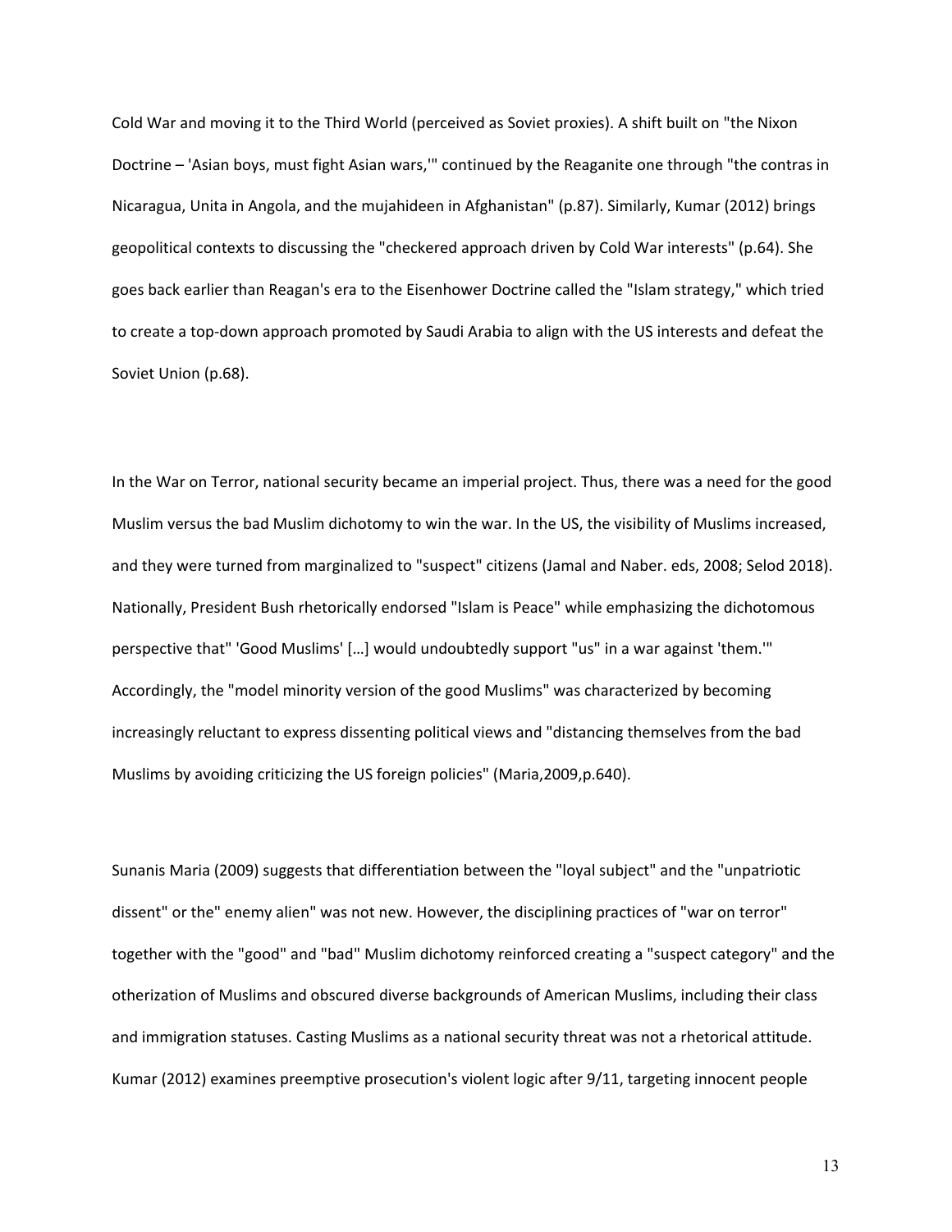Cold War and moving it to the Third World (perceived as Soviet proxies). A shift built on "the Nixon Doctrine – 'Asian boys, must fight Asian wars,'" continued by the Reaganite one through "the contras in Nicaragua, Unita in Angola, and the mujahideen in Afghanistan" (p.87). Similarly, Kumar (2012) brings geopolitical contexts to discussing the "checkered approach driven by Cold War interests" (p.64). She goes back earlier than Reagan's era to the Eisenhower Doctrine called the "Islam strategy," which tried to create a top-down approach promoted by Saudi Arabia to align with the US interests and defeat the Soviet Union (p.68).

In the War on Terror, national security became an imperial project. Thus, there was a need for the good Muslim versus the bad Muslim dichotomy to win the war. In the US, the visibility of Muslims increased, and they were turned from marginalized to "suspect" citizens (Jamal and Naber. eds, 2008; Selod 2018). Nationally, President Bush rhetorically endorsed "Islam is Peace" while emphasizing the dichotomous perspective that" 'Good Muslims' […] would undoubtedly support "us" in a war against 'them.'" Accordingly, the "model minority version of the good Muslims" was characterized by becoming increasingly reluctant to express dissenting political views and "distancing themselves from the bad Muslims by avoiding criticizing the US foreign policies" (Maria,2009,p.640).

Sunanis Maria (2009) suggests that differentiation between the "loyal subject" and the "unpatriotic dissent" or the" enemy alien" was not new. However, the disciplining practices of "war on terror" together with the "good" and "bad" Muslim dichotomy reinforced creating a "suspect category" and the otherization of Muslims and obscured diverse backgrounds of American Muslims, including their class and immigration statuses. Casting Muslims as a national security threat was not a rhetorical attitude. Kumar (2012) examines preemptive prosecution's violent logic after 9/11, targeting innocent people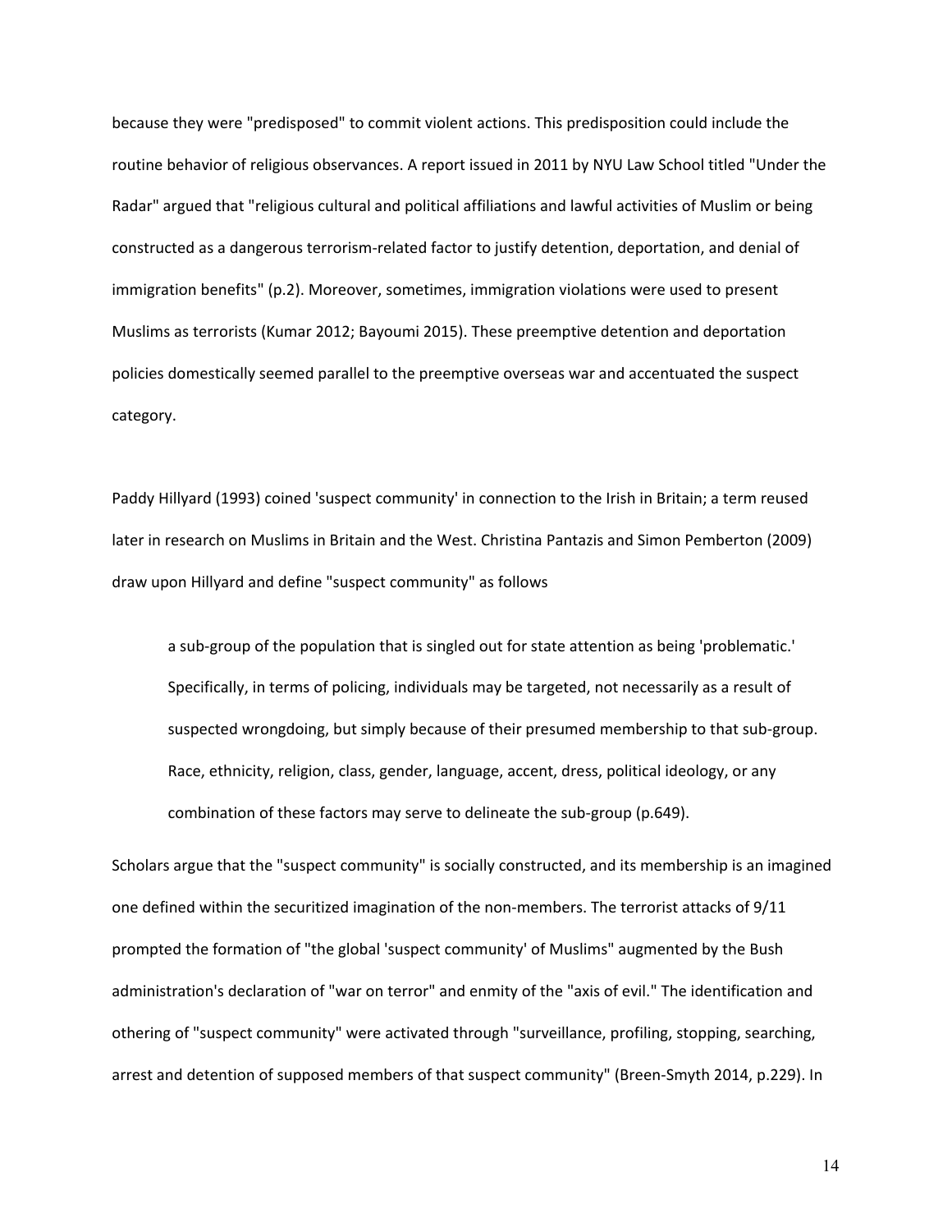because they were "predisposed" to commit violent actions. This predisposition could include the routine behavior of religious observances. A report issued in 2011 by NYU Law School titled "Under the Radar" argued that "religious cultural and political affiliations and lawful activities of Muslim or being constructed as a dangerous terrorism-related factor to justify detention, deportation, and denial of immigration benefits" (p.2). Moreover, sometimes, immigration violations were used to present Muslims as terrorists (Kumar 2012; Bayoumi 2015). These preemptive detention and deportation policies domestically seemed parallel to the preemptive overseas war and accentuated the suspect category.

Paddy Hillyard (1993) coined 'suspect community' in connection to the Irish in Britain; a term reused later in research on Muslims in Britain and the West. Christina Pantazis and Simon Pemberton (2009) draw upon Hillyard and define "suspect community" as follows

> a sub-group of the population that is singled out for state attention as being 'problematic.' Specifically, in terms of policing, individuals may be targeted, not necessarily as a result of suspected wrongdoing, but simply because of their presumed membership to that sub-group. Race, ethnicity, religion, class, gender, language, accent, dress, political ideology, or any combination of these factors may serve to delineate the sub-group (p.649).

Scholars argue that the "suspect community" is socially constructed, and its membership is an imagined one defined within the securitized imagination of the non-members. The terrorist attacks of 9/11 prompted the formation of "the global 'suspect community' of Muslims" augmented by the Bush administration's declaration of "war on terror" and enmity of the "axis of evil." The identification and othering of "suspect community" were activated through "surveillance, profiling, stopping, searching, arrest and detention of supposed members of that suspect community" (Breen-Smyth 2014, p.229). In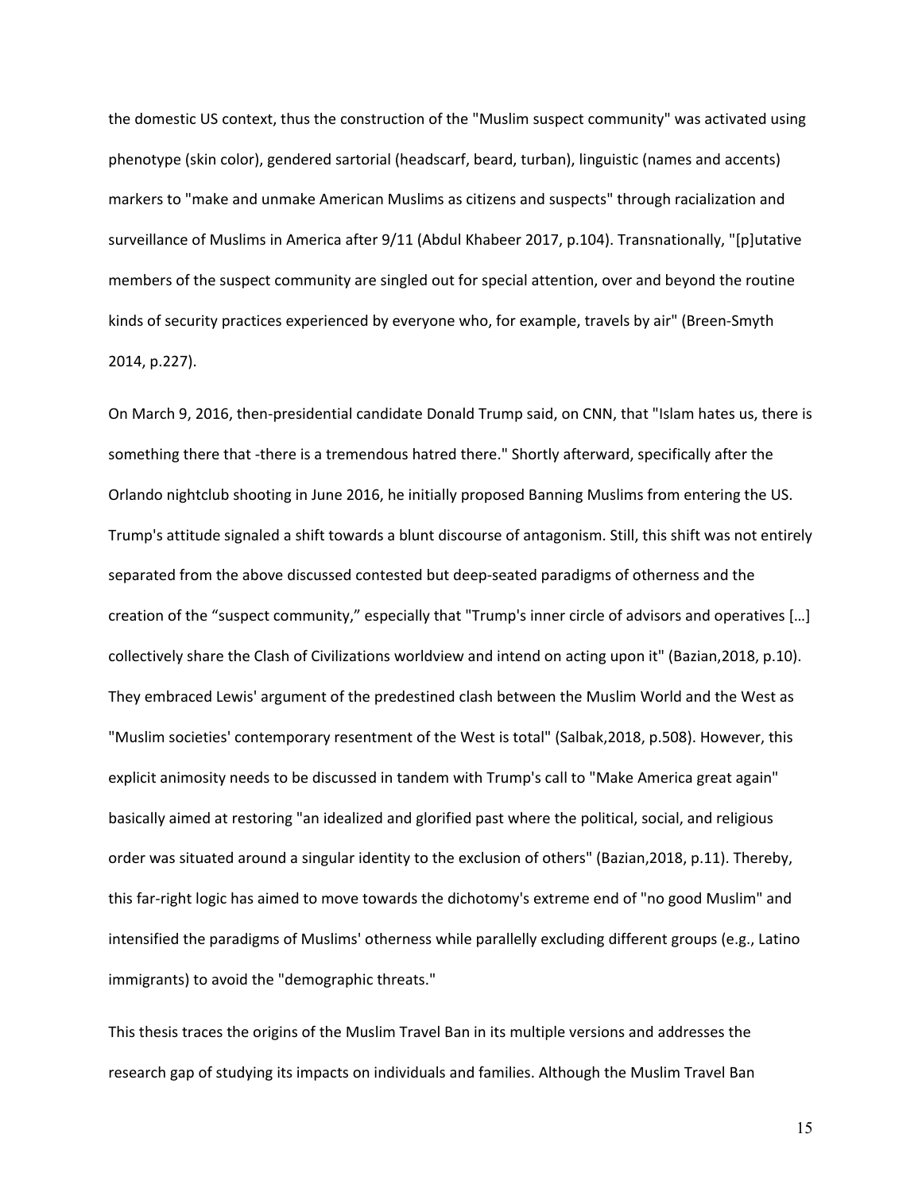the domestic US context, thus the construction of the "Muslim suspect community" was activated using phenotype (skin color), gendered sartorial (headscarf, beard, turban), linguistic (names and accents) markers to "make and unmake American Muslims as citizens and suspects" through racialization and surveillance of Muslims in America after 9/11 (Abdul Khabeer 2017, p.104). Transnationally, "[p]utative members of the suspect community are singled out for special attention, over and beyond the routine kinds of security practices experienced by everyone who, for example, travels by air" (Breen-Smyth 2014, p.227).

On March 9, 2016, then-presidential candidate Donald Trump said, on CNN, that "Islam hates us, there is something there that -there is a tremendous hatred there." Shortly afterward, specifically after the Orlando nightclub shooting in June 2016, he initially proposed Banning Muslims from entering the US. Trump's attitude signaled a shift towards a blunt discourse of antagonism. Still, this shift was not entirely separated from the above discussed contested but deep-seated paradigms of otherness and the creation of the “suspect community,” especially that "Trump's inner circle of advisors and operatives […] collectively share the Clash of Civilizations worldview and intend on acting upon it" (Bazian,2018, p.10). They embraced Lewis' argument of the predestined clash between the Muslim World and the West as "Muslim societies' contemporary resentment of the West is total" (Salbak,2018, p.508). However, this explicit animosity needs to be discussed in tandem with Trump's call to "Make America great again" basically aimed at restoring "an idealized and glorified past where the political, social, and religious order was situated around a singular identity to the exclusion of others" (Bazian,2018, p.11). Thereby, this far-right logic has aimed to move towards the dichotomy's extreme end of "no good Muslim" and intensified the paradigms of Muslims' otherness while parallelly excluding different groups (e.g., Latino immigrants) to avoid the "demographic threats."

This thesis traces the origins of the Muslim Travel Ban in its multiple versions and addresses the research gap of studying its impacts on individuals and families. Although the Muslim Travel Ban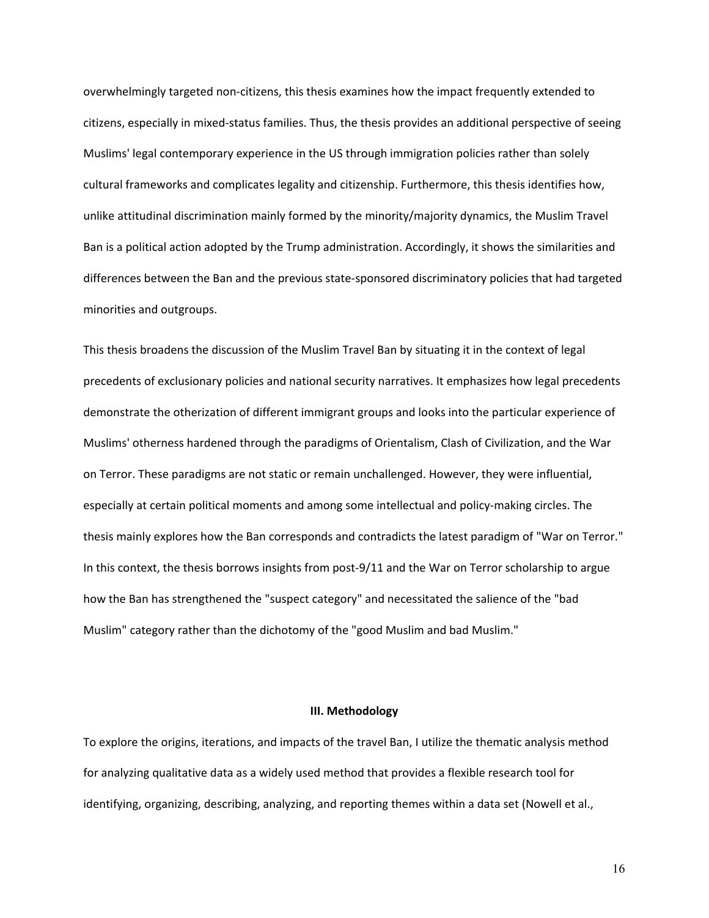overwhelmingly targeted non-citizens, this thesis examines how the impact frequently extended to citizens, especially in mixed-status families. Thus, the thesis provides an additional perspective of seeing Muslims' legal contemporary experience in the US through immigration policies rather than solely cultural frameworks and complicates legality and citizenship. Furthermore, this thesis identifies how, unlike attitudinal discrimination mainly formed by the minority/majority dynamics, the Muslim Travel Ban is a political action adopted by the Trump administration. Accordingly, it shows the similarities and differences between the Ban and the previous state-sponsored discriminatory policies that had targeted minorities and outgroups.

This thesis broadens the discussion of the Muslim Travel Ban by situating it in the context of legal precedents of exclusionary policies and national security narratives. It emphasizes how legal precedents demonstrate the otherization of different immigrant groups and looks into the particular experience of Muslims' otherness hardened through the paradigms of Orientalism, Clash of Civilization, and the War on Terror. These paradigms are not static or remain unchallenged. However, they were influential, especially at certain political moments and among some intellectual and policy-making circles. The thesis mainly explores how the Ban corresponds and contradicts the latest paradigm of "War on Terror." In this context, the thesis borrows insights from post-9/11 and the War on Terror scholarship to argue how the Ban has strengthened the "suspect category" and necessitated the salience of the "bad Muslim" category rather than the dichotomy of the "good Muslim and bad Muslim."

## III. Methodology

To explore the origins, iterations, and impacts of the travel Ban, I utilize the thematic analysis method for analyzing qualitative data as a widely used method that provides a flexible research tool for identifying, organizing, describing, analyzing, and reporting themes within a data set (Nowell et al.,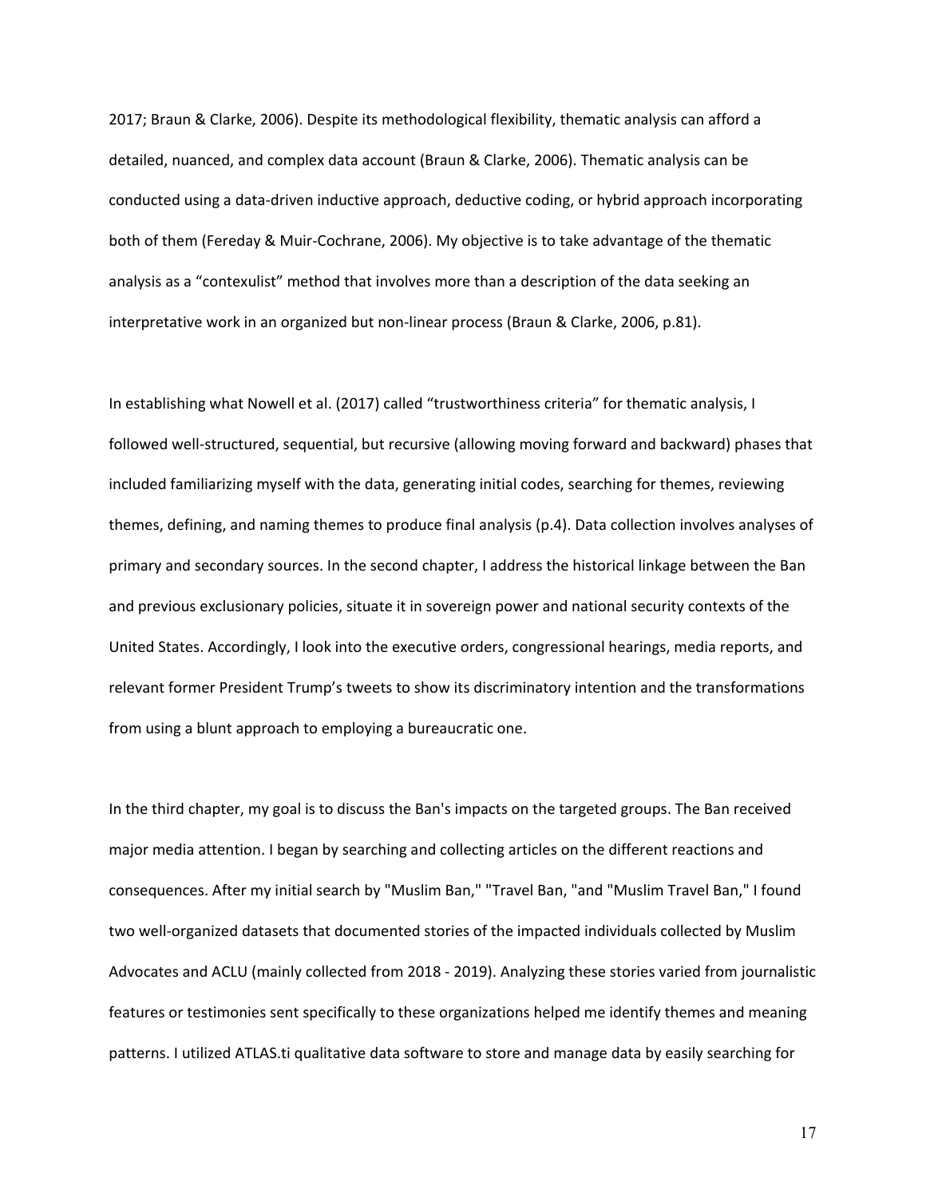2017; Braun & Clarke, 2006). Despite its methodological flexibility, thematic analysis can afford a detailed, nuanced, and complex data account (Braun & Clarke, 2006). Thematic analysis can be conducted using a data-driven inductive approach, deductive coding, or hybrid approach incorporating both of them (Fereday & Muir-Cochrane, 2006). My objective is to take advantage of the thematic analysis as a "contexulist" method that involves more than a description of the data seeking an interpretative work in an organized but non-linear process (Braun & Clarke, 2006, p.81).

In establishing what Nowell et al. (2017) called "trustworthiness criteria" for thematic analysis, I followed well-structured, sequential, but recursive (allowing moving forward and backward) phases that included familiarizing myself with the data, generating initial codes, searching for themes, reviewing themes, defining, and naming themes to produce final analysis (p.4). Data collection involves analyses of primary and secondary sources. In the second chapter, I address the historical linkage between the Ban and previous exclusionary policies, situate it in sovereign power and national security contexts of the United States. Accordingly, I look into the executive orders, congressional hearings, media reports, and relevant former President Trump's tweets to show its discriminatory intention and the transformations from using a blunt approach to employing a bureaucratic one.

In the third chapter, my goal is to discuss the Ban's impacts on the targeted groups. The Ban received major media attention. I began by searching and collecting articles on the different reactions and consequences. After my initial search by "Muslim Ban," "Travel Ban, "and "Muslim Travel Ban," I found two well-organized datasets that documented stories of the impacted individuals collected by Muslim Advocates and ACLU (mainly collected from 2018 - 2019). Analyzing these stories varied from journalistic features or testimonies sent specifically to these organizations helped me identify themes and meaning patterns. I utilized ATLAS.ti qualitative data software to store and manage data by easily searching for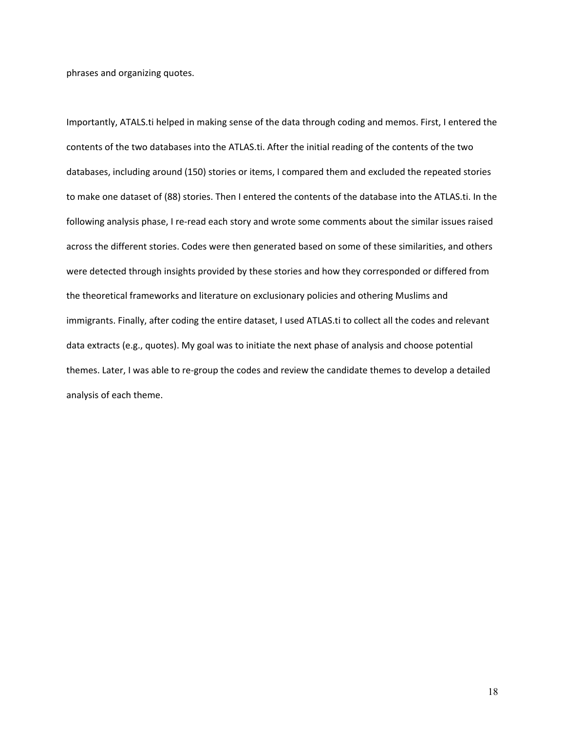phrases and organizing quotes.

Importantly, ATALS.ti helped in making sense of the data through coding and memos. First, I entered the contents of the two databases into the ATLAS.ti. After the initial reading of the contents of the two databases, including around (150) stories or items, I compared them and excluded the repeated stories to make one dataset of (88) stories. Then I entered the contents of the database into the ATLAS.ti. In the following analysis phase, I re-read each story and wrote some comments about the similar issues raised across the different stories. Codes were then generated based on some of these similarities, and others were detected through insights provided by these stories and how they corresponded or differed from the theoretical frameworks and literature on exclusionary policies and othering Muslims and immigrants. Finally, after coding the entire dataset, I used ATLAS.ti to collect all the codes and relevant data extracts (e.g., quotes). My goal was to initiate the next phase of analysis and choose potential themes. Later, I was able to re-group the codes and review the candidate themes to develop a detailed analysis of each theme.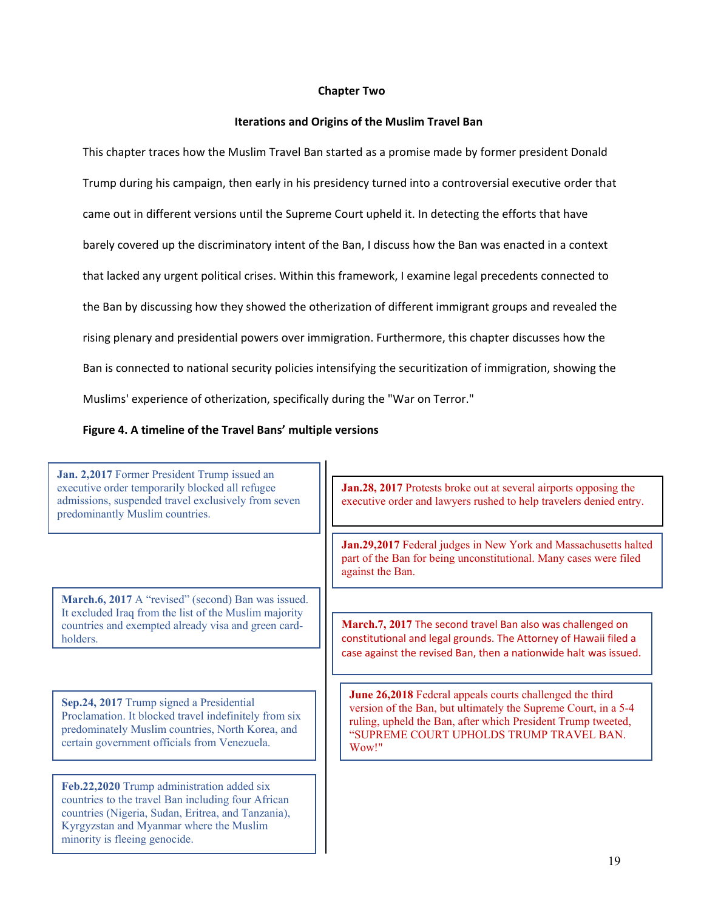**Chapter Two**

**Iterations and Origins of the Muslim Travel Ban**

This chapter traces how the Muslim Travel Ban started as a promise made by former president Donald Trump during his campaign, then early in his presidency turned into a controversial executive order that came out in different versions until the Supreme Court upheld it. In detecting the efforts that have barely covered up the discriminatory intent of the Ban, I discuss how the Ban was enacted in a context that lacked any urgent political crises. Within this framework, I examine legal precedents connected to the Ban by discussing how they showed the otherization of different immigrant groups and revealed the rising plenary and presidential powers over immigration. Furthermore, this chapter discusses how the Ban is connected to national security policies intensifying the securitization of immigration, showing the Muslims' experience of otherization, specifically during the "War on Terror."

**Figure 4. A timeline of the Travel Bans' multiple versions**

**Jan. 2,2017** Former President Trump issued an executive order temporarily blocked all refugee admissions, suspended travel exclusively from seven predominantly Muslim countries.

**Jan.28, 2017** Protests broke out at several airports opposing the executive order and lawyers rushed to help travelers denied entry.

**Jan.29,2017** Federal judges in New York and Massachusetts halted part of the Ban for being unconstitutional. Many cases were filed against the Ban.

**March.6, 2017** A "revised" (second) Ban was issued. It excluded Iraq from the list of the Muslim majority countries and exempted already visa and green card-holders.

**March.7, 2017** The second travel Ban also was challenged on constitutional and legal grounds. The Attorney of Hawaii filed a case against the revised Ban, then a nationwide halt was issued.

**Sep.24, 2017** Trump signed a Presidential Proclamation. It blocked travel indefinitely from six predominately Muslim countries, North Korea, and certain government officials from Venezuela.

**June 26,2018** Federal appeals courts challenged the third version of the Ban, but ultimately the Supreme Court, in a 5-4 ruling, upheld the Ban, after which President Trump tweeted, "SUPREME COURT UPHOLDS TRUMP TRAVEL BAN. Wow!"

**Feb.22,2020** Trump administration added six countries to the travel Ban including four African countries (Nigeria, Sudan, Eritrea, and Tanzania), Kyrgyzstan and Myanmar where the Muslim minority is fleeing genocide.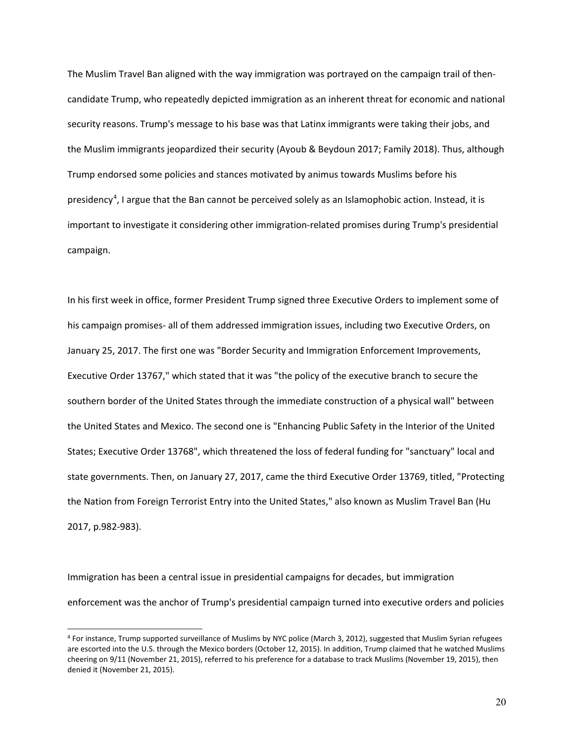The Muslim Travel Ban aligned with the way immigration was portrayed on the campaign trail of then-candidate Trump, who repeatedly depicted immigration as an inherent threat for economic and national security reasons. Trump's message to his base was that Latinx immigrants were taking their jobs, and the Muslim immigrants jeopardized their security (Ayoub & Beydoun 2017; Family 2018). Thus, although Trump endorsed some policies and stances motivated by animus towards Muslims before his presidency[4], I argue that the Ban cannot be perceived solely as an Islamophobic action. Instead, it is important to investigate it considering other immigration-related promises during Trump's presidential campaign.

In his first week in office, former President Trump signed three Executive Orders to implement some of his campaign promises- all of them addressed immigration issues, including two Executive Orders, on January 25, 2017. The first one was "Border Security and Immigration Enforcement Improvements, Executive Order 13767," which stated that it was "the policy of the executive branch to secure the southern border of the United States through the immediate construction of a physical wall" between the United States and Mexico. The second one is "Enhancing Public Safety in the Interior of the United States; Executive Order 13768", which threatened the loss of federal funding for "sanctuary" local and state governments. Then, on January 27, 2017, came the third Executive Order 13769, titled, "Protecting the Nation from Foreign Terrorist Entry into the United States," also known as Muslim Travel Ban (Hu 2017, p.982-983).

Immigration has been a central issue in presidential campaigns for decades, but immigration enforcement was the anchor of Trump's presidential campaign turned into executive orders and policies

[4] For instance, Trump supported surveillance of Muslims by NYC police (March 3, 2012), suggested that Muslim Syrian refugees are escorted into the U.S. through the Mexico borders (October 12, 2015). In addition, Trump claimed that he watched Muslims cheering on 9/11 (November 21, 2015), referred to his preference for a database to track Muslims (November 19, 2015), then denied it (November 21, 2015).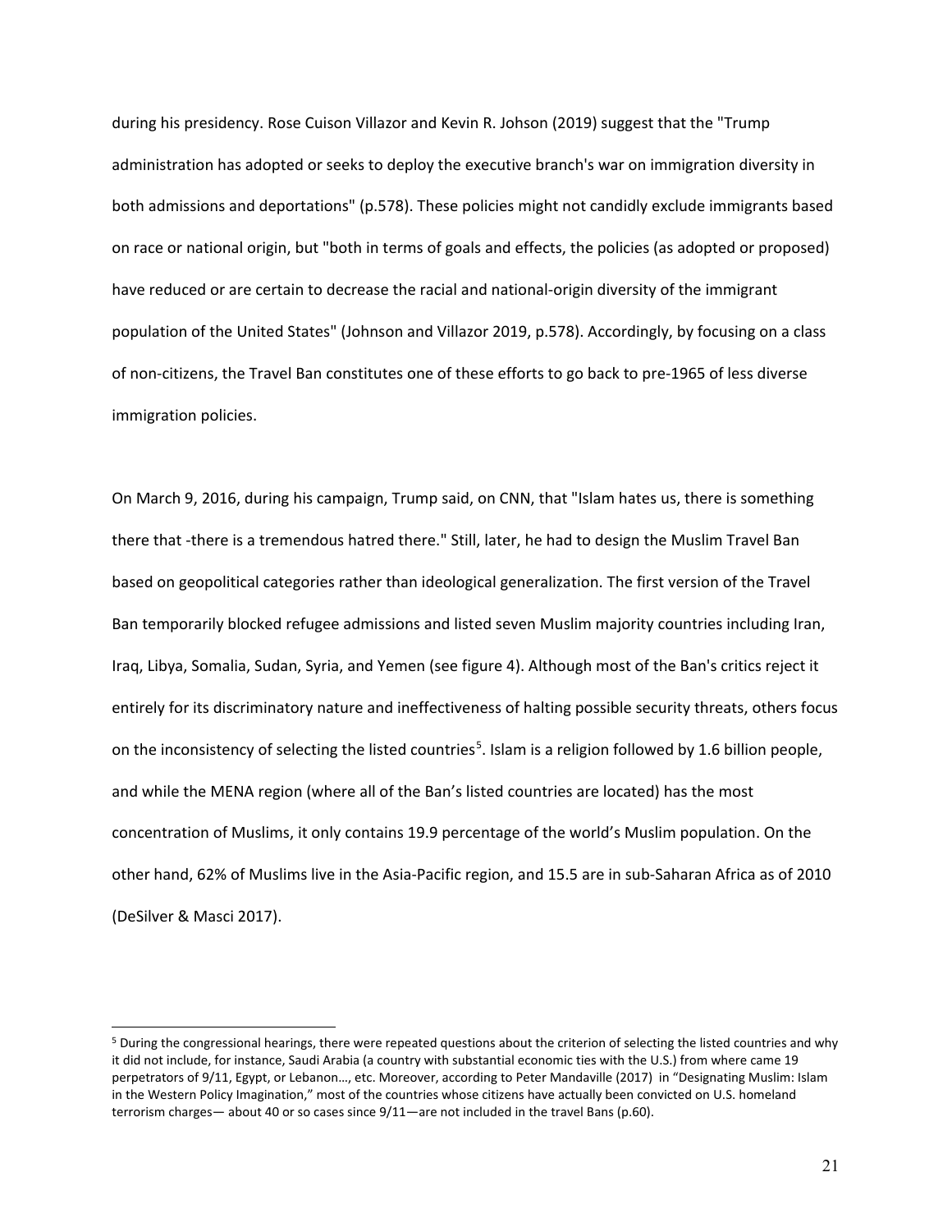during his presidency. Rose Cuison Villazor and Kevin R. Johson (2019) suggest that the "Trump administration has adopted or seeks to deploy the executive branch's war on immigration diversity in both admissions and deportations" (p.578). These policies might not candidly exclude immigrants based on race or national origin, but "both in terms of goals and effects, the policies (as adopted or proposed) have reduced or are certain to decrease the racial and national-origin diversity of the immigrant population of the United States" (Johnson and Villazor 2019, p.578). Accordingly, by focusing on a class of non-citizens, the Travel Ban constitutes one of these efforts to go back to pre-1965 of less diverse immigration policies.

On March 9, 2016, during his campaign, Trump said, on CNN, that "Islam hates us, there is something there that -there is a tremendous hatred there." Still, later, he had to design the Muslim Travel Ban based on geopolitical categories rather than ideological generalization. The first version of the Travel Ban temporarily blocked refugee admissions and listed seven Muslim majority countries including Iran, Iraq, Libya, Somalia, Sudan, Syria, and Yemen (see figure 4). Although most of the Ban's critics reject it entirely for its discriminatory nature and ineffectiveness of halting possible security threats, others focus on the inconsistency of selecting the listed countries[5]. Islam is a religion followed by 1.6 billion people, and while the MENA region (where all of the Ban's listed countries are located) has the most concentration of Muslims, it only contains 19.9 percentage of the world's Muslim population. On the other hand, 62% of Muslims live in the Asia-Pacific region, and 15.5 are in sub-Saharan Africa as of 2010 (DeSilver & Masci 2017).

[5] During the congressional hearings, there were repeated questions about the criterion of selecting the listed countries and why it did not include, for instance, Saudi Arabia (a country with substantial economic ties with the U.S.) from where came 19 perpetrators of 9/11, Egypt, or Lebanon…, etc. Moreover, according to Peter Mandaville (2017) in "Designating Muslim: Islam in the Western Policy Imagination," most of the countries whose citizens have actually been convicted on U.S. homeland terrorism charges— about 40 or so cases since 9/11—are not included in the travel Bans (p.60).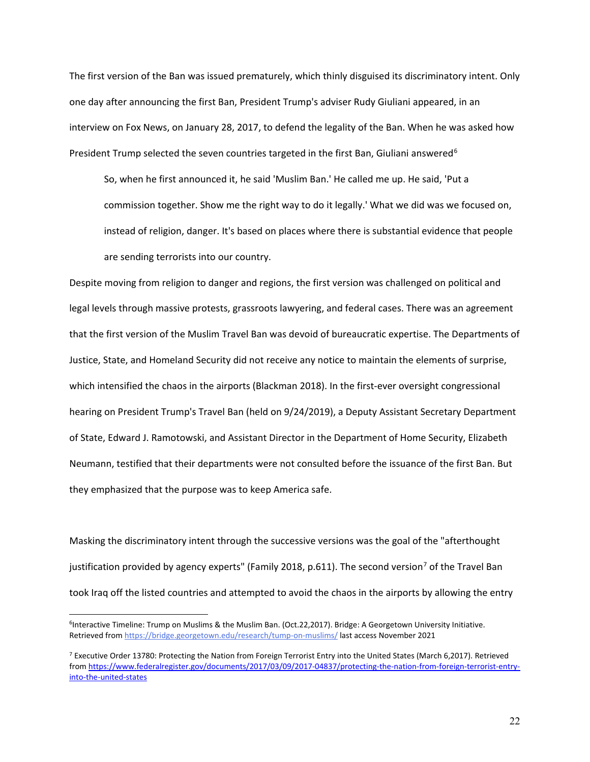The first version of the Ban was issued prematurely, which thinly disguised its discriminatory intent. Only one day after announcing the first Ban, President Trump's adviser Rudy Giuliani appeared, in an interview on Fox News, on January 28, 2017, to defend the legality of the Ban. When he was asked how President Trump selected the seven countries targeted in the first Ban, Giuliani answered[6]

> So, when he first announced it, he said 'Muslim Ban.' He called me up. He said, 'Put a commission together. Show me the right way to do it legally.' What we did was we focused on, instead of religion, danger. It's based on places where there is substantial evidence that people are sending terrorists into our country.

Despite moving from religion to danger and regions, the first version was challenged on political and legal levels through massive protests, grassroots lawyering, and federal cases. There was an agreement that the first version of the Muslim Travel Ban was devoid of bureaucratic expertise. The Departments of Justice, State, and Homeland Security did not receive any notice to maintain the elements of surprise, which intensified the chaos in the airports (Blackman 2018). In the first-ever oversight congressional hearing on President Trump's Travel Ban (held on 9/24/2019), a Deputy Assistant Secretary Department of State, Edward J. Ramotowski, and Assistant Director in the Department of Home Security, Elizabeth Neumann, testified that their departments were not consulted before the issuance of the first Ban. But they emphasized that the purpose was to keep America safe.

Masking the discriminatory intent through the successive versions was the goal of the "afterthought justification provided by agency experts" (Family 2018, p.611). The second version[7] of the Travel Ban took Iraq off the listed countries and attempted to avoid the chaos in the airports by allowing the entry

---

[6] Interactive Timeline: Trump on Muslims & the Muslim Ban. (Oct.22,2017). Bridge: A Georgetown University Initiative. Retrieved from https://bridge.georgetown.edu/research/tump-on-muslims/ last access November 2021

[7] Executive Order 13780: Protecting the Nation from Foreign Terrorist Entry into the United States (March 6,2017). Retrieved from https://www.federalregister.gov/documents/2017/03/09/2017-04837/protecting-the-nation-from-foreign-terrorist-entry-into-the-united-states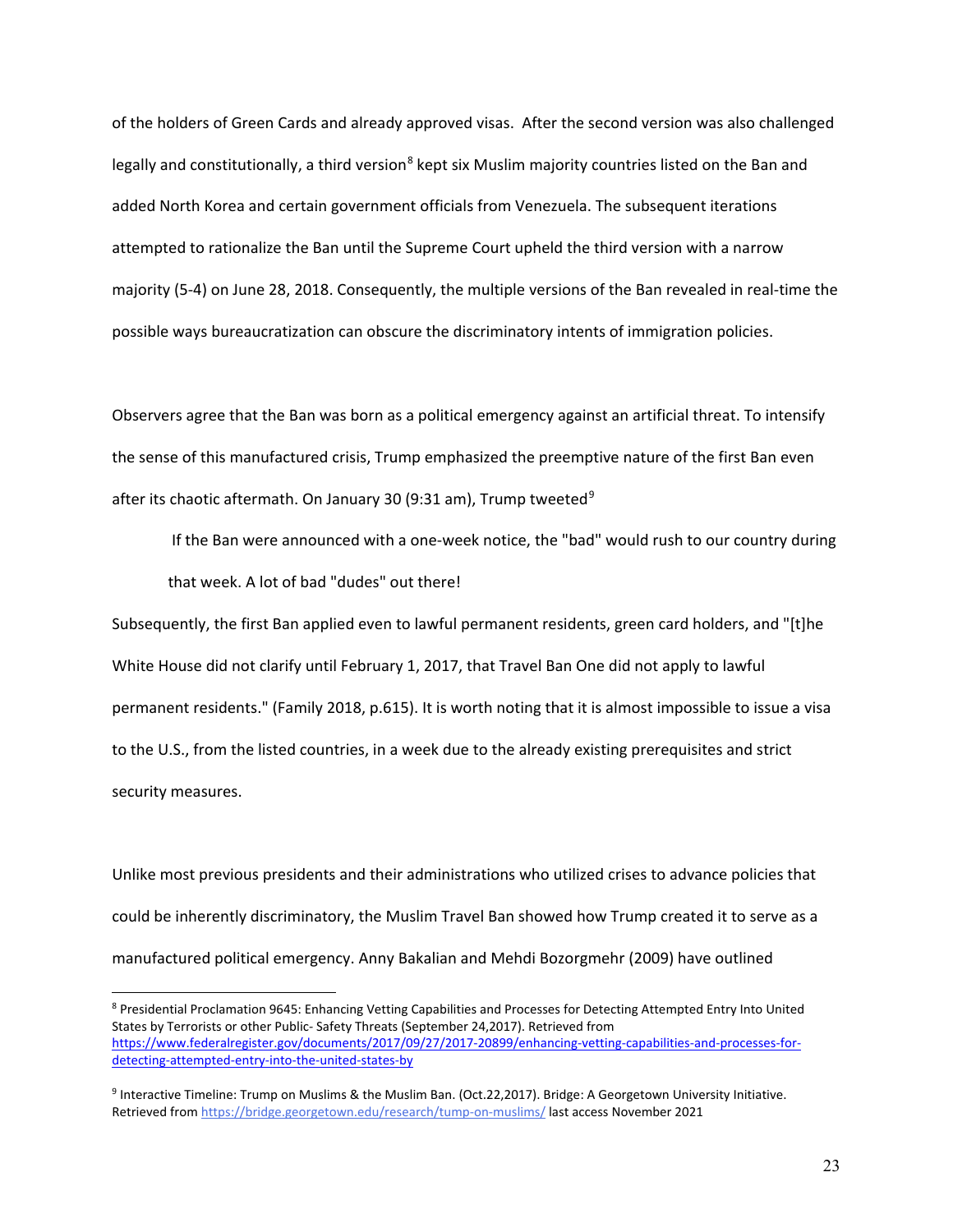of the holders of Green Cards and already approved visas. After the second version was also challenged legally and constitutionally, a third version[8] kept six Muslim majority countries listed on the Ban and added North Korea and certain government officials from Venezuela. The subsequent iterations attempted to rationalize the Ban until the Supreme Court upheld the third version with a narrow majority (5-4) on June 28, 2018. Consequently, the multiple versions of the Ban revealed in real-time the possible ways bureaucratization can obscure the discriminatory intents of immigration policies.

Observers agree that the Ban was born as a political emergency against an artificial threat. To intensify the sense of this manufactured crisis, Trump emphasized the preemptive nature of the first Ban even after its chaotic aftermath. On January 30 (9:31 am), Trump tweeted[9]

> If the Ban were announced with a one-week notice, the "bad" would rush to our country during that week. A lot of bad "dudes" out there!

Subsequently, the first Ban applied even to lawful permanent residents, green card holders, and "[t]he White House did not clarify until February 1, 2017, that Travel Ban One did not apply to lawful permanent residents." (Family 2018, p.615). It is worth noting that it is almost impossible to issue a visa to the U.S., from the listed countries, in a week due to the already existing prerequisites and strict security measures.

Unlike most previous presidents and their administrations who utilized crises to advance policies that could be inherently discriminatory, the Muslim Travel Ban showed how Trump created it to serve as a manufactured political emergency. Anny Bakalian and Mehdi Bozorgmehr (2009) have outlined

---

[8] Presidential Proclamation 9645: Enhancing Vetting Capabilities and Processes for Detecting Attempted Entry Into United States by Terrorists or other Public- Safety Threats (September 24,2017). Retrieved from https://www.federalregister.gov/documents/2017/09/27/2017-20899/enhancing-vetting-capabilities-and-processes-for-detecting-attempted-entry-into-the-united-states-by

[9] Interactive Timeline: Trump on Muslims & the Muslim Ban. (Oct.22,2017). Bridge: A Georgetown University Initiative. Retrieved from https://bridge.georgetown.edu/research/tump-on-muslims/ last access November 2021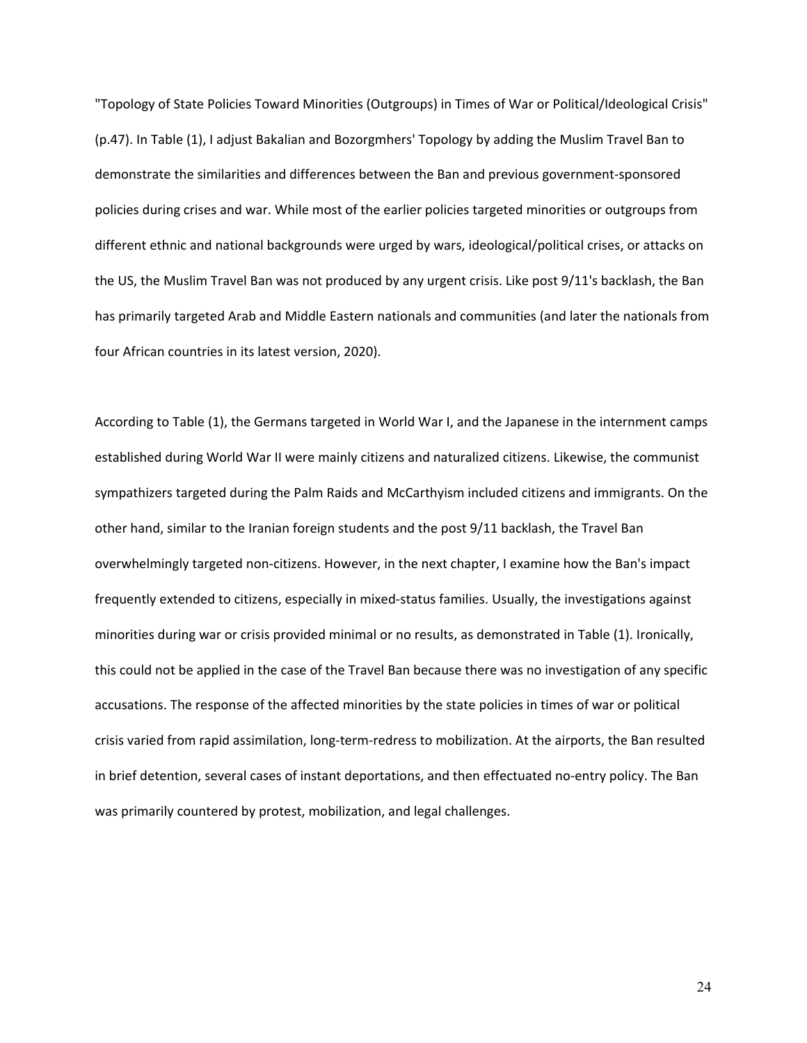"Topology of State Policies Toward Minorities (Outgroups) in Times of War or Political/Ideological Crisis" (p.47). In Table (1), I adjust Bakalian and Bozorgmhers' Topology by adding the Muslim Travel Ban to demonstrate the similarities and differences between the Ban and previous government-sponsored policies during crises and war. While most of the earlier policies targeted minorities or outgroups from different ethnic and national backgrounds were urged by wars, ideological/political crises, or attacks on the US, the Muslim Travel Ban was not produced by any urgent crisis. Like post 9/11's backlash, the Ban has primarily targeted Arab and Middle Eastern nationals and communities (and later the nationals from four African countries in its latest version, 2020).

According to Table (1), the Germans targeted in World War I, and the Japanese in the internment camps established during World War II were mainly citizens and naturalized citizens. Likewise, the communist sympathizers targeted during the Palm Raids and McCarthyism included citizens and immigrants. On the other hand, similar to the Iranian foreign students and the post 9/11 backlash, the Travel Ban overwhelmingly targeted non-citizens. However, in the next chapter, I examine how the Ban's impact frequently extended to citizens, especially in mixed-status families. Usually, the investigations against minorities during war or crisis provided minimal or no results, as demonstrated in Table (1). Ironically, this could not be applied in the case of the Travel Ban because there was no investigation of any specific accusations. The response of the affected minorities by the state policies in times of war or political crisis varied from rapid assimilation, long-term-redress to mobilization. At the airports, the Ban resulted in brief detention, several cases of instant deportations, and then effectuated no-entry policy. The Ban was primarily countered by protest, mobilization, and legal challenges.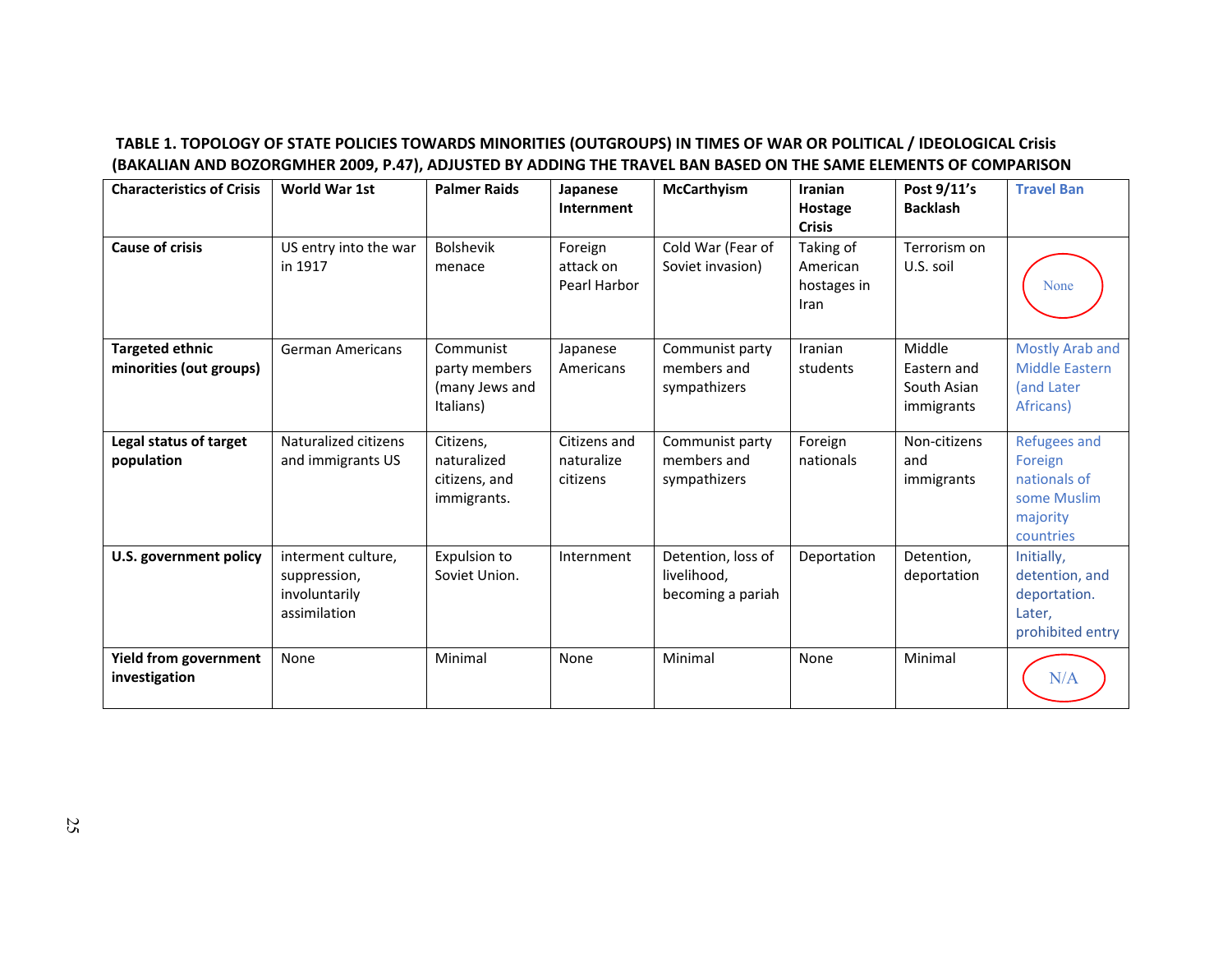**TABLE 1. TOPOLOGY OF STATE POLICIES TOWARDS MINORITIES (OUTGROUPS) IN TIMES OF WAR OR POLITICAL / IDEOLOGICAL Crisis (BAKALIAN AND BOZORGMHER 2009, P.47), ADJUSTED BY ADDING THE TRAVEL BAN BASED ON THE SAME ELEMENTS OF COMPARISON**

| Characteristics of Crisis | World War 1st | Palmer Raids | Japanese Internment | McCarthyism | Iranian Hostage Crisis | Post 9/11's Backlash | Travel Ban |
|---|---|---|---|---|---|---|---|
| **Cause of crisis** | US entry into the war in 1917 | Bolshevik menace | Foreign attack on Pearl Harbor | Cold War (Fear of Soviet invasion) | Taking of American hostages in Iran | Terrorism on U.S. soil | None |
| **Targeted ethnic minorities (out groups)** | German Americans | Communist party members (many Jews and Italians) | Japanese Americans | Communist party members and sympathizers | Iranian students | Middle Eastern and South Asian immigrants | Mostly Arab and Middle Eastern (and Later Africans) |
| **Legal status of target population** | Naturalized citizens and immigrants US | Citizens, naturalized citizens, and immigrants. | Citizens and naturalize citizens | Communist party members and sympathizers | Foreign nationals | Non-citizens and immigrants | Refugees and Foreign nationals of some Muslim majority countries |
| **U.S. government policy** | interment culture, suppression, involuntarily assimilation | Expulsion to Soviet Union. | Internment | Detention, loss of livelihood, becoming a pariah | Deportation | Detention, deportation | Initially, detention, and deportation. Later, prohibited entry |
| **Yield from government investigation** | None | Minimal | None | Minimal | None | Minimal | N/A |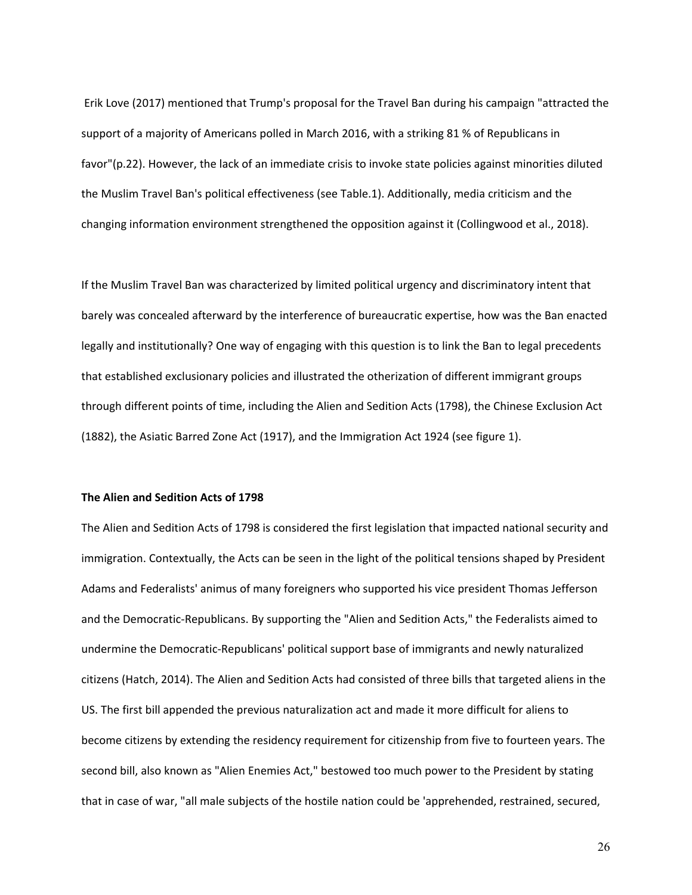Erik Love (2017) mentioned that Trump's proposal for the Travel Ban during his campaign "attracted the support of a majority of Americans polled in March 2016, with a striking 81 % of Republicans in favor"(p.22). However, the lack of an immediate crisis to invoke state policies against minorities diluted the Muslim Travel Ban's political effectiveness (see Table.1). Additionally, media criticism and the changing information environment strengthened the opposition against it (Collingwood et al., 2018).

If the Muslim Travel Ban was characterized by limited political urgency and discriminatory intent that barely was concealed afterward by the interference of bureaucratic expertise, how was the Ban enacted legally and institutionally? One way of engaging with this question is to link the Ban to legal precedents that established exclusionary policies and illustrated the otherization of different immigrant groups through different points of time, including the Alien and Sedition Acts (1798), the Chinese Exclusion Act (1882), the Asiatic Barred Zone Act (1917), and the Immigration Act 1924 (see figure 1).

**The Alien and Sedition Acts of 1798**

The Alien and Sedition Acts of 1798 is considered the first legislation that impacted national security and immigration. Contextually, the Acts can be seen in the light of the political tensions shaped by President Adams and Federalists' animus of many foreigners who supported his vice president Thomas Jefferson and the Democratic-Republicans. By supporting the "Alien and Sedition Acts," the Federalists aimed to undermine the Democratic-Republicans' political support base of immigrants and newly naturalized citizens (Hatch, 2014). The Alien and Sedition Acts had consisted of three bills that targeted aliens in the US. The first bill appended the previous naturalization act and made it more difficult for aliens to become citizens by extending the residency requirement for citizenship from five to fourteen years. The second bill, also known as "Alien Enemies Act," bestowed too much power to the President by stating that in case of war, "all male subjects of the hostile nation could be 'apprehended, restrained, secured,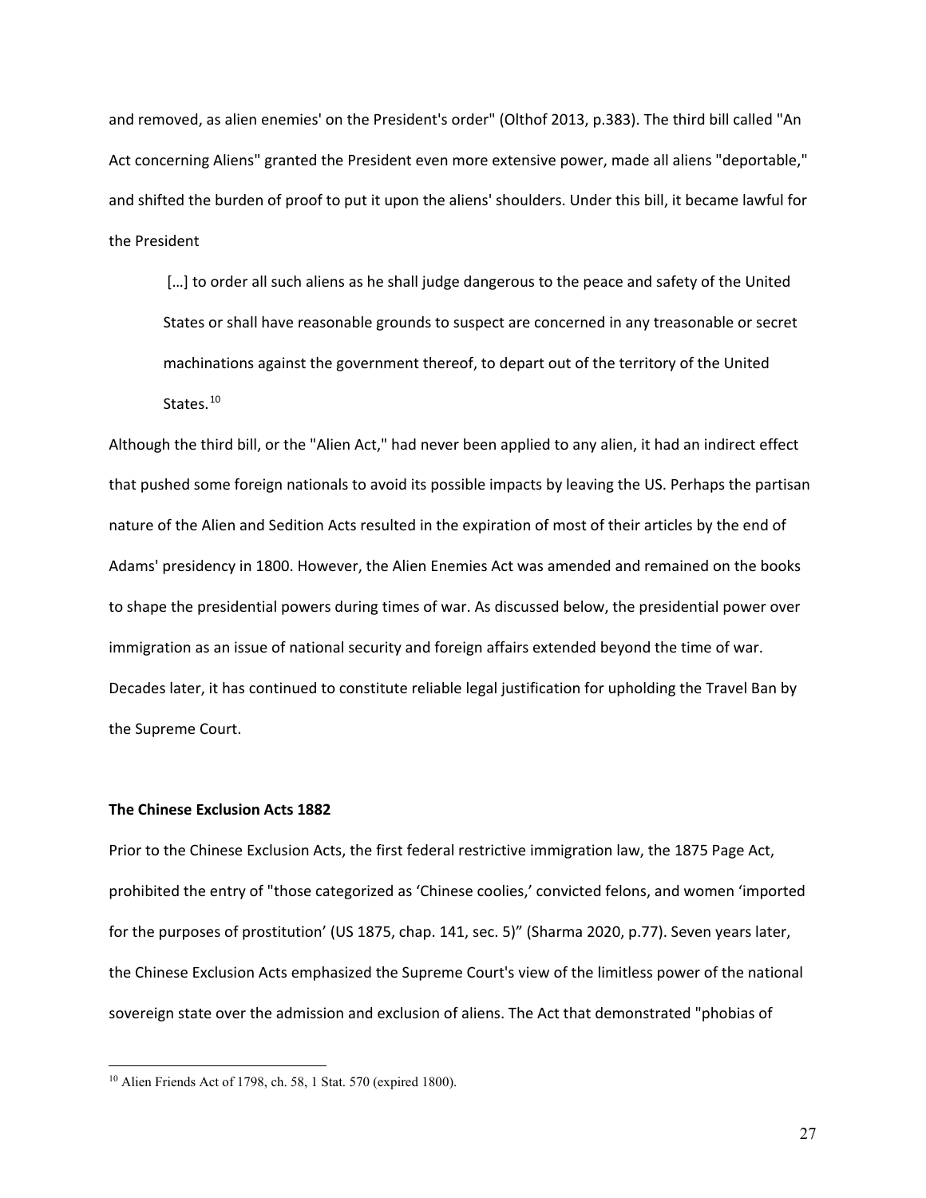and removed, as alien enemies' on the President's order" (Olthof 2013, p.383). The third bill called "An Act concerning Aliens" granted the President even more extensive power, made all aliens "deportable," and shifted the burden of proof to put it upon the aliens' shoulders. Under this bill, it became lawful for the President

> […] to order all such aliens as he shall judge dangerous to the peace and safety of the United States or shall have reasonable grounds to suspect are concerned in any treasonable or secret machinations against the government thereof, to depart out of the territory of the United States.[10]

Although the third bill, or the "Alien Act," had never been applied to any alien, it had an indirect effect that pushed some foreign nationals to avoid its possible impacts by leaving the US. Perhaps the partisan nature of the Alien and Sedition Acts resulted in the expiration of most of their articles by the end of Adams' presidency in 1800. However, the Alien Enemies Act was amended and remained on the books to shape the presidential powers during times of war. As discussed below, the presidential power over immigration as an issue of national security and foreign affairs extended beyond the time of war. Decades later, it has continued to constitute reliable legal justification for upholding the Travel Ban by the Supreme Court.

**The Chinese Exclusion Acts 1882**

Prior to the Chinese Exclusion Acts, the first federal restrictive immigration law, the 1875 Page Act, prohibited the entry of "those categorized as 'Chinese coolies,' convicted felons, and women 'imported for the purposes of prostitution' (US 1875, chap. 141, sec. 5)" (Sharma 2020, p.77). Seven years later, the Chinese Exclusion Acts emphasized the Supreme Court's view of the limitless power of the national sovereign state over the admission and exclusion of aliens. The Act that demonstrated "phobias of

---

[10] Alien Friends Act of 1798, ch. 58, 1 Stat. 570 (expired 1800).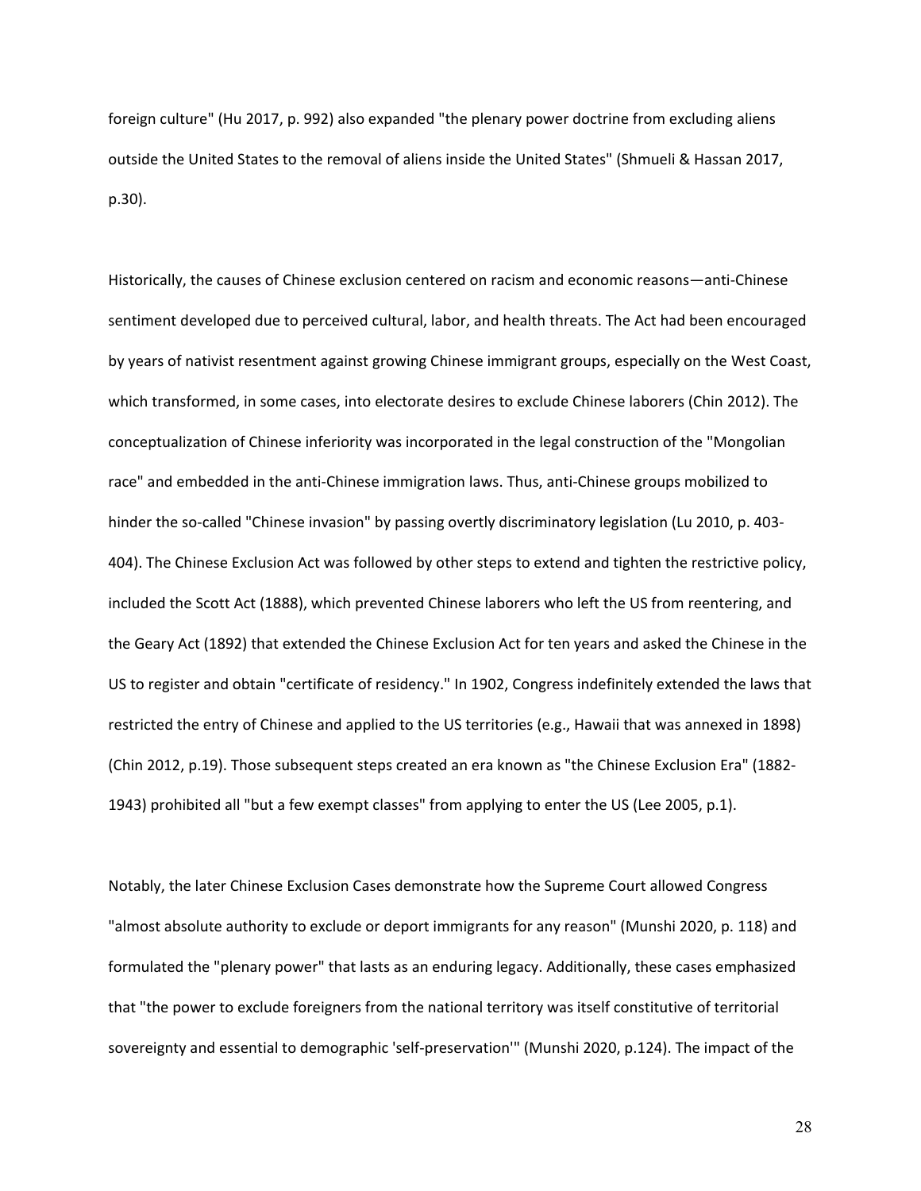foreign culture" (Hu 2017, p. 992) also expanded "the plenary power doctrine from excluding aliens outside the United States to the removal of aliens inside the United States" (Shmueli & Hassan 2017, p.30).

Historically, the causes of Chinese exclusion centered on racism and economic reasons—anti-Chinese sentiment developed due to perceived cultural, labor, and health threats. The Act had been encouraged by years of nativist resentment against growing Chinese immigrant groups, especially on the West Coast, which transformed, in some cases, into electorate desires to exclude Chinese laborers (Chin 2012). The conceptualization of Chinese inferiority was incorporated in the legal construction of the "Mongolian race" and embedded in the anti-Chinese immigration laws. Thus, anti-Chinese groups mobilized to hinder the so-called "Chinese invasion" by passing overtly discriminatory legislation (Lu 2010, p. 403-404). The Chinese Exclusion Act was followed by other steps to extend and tighten the restrictive policy, included the Scott Act (1888), which prevented Chinese laborers who left the US from reentering, and the Geary Act (1892) that extended the Chinese Exclusion Act for ten years and asked the Chinese in the US to register and obtain "certificate of residency." In 1902, Congress indefinitely extended the laws that restricted the entry of Chinese and applied to the US territories (e.g., Hawaii that was annexed in 1898) (Chin 2012, p.19). Those subsequent steps created an era known as "the Chinese Exclusion Era" (1882-1943) prohibited all "but a few exempt classes" from applying to enter the US (Lee 2005, p.1).

Notably, the later Chinese Exclusion Cases demonstrate how the Supreme Court allowed Congress "almost absolute authority to exclude or deport immigrants for any reason" (Munshi 2020, p. 118) and formulated the "plenary power" that lasts as an enduring legacy. Additionally, these cases emphasized that "the power to exclude foreigners from the national territory was itself constitutive of territorial sovereignty and essential to demographic 'self-preservation'" (Munshi 2020, p.124). The impact of the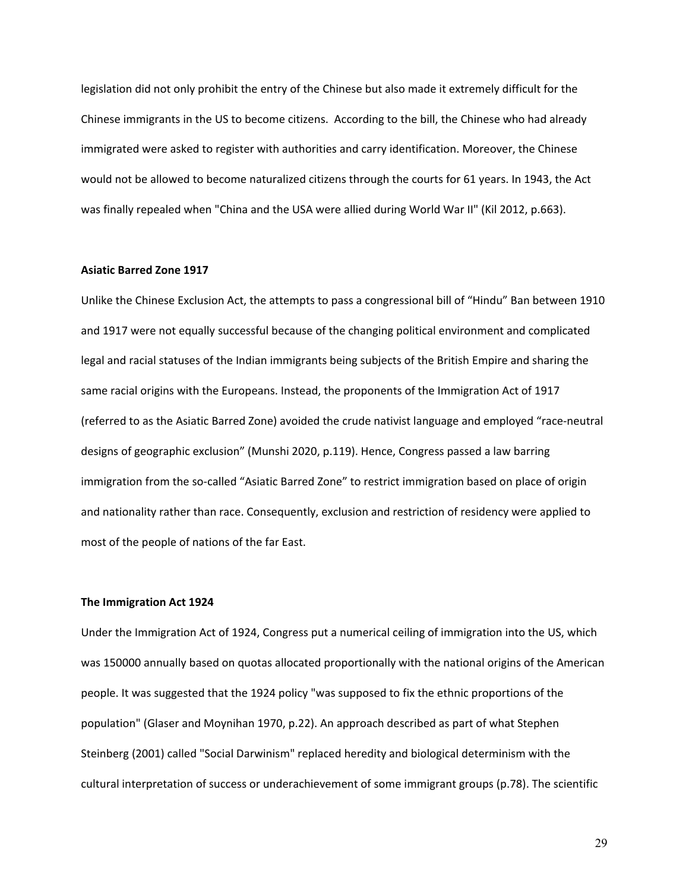legislation did not only prohibit the entry of the Chinese but also made it extremely difficult for the Chinese immigrants in the US to become citizens. According to the bill, the Chinese who had already immigrated were asked to register with authorities and carry identification. Moreover, the Chinese would not be allowed to become naturalized citizens through the courts for 61 years. In 1943, the Act was finally repealed when "China and the USA were allied during World War II" (Kil 2012, p.663).

**Asiatic Barred Zone 1917**

Unlike the Chinese Exclusion Act, the attempts to pass a congressional bill of "Hindu" Ban between 1910 and 1917 were not equally successful because of the changing political environment and complicated legal and racial statuses of the Indian immigrants being subjects of the British Empire and sharing the same racial origins with the Europeans. Instead, the proponents of the Immigration Act of 1917 (referred to as the Asiatic Barred Zone) avoided the crude nativist language and employed "race-neutral designs of geographic exclusion" (Munshi 2020, p.119). Hence, Congress passed a law barring immigration from the so-called "Asiatic Barred Zone" to restrict immigration based on place of origin and nationality rather than race. Consequently, exclusion and restriction of residency were applied to most of the people of nations of the far East.

**The Immigration Act 1924**

Under the Immigration Act of 1924, Congress put a numerical ceiling of immigration into the US, which was 150000 annually based on quotas allocated proportionally with the national origins of the American people. It was suggested that the 1924 policy "was supposed to fix the ethnic proportions of the population" (Glaser and Moynihan 1970, p.22). An approach described as part of what Stephen Steinberg (2001) called "Social Darwinism" replaced heredity and biological determinism with the cultural interpretation of success or underachievement of some immigrant groups (p.78). The scientific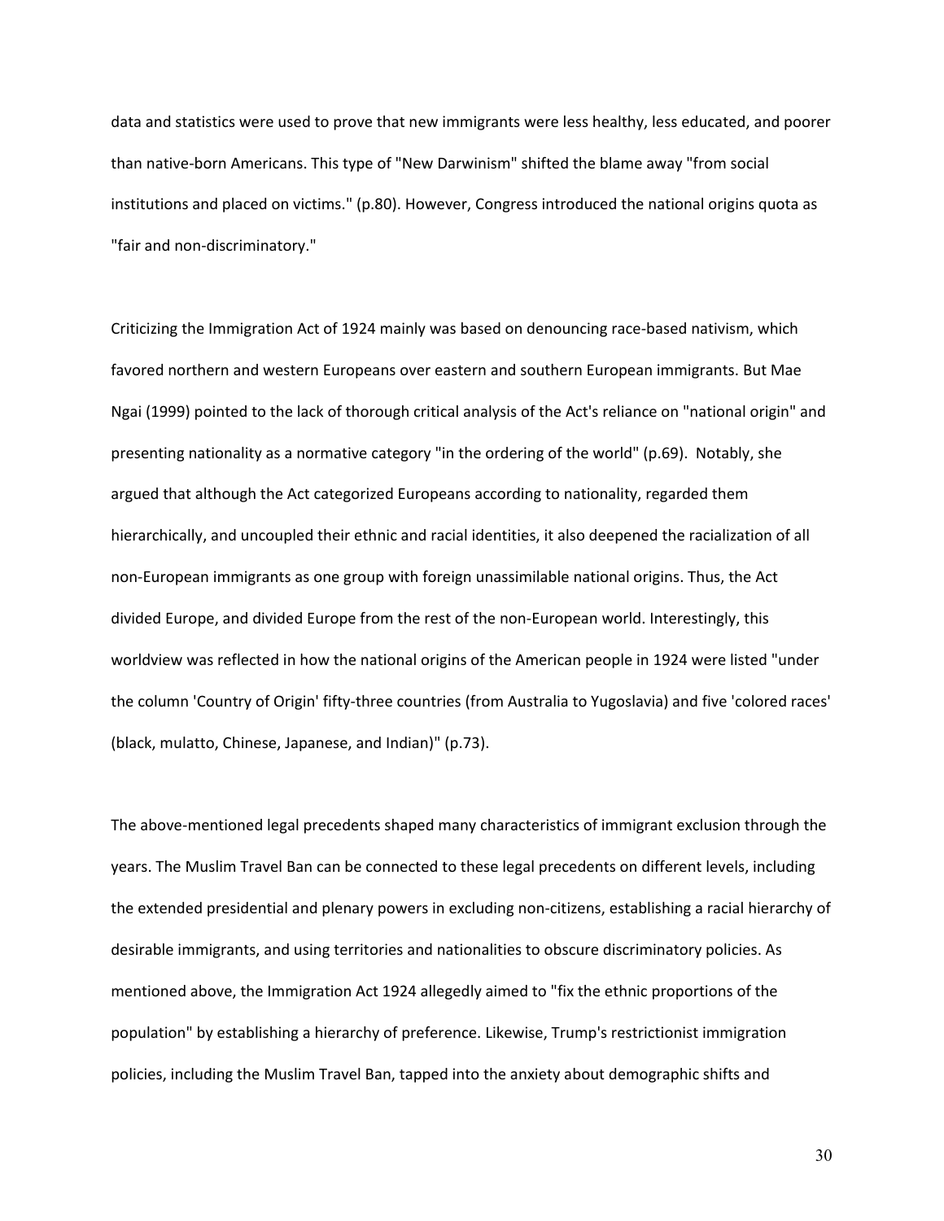data and statistics were used to prove that new immigrants were less healthy, less educated, and poorer than native-born Americans. This type of "New Darwinism" shifted the blame away "from social institutions and placed on victims." (p.80). However, Congress introduced the national origins quota as "fair and non-discriminatory."

Criticizing the Immigration Act of 1924 mainly was based on denouncing race-based nativism, which favored northern and western Europeans over eastern and southern European immigrants. But Mae Ngai (1999) pointed to the lack of thorough critical analysis of the Act's reliance on "national origin" and presenting nationality as a normative category "in the ordering of the world" (p.69). Notably, she argued that although the Act categorized Europeans according to nationality, regarded them hierarchically, and uncoupled their ethnic and racial identities, it also deepened the racialization of all non-European immigrants as one group with foreign unassimilable national origins. Thus, the Act divided Europe, and divided Europe from the rest of the non-European world. Interestingly, this worldview was reflected in how the national origins of the American people in 1924 were listed "under the column 'Country of Origin' fifty-three countries (from Australia to Yugoslavia) and five 'colored races' (black, mulatto, Chinese, Japanese, and Indian)" (p.73).

The above-mentioned legal precedents shaped many characteristics of immigrant exclusion through the years. The Muslim Travel Ban can be connected to these legal precedents on different levels, including the extended presidential and plenary powers in excluding non-citizens, establishing a racial hierarchy of desirable immigrants, and using territories and nationalities to obscure discriminatory policies. As mentioned above, the Immigration Act 1924 allegedly aimed to "fix the ethnic proportions of the population" by establishing a hierarchy of preference. Likewise, Trump's restrictionist immigration policies, including the Muslim Travel Ban, tapped into the anxiety about demographic shifts and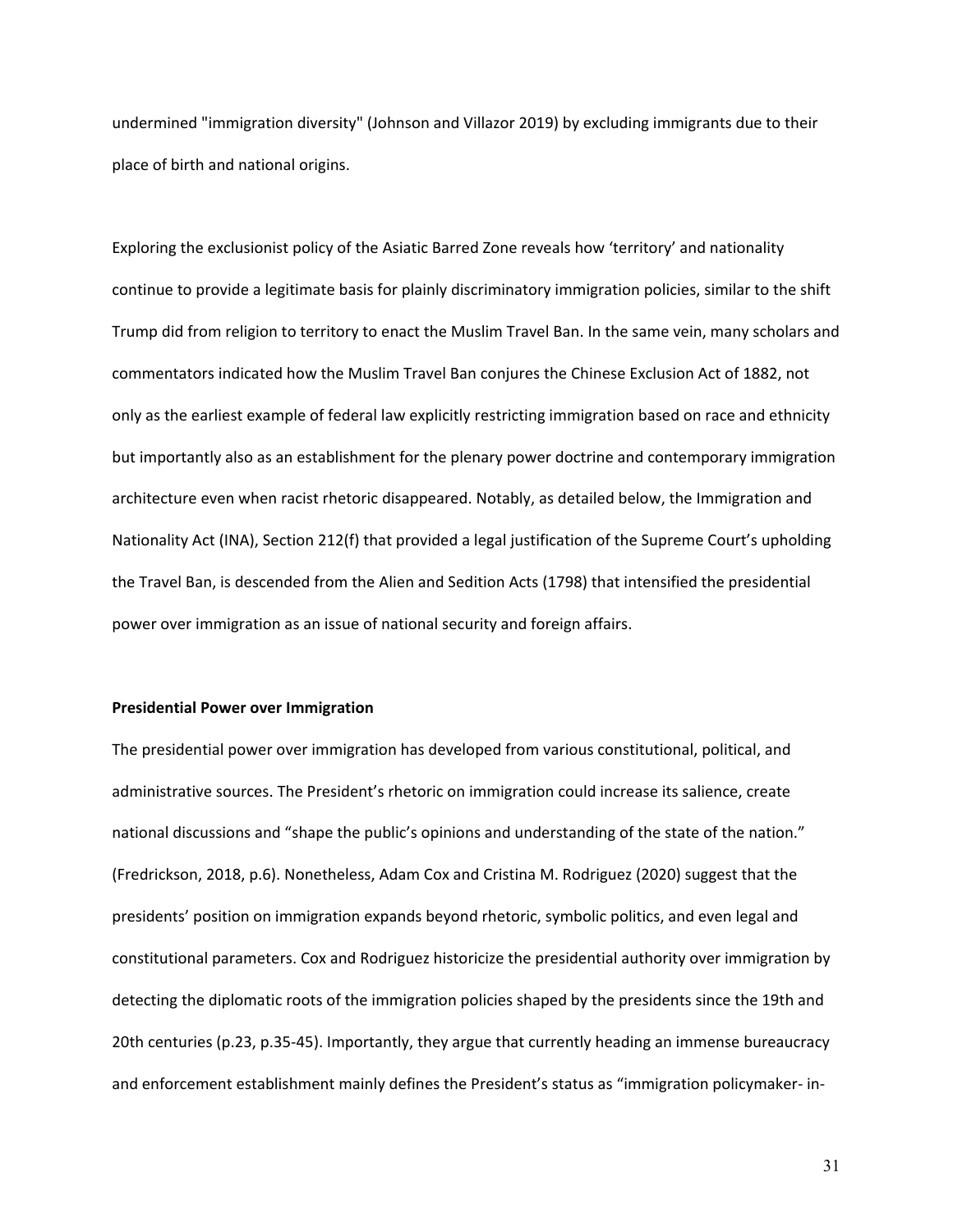undermined "immigration diversity" (Johnson and Villazor 2019) by excluding immigrants due to their place of birth and national origins.

Exploring the exclusionist policy of the Asiatic Barred Zone reveals how 'territory' and nationality continue to provide a legitimate basis for plainly discriminatory immigration policies, similar to the shift Trump did from religion to territory to enact the Muslim Travel Ban. In the same vein, many scholars and commentators indicated how the Muslim Travel Ban conjures the Chinese Exclusion Act of 1882, not only as the earliest example of federal law explicitly restricting immigration based on race and ethnicity but importantly also as an establishment for the plenary power doctrine and contemporary immigration architecture even when racist rhetoric disappeared. Notably, as detailed below, the Immigration and Nationality Act (INA), Section 212(f) that provided a legal justification of the Supreme Court's upholding the Travel Ban, is descended from the Alien and Sedition Acts (1798) that intensified the presidential power over immigration as an issue of national security and foreign affairs.

**Presidential Power over Immigration**

The presidential power over immigration has developed from various constitutional, political, and administrative sources. The President's rhetoric on immigration could increase its salience, create national discussions and "shape the public's opinions and understanding of the state of the nation." (Fredrickson, 2018, p.6). Nonetheless, Adam Cox and Cristina M. Rodriguez (2020) suggest that the presidents' position on immigration expands beyond rhetoric, symbolic politics, and even legal and constitutional parameters. Cox and Rodriguez historicize the presidential authority over immigration by detecting the diplomatic roots of the immigration policies shaped by the presidents since the 19th and 20th centuries (p.23, p.35-45). Importantly, they argue that currently heading an immense bureaucracy and enforcement establishment mainly defines the President's status as "immigration policymaker- in-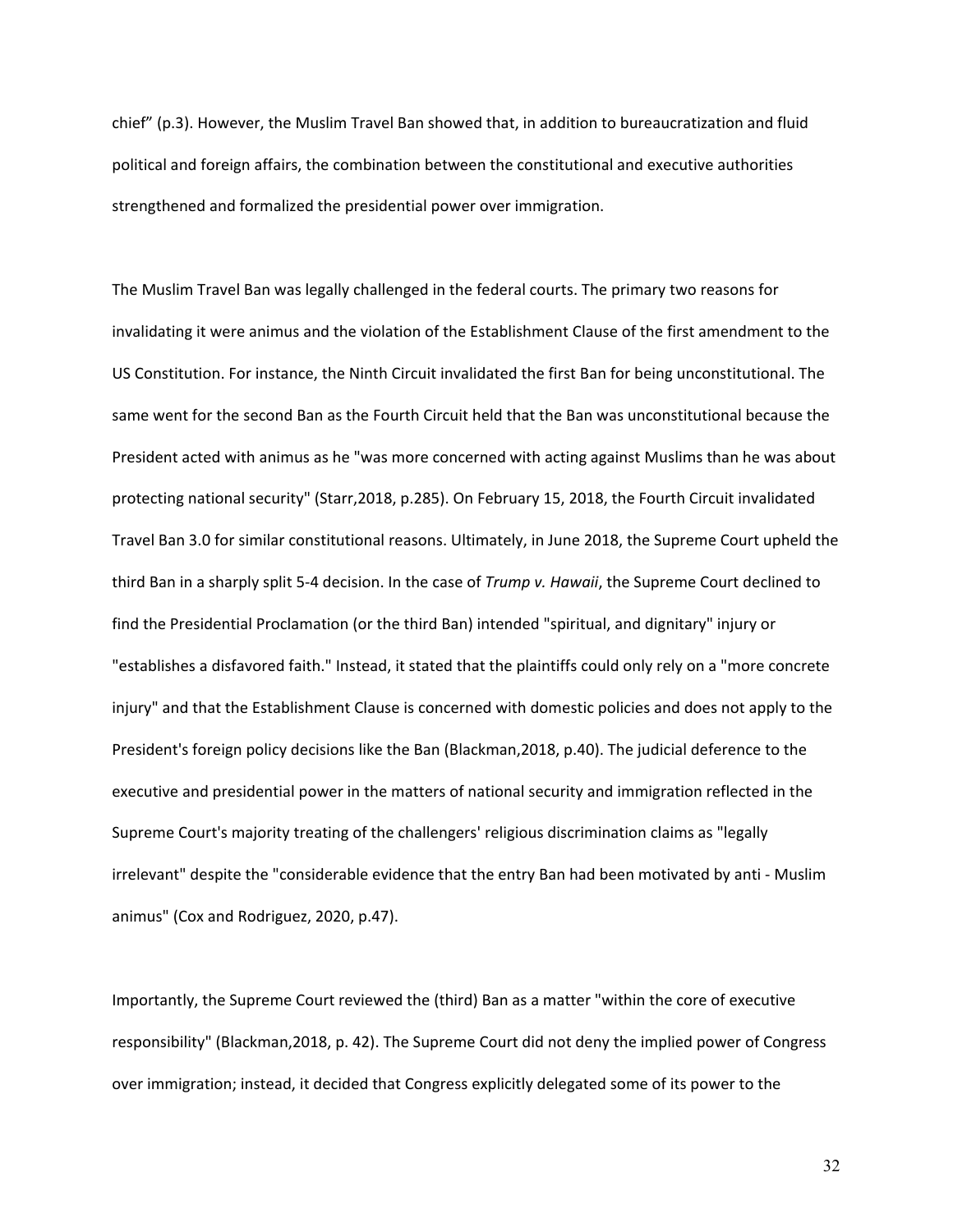chief" (p.3). However, the Muslim Travel Ban showed that, in addition to bureaucratization and fluid political and foreign affairs, the combination between the constitutional and executive authorities strengthened and formalized the presidential power over immigration.

The Muslim Travel Ban was legally challenged in the federal courts. The primary two reasons for invalidating it were animus and the violation of the Establishment Clause of the first amendment to the US Constitution. For instance, the Ninth Circuit invalidated the first Ban for being unconstitutional. The same went for the second Ban as the Fourth Circuit held that the Ban was unconstitutional because the President acted with animus as he "was more concerned with acting against Muslims than he was about protecting national security" (Starr,2018, p.285). On February 15, 2018, the Fourth Circuit invalidated Travel Ban 3.0 for similar constitutional reasons. Ultimately, in June 2018, the Supreme Court upheld the third Ban in a sharply split 5-4 decision. In the case of *Trump v. Hawaii*, the Supreme Court declined to find the Presidential Proclamation (or the third Ban) intended "spiritual, and dignitary" injury or "establishes a disfavored faith." Instead, it stated that the plaintiffs could only rely on a "more concrete injury" and that the Establishment Clause is concerned with domestic policies and does not apply to the President's foreign policy decisions like the Ban (Blackman,2018, p.40). The judicial deference to the executive and presidential power in the matters of national security and immigration reflected in the Supreme Court's majority treating of the challengers' religious discrimination claims as "legally irrelevant" despite the "considerable evidence that the entry Ban had been motivated by anti - Muslim animus" (Cox and Rodriguez, 2020, p.47).

Importantly, the Supreme Court reviewed the (third) Ban as a matter "within the core of executive responsibility" (Blackman,2018, p. 42). The Supreme Court did not deny the implied power of Congress over immigration; instead, it decided that Congress explicitly delegated some of its power to the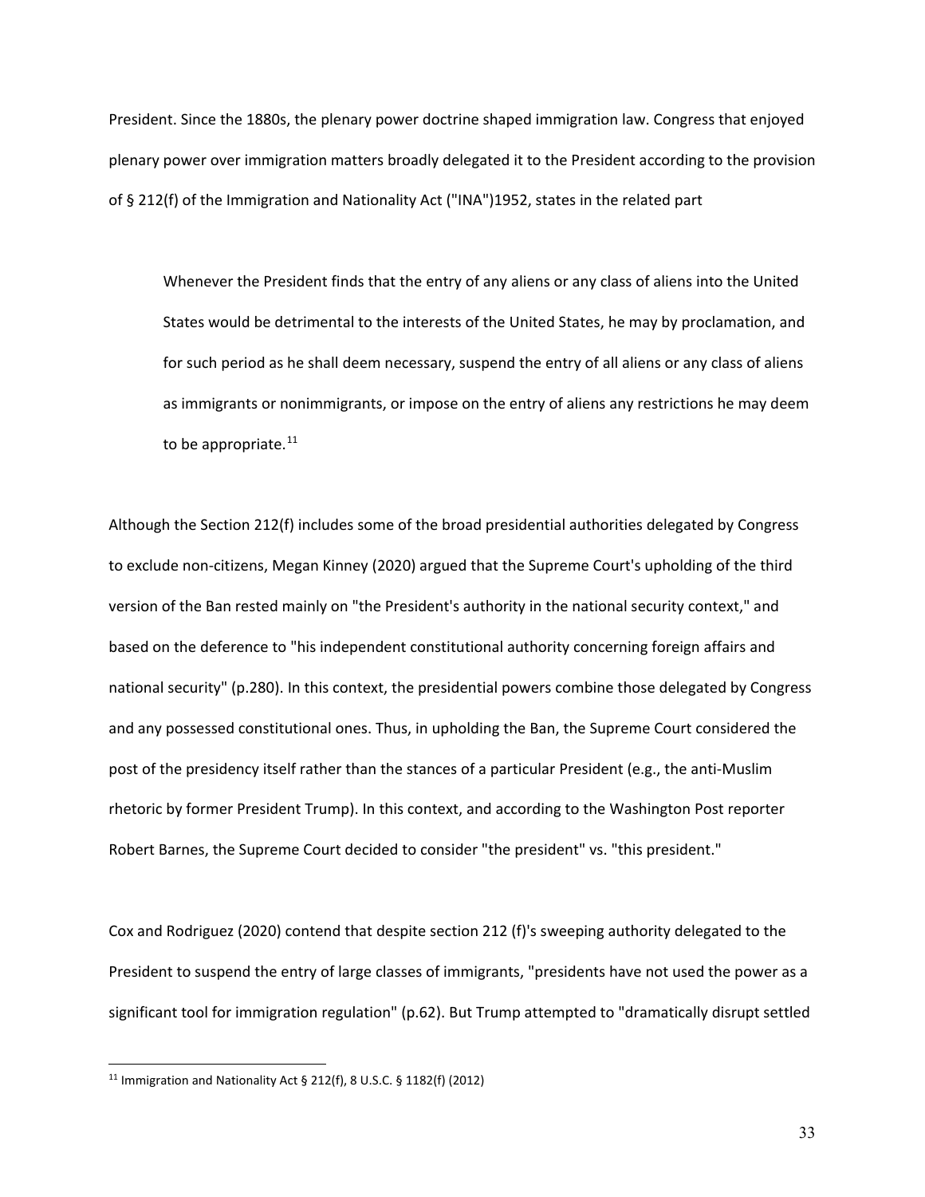President. Since the 1880s, the plenary power doctrine shaped immigration law. Congress that enjoyed plenary power over immigration matters broadly delegated it to the President according to the provision of § 212(f) of the Immigration and Nationality Act ("INA")1952, states in the related part

> Whenever the President finds that the entry of any aliens or any class of aliens into the United States would be detrimental to the interests of the United States, he may by proclamation, and for such period as he shall deem necessary, suspend the entry of all aliens or any class of aliens as immigrants or nonimmigrants, or impose on the entry of aliens any restrictions he may deem to be appropriate.[11]

Although the Section 212(f) includes some of the broad presidential authorities delegated by Congress to exclude non-citizens, Megan Kinney (2020) argued that the Supreme Court's upholding of the third version of the Ban rested mainly on "the President's authority in the national security context," and based on the deference to "his independent constitutional authority concerning foreign affairs and national security" (p.280). In this context, the presidential powers combine those delegated by Congress and any possessed constitutional ones. Thus, in upholding the Ban, the Supreme Court considered the post of the presidency itself rather than the stances of a particular President (e.g., the anti-Muslim rhetoric by former President Trump). In this context, and according to the Washington Post reporter Robert Barnes, the Supreme Court decided to consider "the president" vs. "this president."

Cox and Rodriguez (2020) contend that despite section 212 (f)'s sweeping authority delegated to the President to suspend the entry of large classes of immigrants, "presidents have not used the power as a significant tool for immigration regulation" (p.62). But Trump attempted to "dramatically disrupt settled

---

[11] Immigration and Nationality Act § 212(f), 8 U.S.C. § 1182(f) (2012)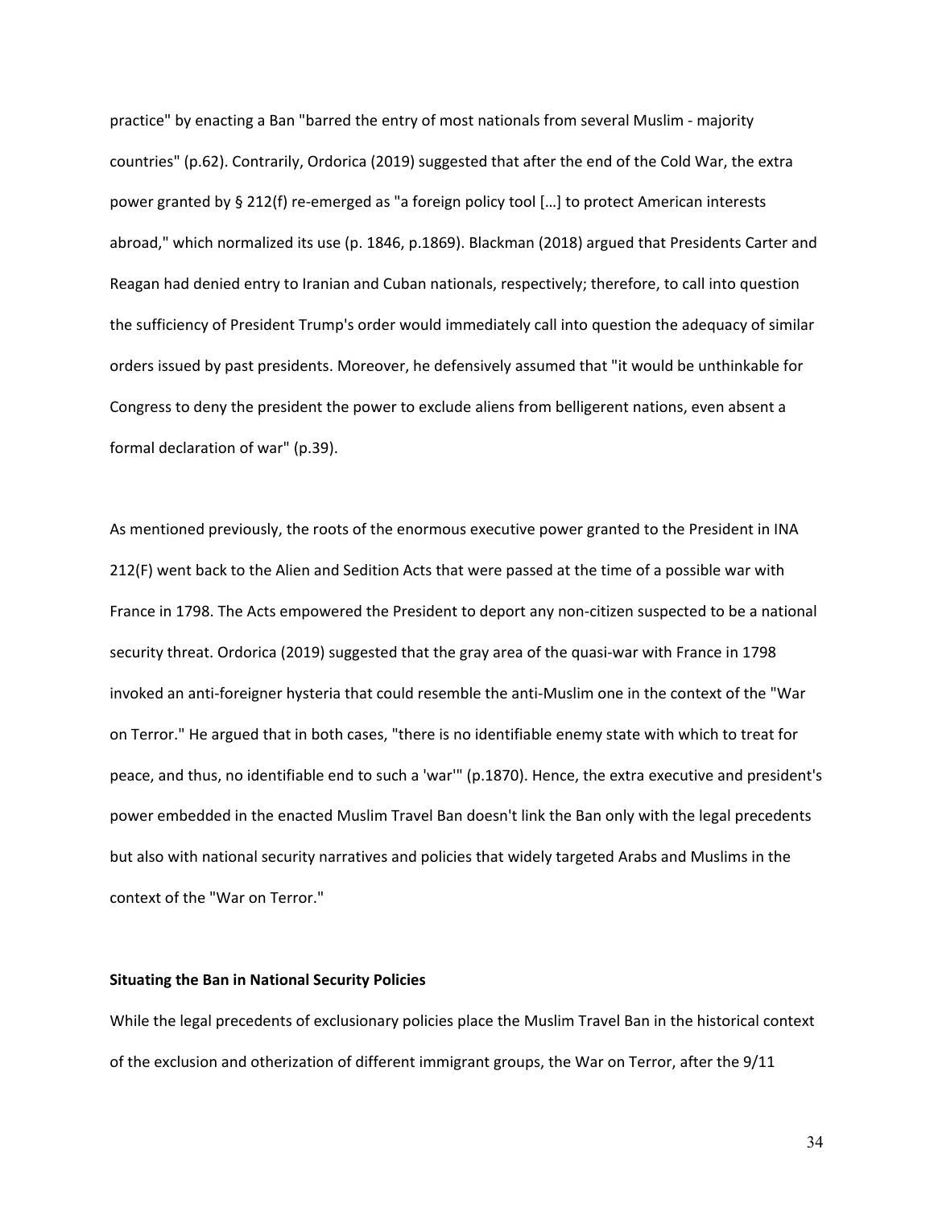practice" by enacting a Ban "barred the entry of most nationals from several Muslim - majority countries" (p.62). Contrarily, Ordorica (2019) suggested that after the end of the Cold War, the extra power granted by § 212(f) re-emerged as "a foreign policy tool […] to protect American interests abroad," which normalized its use (p. 1846, p.1869). Blackman (2018) argued that Presidents Carter and Reagan had denied entry to Iranian and Cuban nationals, respectively; therefore, to call into question the sufficiency of President Trump's order would immediately call into question the adequacy of similar orders issued by past presidents. Moreover, he defensively assumed that "it would be unthinkable for Congress to deny the president the power to exclude aliens from belligerent nations, even absent a formal declaration of war" (p.39).

As mentioned previously, the roots of the enormous executive power granted to the President in INA 212(F) went back to the Alien and Sedition Acts that were passed at the time of a possible war with France in 1798. The Acts empowered the President to deport any non-citizen suspected to be a national security threat. Ordorica (2019) suggested that the gray area of the quasi-war with France in 1798 invoked an anti-foreigner hysteria that could resemble the anti-Muslim one in the context of the "War on Terror." He argued that in both cases, "there is no identifiable enemy state with which to treat for peace, and thus, no identifiable end to such a 'war'" (p.1870). Hence, the extra executive and president's power embedded in the enacted Muslim Travel Ban doesn't link the Ban only with the legal precedents but also with national security narratives and policies that widely targeted Arabs and Muslims in the context of the "War on Terror."

**Situating the Ban in National Security Policies**

While the legal precedents of exclusionary policies place the Muslim Travel Ban in the historical context of the exclusion and otherization of different immigrant groups, the War on Terror, after the 9/11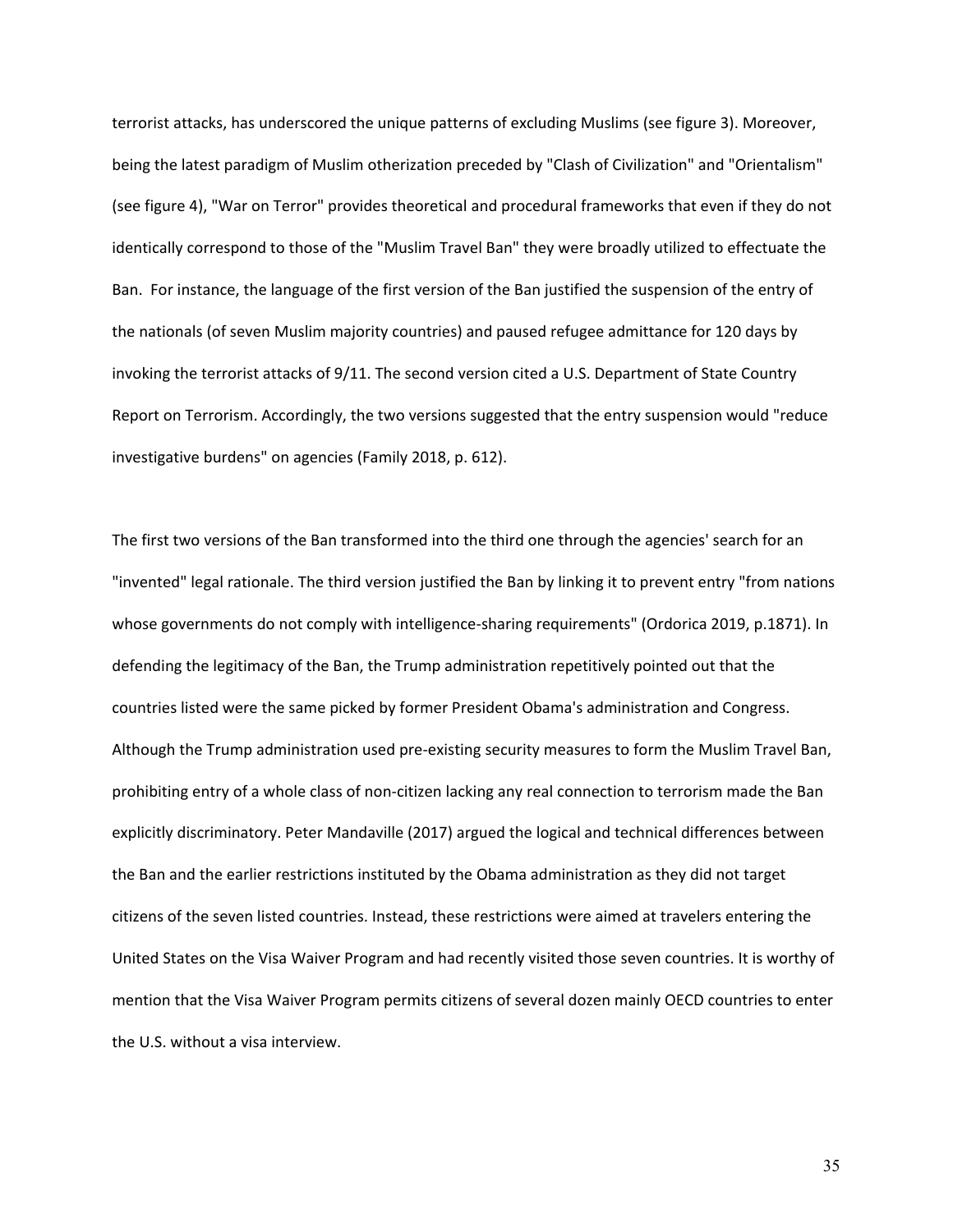terrorist attacks, has underscored the unique patterns of excluding Muslims (see figure 3). Moreover, being the latest paradigm of Muslim otherization preceded by "Clash of Civilization" and "Orientalism" (see figure 4), "War on Terror" provides theoretical and procedural frameworks that even if they do not identically correspond to those of the "Muslim Travel Ban" they were broadly utilized to effectuate the Ban. For instance, the language of the first version of the Ban justified the suspension of the entry of the nationals (of seven Muslim majority countries) and paused refugee admittance for 120 days by invoking the terrorist attacks of 9/11. The second version cited a U.S. Department of State Country Report on Terrorism. Accordingly, the two versions suggested that the entry suspension would "reduce investigative burdens" on agencies (Family 2018, p. 612).

The first two versions of the Ban transformed into the third one through the agencies' search for an "invented" legal rationale. The third version justified the Ban by linking it to prevent entry "from nations whose governments do not comply with intelligence-sharing requirements" (Ordorica 2019, p.1871). In defending the legitimacy of the Ban, the Trump administration repetitively pointed out that the countries listed were the same picked by former President Obama's administration and Congress. Although the Trump administration used pre-existing security measures to form the Muslim Travel Ban, prohibiting entry of a whole class of non-citizen lacking any real connection to terrorism made the Ban explicitly discriminatory. Peter Mandaville (2017) argued the logical and technical differences between the Ban and the earlier restrictions instituted by the Obama administration as they did not target citizens of the seven listed countries. Instead, these restrictions were aimed at travelers entering the United States on the Visa Waiver Program and had recently visited those seven countries. It is worthy of mention that the Visa Waiver Program permits citizens of several dozen mainly OECD countries to enter the U.S. without a visa interview.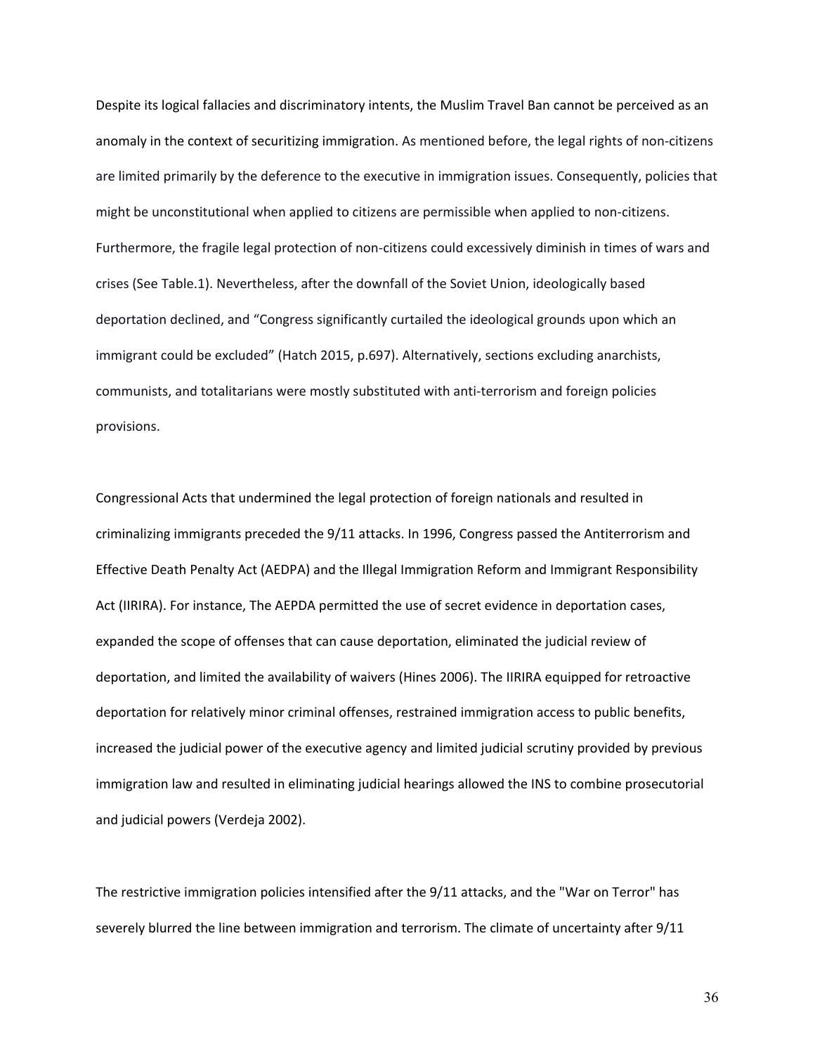Despite its logical fallacies and discriminatory intents, the Muslim Travel Ban cannot be perceived as an anomaly in the context of securitizing immigration. As mentioned before, the legal rights of non-citizens are limited primarily by the deference to the executive in immigration issues. Consequently, policies that might be unconstitutional when applied to citizens are permissible when applied to non-citizens. Furthermore, the fragile legal protection of non-citizens could excessively diminish in times of wars and crises (See Table.1). Nevertheless, after the downfall of the Soviet Union, ideologically based deportation declined, and "Congress significantly curtailed the ideological grounds upon which an immigrant could be excluded" (Hatch 2015, p.697). Alternatively, sections excluding anarchists, communists, and totalitarians were mostly substituted with anti-terrorism and foreign policies provisions.

Congressional Acts that undermined the legal protection of foreign nationals and resulted in criminalizing immigrants preceded the 9/11 attacks. In 1996, Congress passed the Antiterrorism and Effective Death Penalty Act (AEDPA) and the Illegal Immigration Reform and Immigrant Responsibility Act (IIRIRA). For instance, The AEPDA permitted the use of secret evidence in deportation cases, expanded the scope of offenses that can cause deportation, eliminated the judicial review of deportation, and limited the availability of waivers (Hines 2006). The IIRIRA equipped for retroactive deportation for relatively minor criminal offenses, restrained immigration access to public benefits, increased the judicial power of the executive agency and limited judicial scrutiny provided by previous immigration law and resulted in eliminating judicial hearings allowed the INS to combine prosecutorial and judicial powers (Verdeja 2002).

The restrictive immigration policies intensified after the 9/11 attacks, and the "War on Terror" has severely blurred the line between immigration and terrorism. The climate of uncertainty after 9/11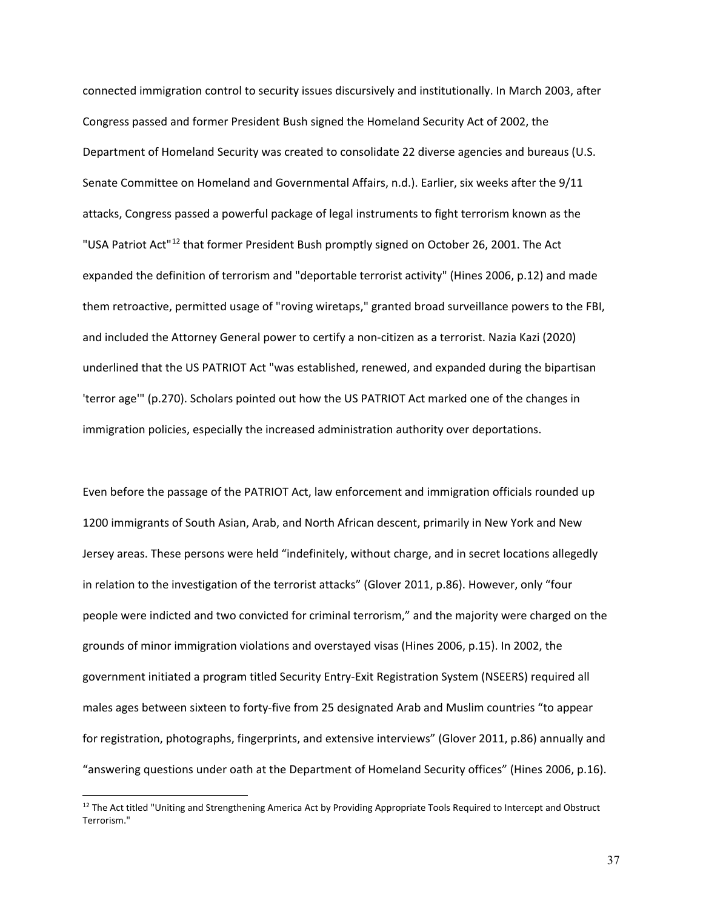connected immigration control to security issues discursively and institutionally. In March 2003, after Congress passed and former President Bush signed the Homeland Security Act of 2002, the Department of Homeland Security was created to consolidate 22 diverse agencies and bureaus (U.S. Senate Committee on Homeland and Governmental Affairs, n.d.). Earlier, six weeks after the 9/11 attacks, Congress passed a powerful package of legal instruments to fight terrorism known as the "USA Patriot Act"[12] that former President Bush promptly signed on October 26, 2001. The Act expanded the definition of terrorism and "deportable terrorist activity" (Hines 2006, p.12) and made them retroactive, permitted usage of "roving wiretaps," granted broad surveillance powers to the FBI, and included the Attorney General power to certify a non-citizen as a terrorist. Nazia Kazi (2020) underlined that the US PATRIOT Act "was established, renewed, and expanded during the bipartisan 'terror age'" (p.270). Scholars pointed out how the US PATRIOT Act marked one of the changes in immigration policies, especially the increased administration authority over deportations.

Even before the passage of the PATRIOT Act, law enforcement and immigration officials rounded up 1200 immigrants of South Asian, Arab, and North African descent, primarily in New York and New Jersey areas. These persons were held "indefinitely, without charge, and in secret locations allegedly in relation to the investigation of the terrorist attacks" (Glover 2011, p.86). However, only "four people were indicted and two convicted for criminal terrorism," and the majority were charged on the grounds of minor immigration violations and overstayed visas (Hines 2006, p.15). In 2002, the government initiated a program titled Security Entry-Exit Registration System (NSEERS) required all males ages between sixteen to forty-five from 25 designated Arab and Muslim countries "to appear for registration, photographs, fingerprints, and extensive interviews" (Glover 2011, p.86) annually and "answering questions under oath at the Department of Homeland Security offices" (Hines 2006, p.16).

[12] The Act titled "Uniting and Strengthening America Act by Providing Appropriate Tools Required to Intercept and Obstruct Terrorism."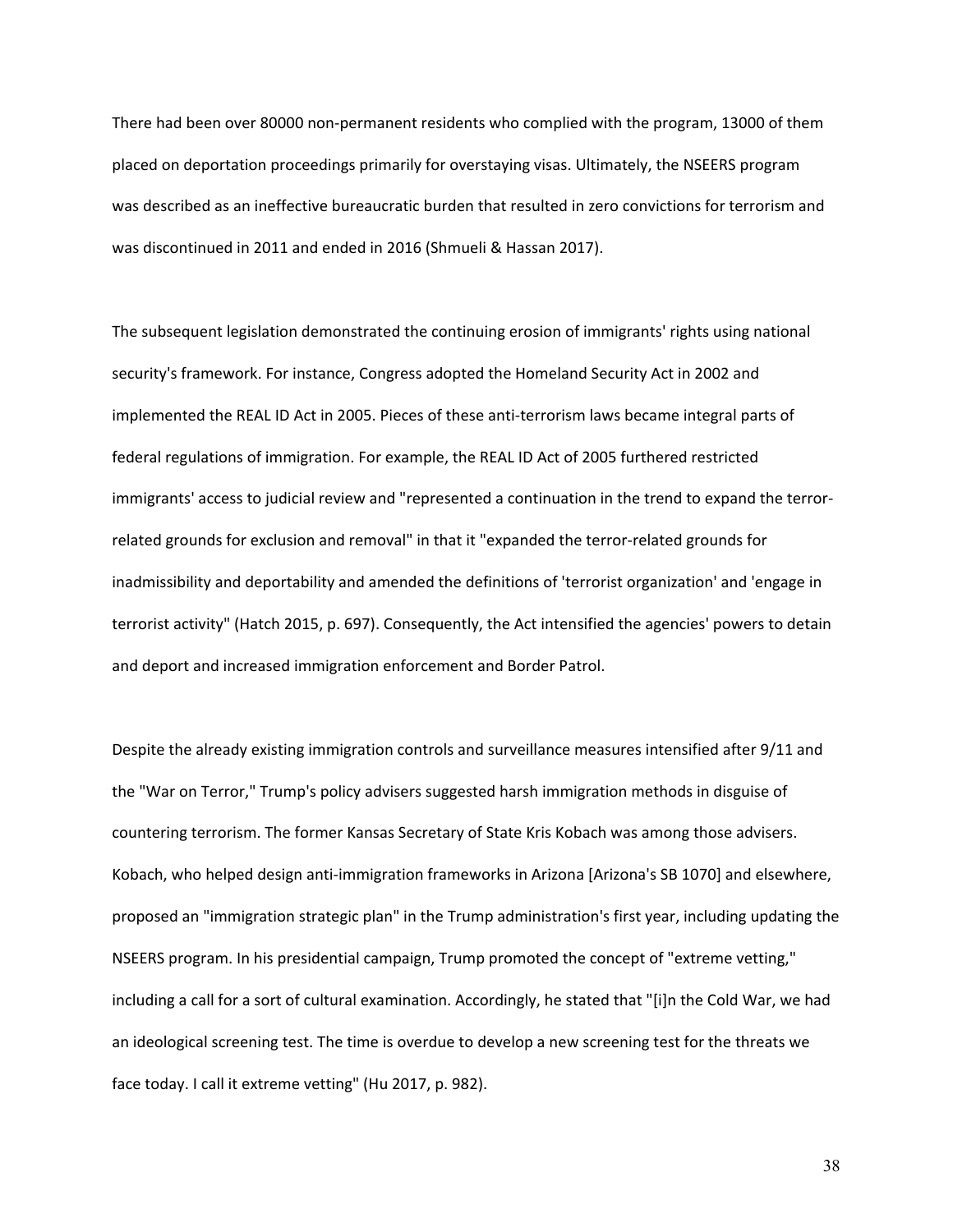There had been over 80000 non-permanent residents who complied with the program, 13000 of them placed on deportation proceedings primarily for overstaying visas. Ultimately, the NSEERS program was described as an ineffective bureaucratic burden that resulted in zero convictions for terrorism and was discontinued in 2011 and ended in 2016 (Shmueli & Hassan 2017).

The subsequent legislation demonstrated the continuing erosion of immigrants' rights using national security's framework. For instance, Congress adopted the Homeland Security Act in 2002 and implemented the REAL ID Act in 2005. Pieces of these anti-terrorism laws became integral parts of federal regulations of immigration. For example, the REAL ID Act of 2005 furthered restricted immigrants' access to judicial review and "represented a continuation in the trend to expand the terror-related grounds for exclusion and removal" in that it "expanded the terror-related grounds for inadmissibility and deportability and amended the definitions of 'terrorist organization' and 'engage in terrorist activity" (Hatch 2015, p. 697). Consequently, the Act intensified the agencies' powers to detain and deport and increased immigration enforcement and Border Patrol.

Despite the already existing immigration controls and surveillance measures intensified after 9/11 and the "War on Terror," Trump's policy advisers suggested harsh immigration methods in disguise of countering terrorism. The former Kansas Secretary of State Kris Kobach was among those advisers. Kobach, who helped design anti-immigration frameworks in Arizona [Arizona's SB 1070] and elsewhere, proposed an "immigration strategic plan" in the Trump administration's first year, including updating the NSEERS program. In his presidential campaign, Trump promoted the concept of "extreme vetting," including a call for a sort of cultural examination. Accordingly, he stated that "[i]n the Cold War, we had an ideological screening test. The time is overdue to develop a new screening test for the threats we face today. I call it extreme vetting" (Hu 2017, p. 982).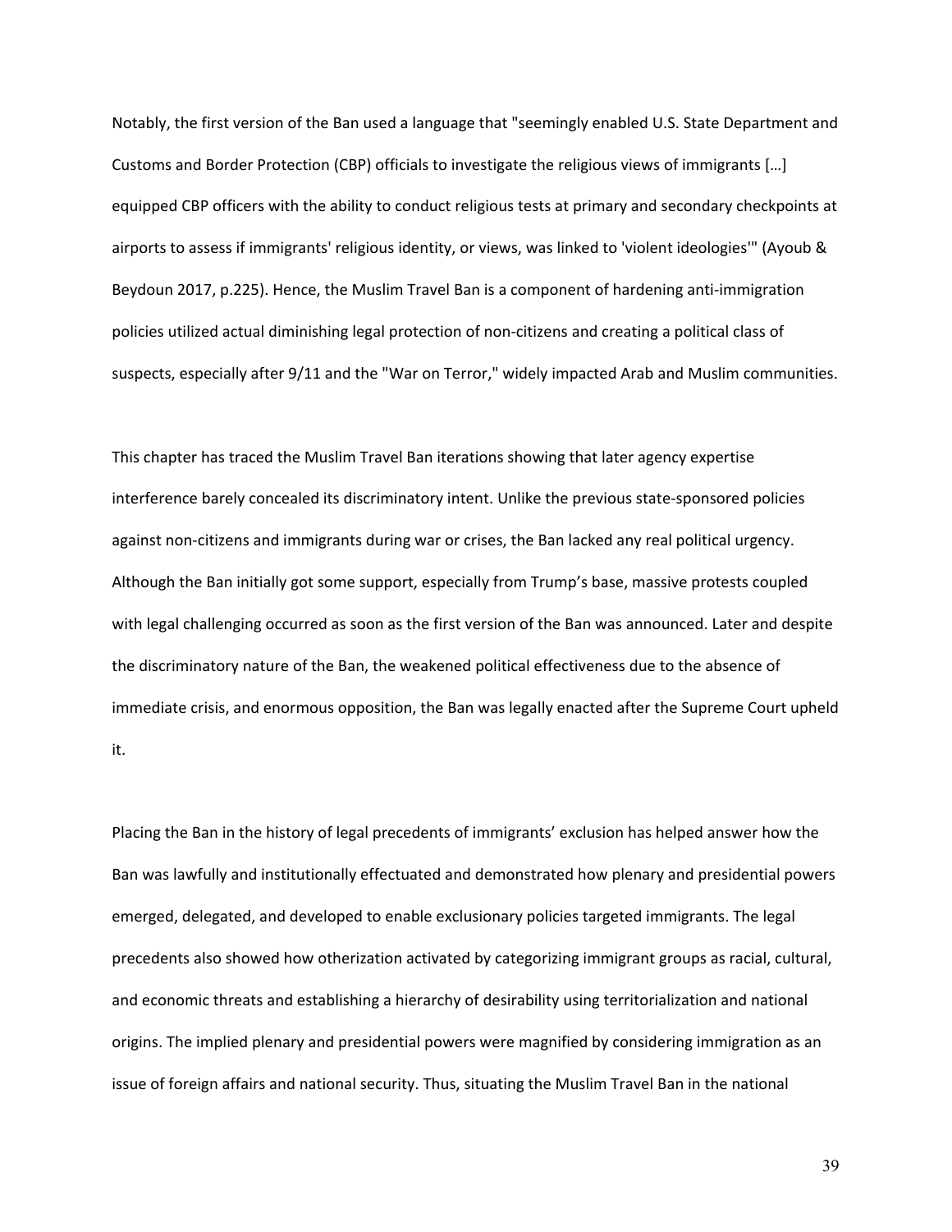Notably, the first version of the Ban used a language that "seemingly enabled U.S. State Department and Customs and Border Protection (CBP) officials to investigate the religious views of immigrants […] equipped CBP officers with the ability to conduct religious tests at primary and secondary checkpoints at airports to assess if immigrants' religious identity, or views, was linked to 'violent ideologies'" (Ayoub & Beydoun 2017, p.225). Hence, the Muslim Travel Ban is a component of hardening anti-immigration policies utilized actual diminishing legal protection of non-citizens and creating a political class of suspects, especially after 9/11 and the "War on Terror," widely impacted Arab and Muslim communities.

This chapter has traced the Muslim Travel Ban iterations showing that later agency expertise interference barely concealed its discriminatory intent. Unlike the previous state-sponsored policies against non-citizens and immigrants during war or crises, the Ban lacked any real political urgency. Although the Ban initially got some support, especially from Trump's base, massive protests coupled with legal challenging occurred as soon as the first version of the Ban was announced. Later and despite the discriminatory nature of the Ban, the weakened political effectiveness due to the absence of immediate crisis, and enormous opposition, the Ban was legally enacted after the Supreme Court upheld it.

Placing the Ban in the history of legal precedents of immigrants' exclusion has helped answer how the Ban was lawfully and institutionally effectuated and demonstrated how plenary and presidential powers emerged, delegated, and developed to enable exclusionary policies targeted immigrants. The legal precedents also showed how otherization activated by categorizing immigrant groups as racial, cultural, and economic threats and establishing a hierarchy of desirability using territorialization and national origins. The implied plenary and presidential powers were magnified by considering immigration as an issue of foreign affairs and national security. Thus, situating the Muslim Travel Ban in the national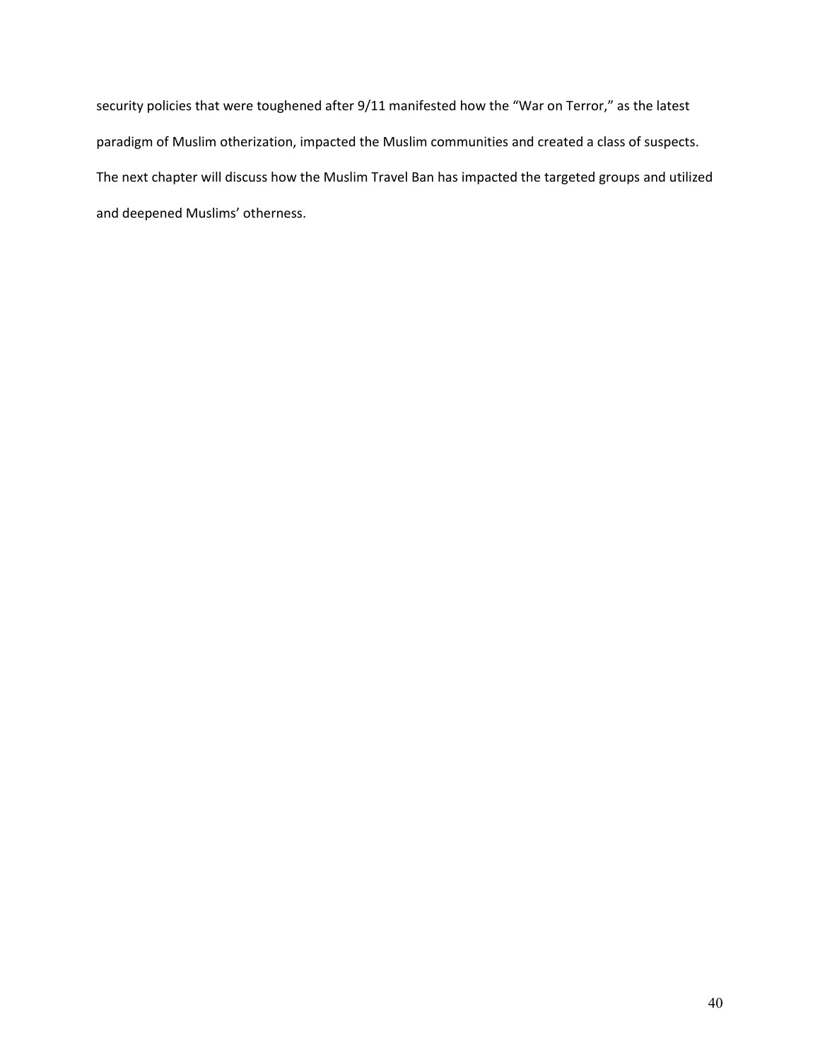security policies that were toughened after 9/11 manifested how the "War on Terror," as the latest paradigm of Muslim otherization, impacted the Muslim communities and created a class of suspects. The next chapter will discuss how the Muslim Travel Ban has impacted the targeted groups and utilized and deepened Muslims' otherness.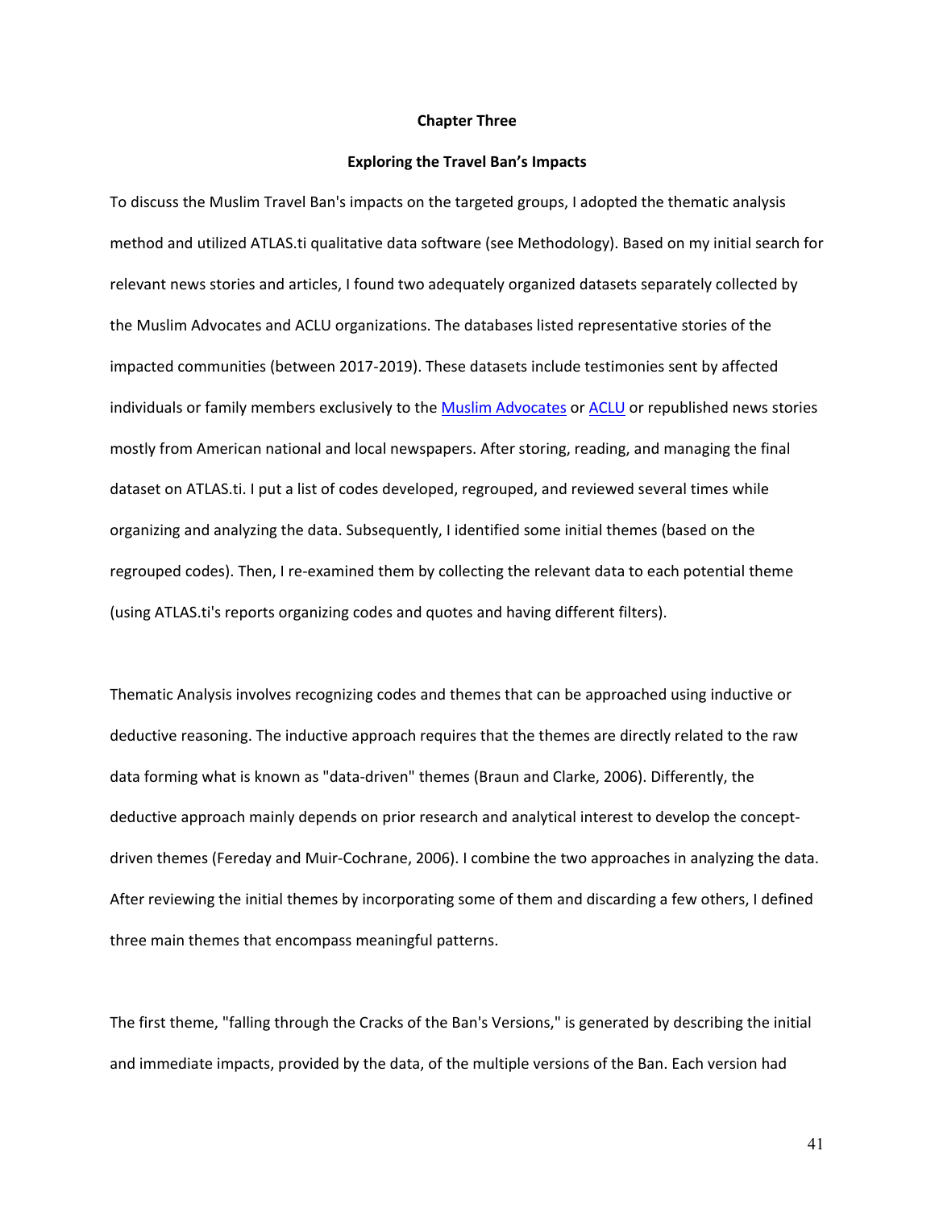# Chapter Three

## Exploring the Travel Ban's Impacts

To discuss the Muslim Travel Ban's impacts on the targeted groups, I adopted the thematic analysis method and utilized ATLAS.ti qualitative data software (see Methodology). Based on my initial search for relevant news stories and articles, I found two adequately organized datasets separately collected by the Muslim Advocates and ACLU organizations. The databases listed representative stories of the impacted communities (between 2017-2019). These datasets include testimonies sent by affected individuals or family members exclusively to the Muslim Advocates or ACLU or republished news stories mostly from American national and local newspapers. After storing, reading, and managing the final dataset on ATLAS.ti. I put a list of codes developed, regrouped, and reviewed several times while organizing and analyzing the data. Subsequently, I identified some initial themes (based on the regrouped codes). Then, I re-examined them by collecting the relevant data to each potential theme (using ATLAS.ti's reports organizing codes and quotes and having different filters).

Thematic Analysis involves recognizing codes and themes that can be approached using inductive or deductive reasoning. The inductive approach requires that the themes are directly related to the raw data forming what is known as "data-driven" themes (Braun and Clarke, 2006). Differently, the deductive approach mainly depends on prior research and analytical interest to develop the concept-driven themes (Fereday and Muir-Cochrane, 2006). I combine the two approaches in analyzing the data. After reviewing the initial themes by incorporating some of them and discarding a few others, I defined three main themes that encompass meaningful patterns.

The first theme, "falling through the Cracks of the Ban's Versions," is generated by describing the initial and immediate impacts, provided by the data, of the multiple versions of the Ban. Each version had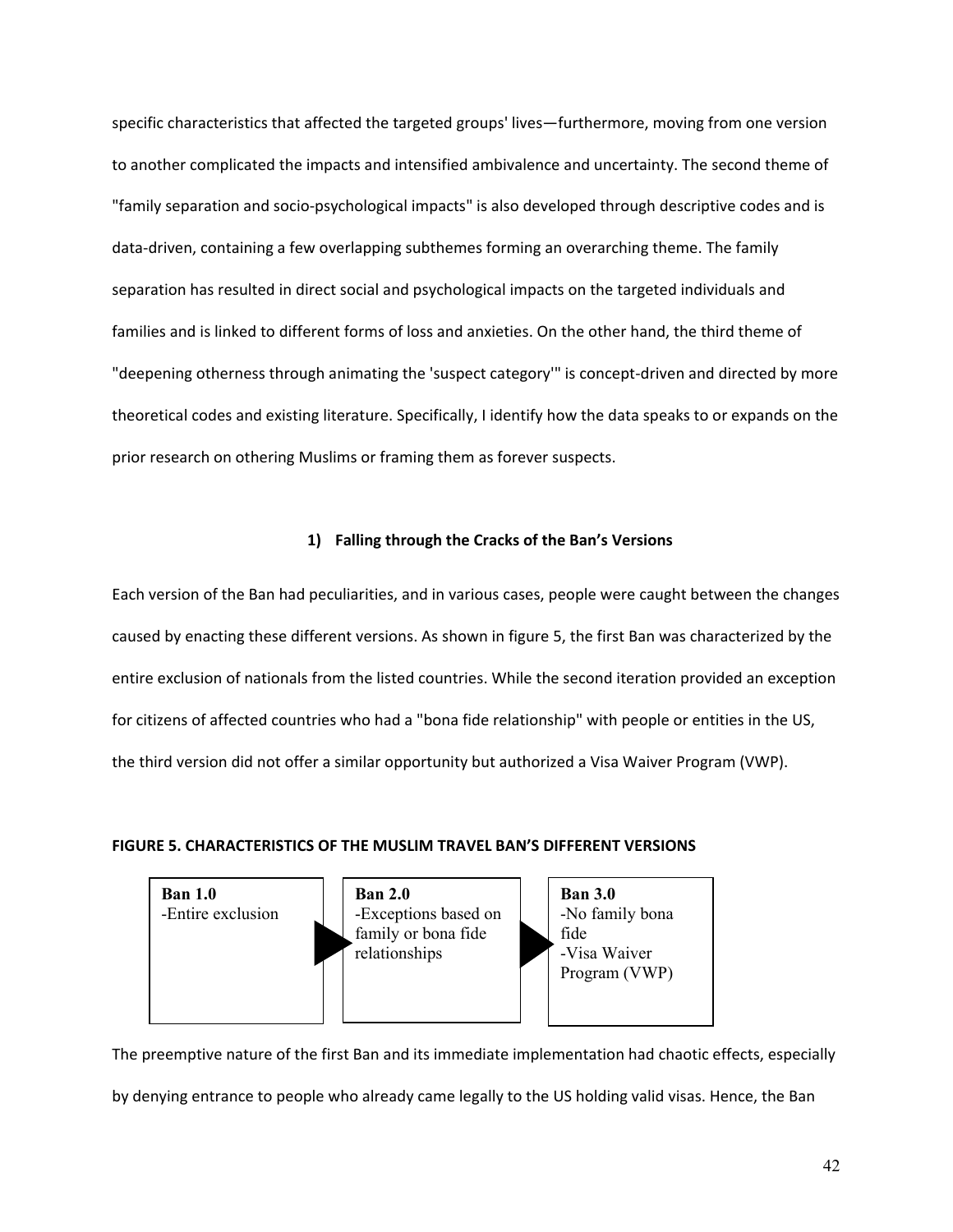specific characteristics that affected the targeted groups' lives—furthermore, moving from one version to another complicated the impacts and intensified ambivalence and uncertainty. The second theme of "family separation and socio-psychological impacts" is also developed through descriptive codes and is data-driven, containing a few overlapping subthemes forming an overarching theme. The family separation has resulted in direct social and psychological impacts on the targeted individuals and families and is linked to different forms of loss and anxieties. On the other hand, the third theme of "deepening otherness through animating the 'suspect category'" is concept-driven and directed by more theoretical codes and existing literature. Specifically, I identify how the data speaks to or expands on the prior research on othering Muslims or framing them as forever suspects.

### 1) Falling through the Cracks of the Ban's Versions

Each version of the Ban had peculiarities, and in various cases, people were caught between the changes caused by enacting these different versions. As shown in figure 5, the first Ban was characterized by the entire exclusion of nationals from the listed countries. While the second iteration provided an exception for citizens of affected countries who had a "bona fide relationship" with people or entities in the US, the third version did not offer a similar opportunity but authorized a Visa Waiver Program (VWP).

**FIGURE 5. CHARACTERISTICS OF THE MUSLIM TRAVEL BAN'S DIFFERENT VERSIONS**

| Ban 1.0 | Ban 2.0 | Ban 3.0 |
|---|---|---|
| -Entire exclusion | -Exceptions based on family or bona fide relationships | -No family bona fide<br>-Visa Waiver Program (VWP) |

The preemptive nature of the first Ban and its immediate implementation had chaotic effects, especially by denying entrance to people who already came legally to the US holding valid visas. Hence, the Ban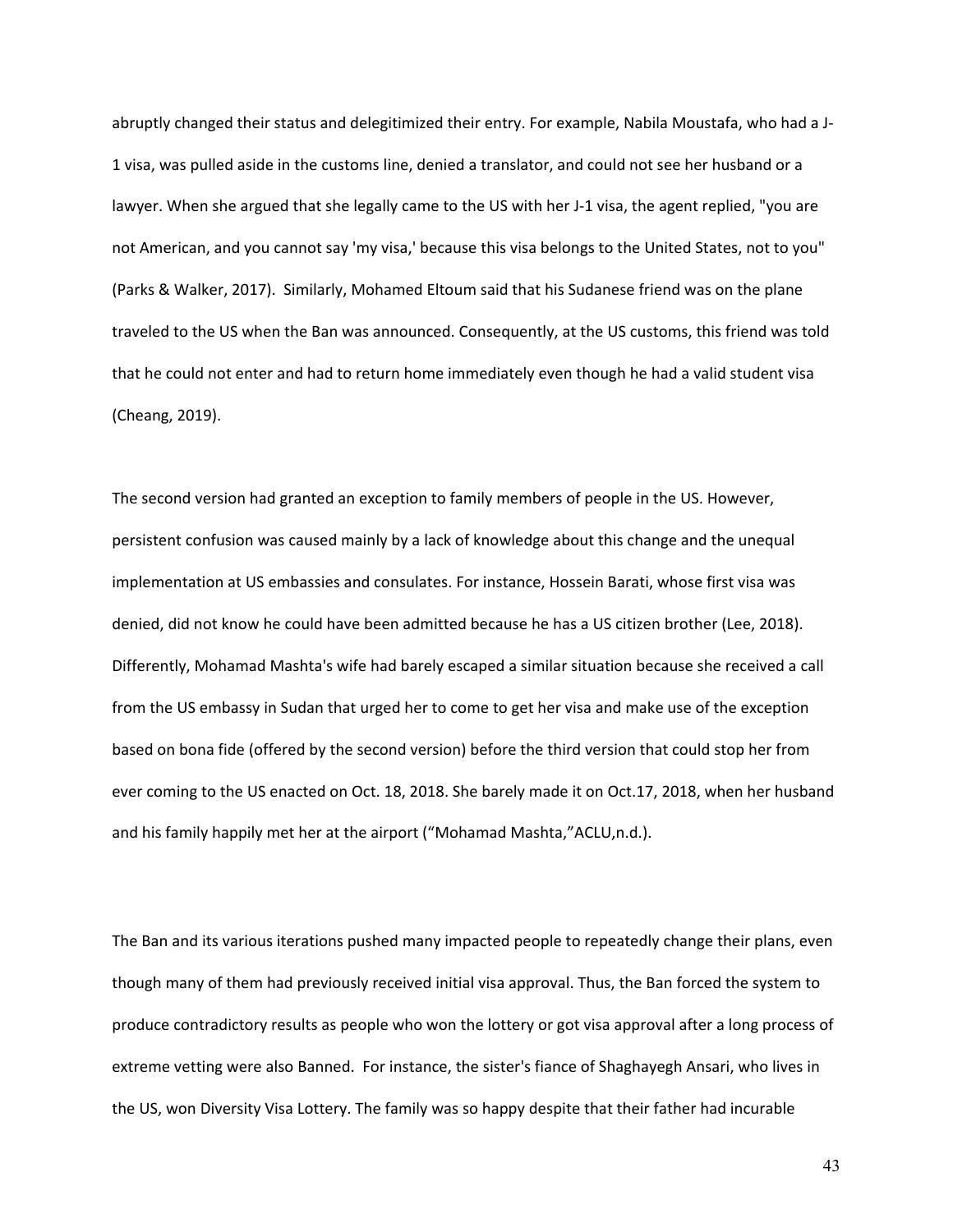abruptly changed their status and delegitimized their entry. For example, Nabila Moustafa, who had a J-1 visa, was pulled aside in the customs line, denied a translator, and could not see her husband or a lawyer. When she argued that she legally came to the US with her J-1 visa, the agent replied, "you are not American, and you cannot say 'my visa,' because this visa belongs to the United States, not to you" (Parks & Walker, 2017). Similarly, Mohamed Eltoum said that his Sudanese friend was on the plane traveled to the US when the Ban was announced. Consequently, at the US customs, this friend was told that he could not enter and had to return home immediately even though he had a valid student visa (Cheang, 2019).

The second version had granted an exception to family members of people in the US. However, persistent confusion was caused mainly by a lack of knowledge about this change and the unequal implementation at US embassies and consulates. For instance, Hossein Barati, whose first visa was denied, did not know he could have been admitted because he has a US citizen brother (Lee, 2018). Differently, Mohamad Mashta's wife had barely escaped a similar situation because she received a call from the US embassy in Sudan that urged her to come to get her visa and make use of the exception based on bona fide (offered by the second version) before the third version that could stop her from ever coming to the US enacted on Oct. 18, 2018. She barely made it on Oct.17, 2018, when her husband and his family happily met her at the airport ("Mohamad Mashta,"ACLU,n.d.).

The Ban and its various iterations pushed many impacted people to repeatedly change their plans, even though many of them had previously received initial visa approval. Thus, the Ban forced the system to produce contradictory results as people who won the lottery or got visa approval after a long process of extreme vetting were also Banned. For instance, the sister's fiance of Shaghayegh Ansari, who lives in the US, won Diversity Visa Lottery. The family was so happy despite that their father had incurable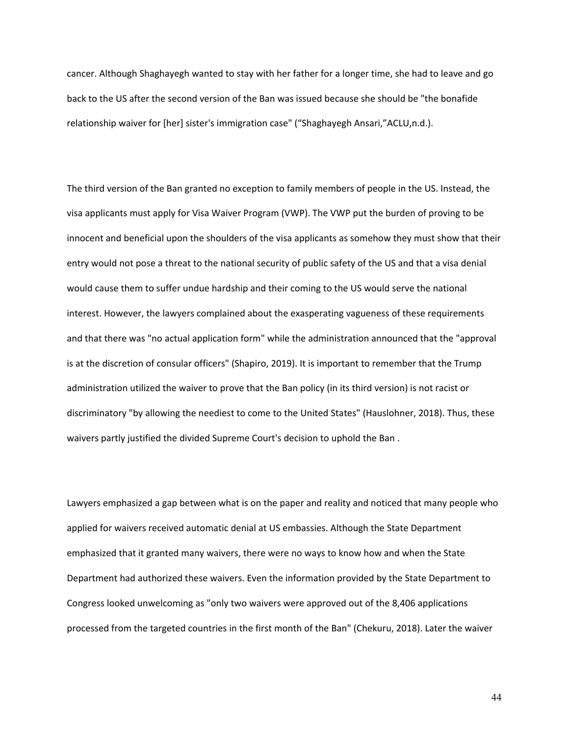cancer. Although Shaghayegh wanted to stay with her father for a longer time, she had to leave and go back to the US after the second version of the Ban was issued because she should be "the bonafide relationship waiver for [her] sister's immigration case" (“Shaghayegh Ansari,”ACLU,n.d.).

The third version of the Ban granted no exception to family members of people in the US. Instead, the visa applicants must apply for Visa Waiver Program (VWP). The VWP put the burden of proving to be innocent and beneficial upon the shoulders of the visa applicants as somehow they must show that their entry would not pose a threat to the national security of public safety of the US and that a visa denial would cause them to suffer undue hardship and their coming to the US would serve the national interest. However, the lawyers complained about the exasperating vagueness of these requirements and that there was "no actual application form" while the administration announced that the "approval is at the discretion of consular officers" (Shapiro, 2019). It is important to remember that the Trump administration utilized the waiver to prove that the Ban policy (in its third version) is not racist or discriminatory "by allowing the neediest to come to the United States" (Hauslohner, 2018). Thus, these waivers partly justified the divided Supreme Court's decision to uphold the Ban .

Lawyers emphasized a gap between what is on the paper and reality and noticed that many people who applied for waivers received automatic denial at US embassies. Although the State Department emphasized that it granted many waivers, there were no ways to know how and when the State Department had authorized these waivers. Even the information provided by the State Department to Congress looked unwelcoming as "only two waivers were approved out of the 8,406 applications processed from the targeted countries in the first month of the Ban" (Chekuru, 2018). Later the waiver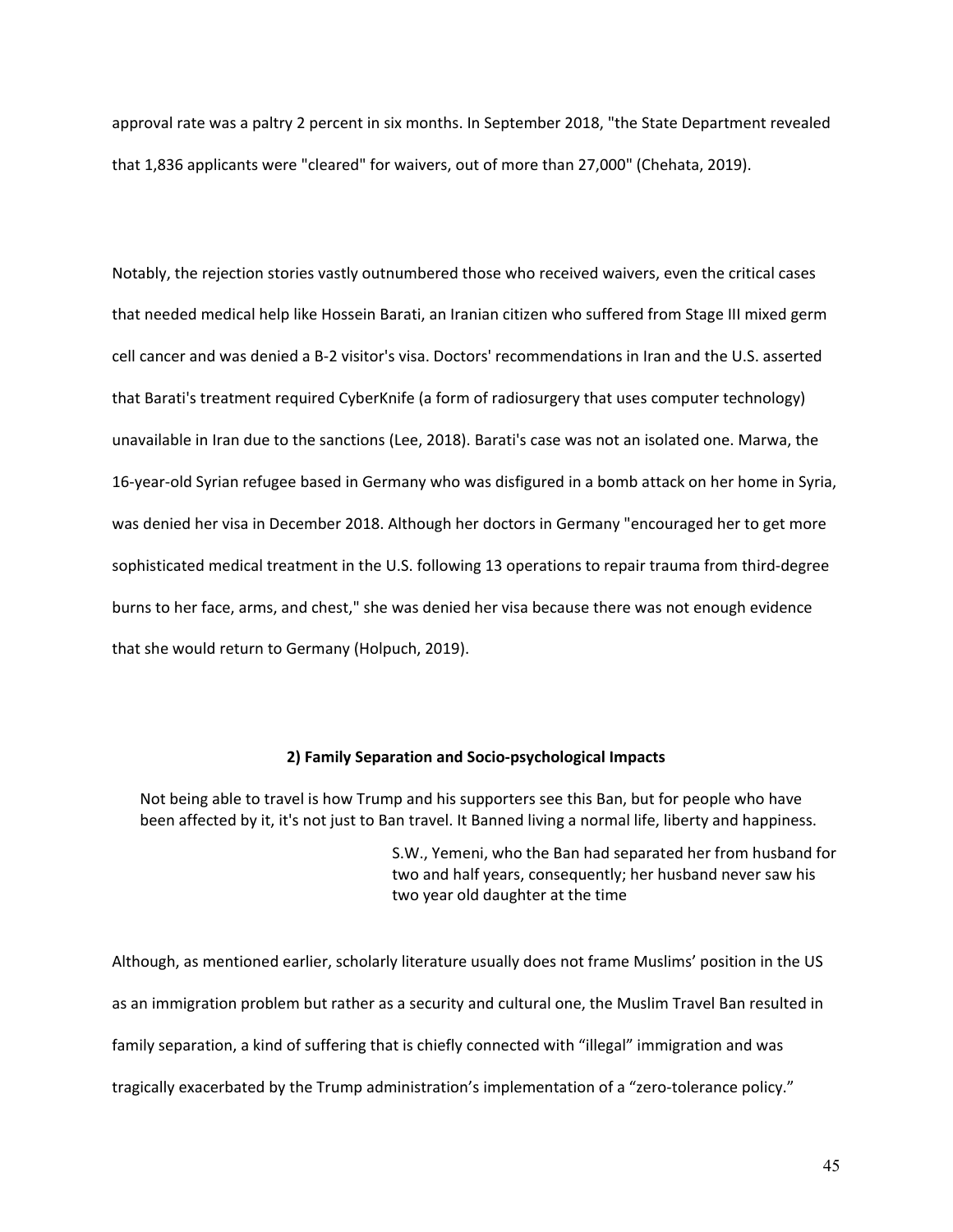approval rate was a paltry 2 percent in six months. In September 2018, "the State Department revealed that 1,836 applicants were "cleared" for waivers, out of more than 27,000" (Chehata, 2019).

Notably, the rejection stories vastly outnumbered those who received waivers, even the critical cases that needed medical help like Hossein Barati, an Iranian citizen who suffered from Stage III mixed germ cell cancer and was denied a B-2 visitor's visa. Doctors' recommendations in Iran and the U.S. asserted that Barati's treatment required CyberKnife (a form of radiosurgery that uses computer technology) unavailable in Iran due to the sanctions (Lee, 2018). Barati's case was not an isolated one. Marwa, the 16-year-old Syrian refugee based in Germany who was disfigured in a bomb attack on her home in Syria, was denied her visa in December 2018. Although her doctors in Germany "encouraged her to get more sophisticated medical treatment in the U.S. following 13 operations to repair trauma from third-degree burns to her face, arms, and chest," she was denied her visa because there was not enough evidence that she would return to Germany (Holpuch, 2019).

### 2) Family Separation and Socio-psychological Impacts

> Not being able to travel is how Trump and his supporters see this Ban, but for people who have been affected by it, it's not just to Ban travel. It Banned living a normal life, liberty and happiness.
>
> S.W., Yemeni, who the Ban had separated her from husband for two and half years, consequently; her husband never saw his two year old daughter at the time

Although, as mentioned earlier, scholarly literature usually does not frame Muslims' position in the US as an immigration problem but rather as a security and cultural one, the Muslim Travel Ban resulted in family separation, a kind of suffering that is chiefly connected with "illegal" immigration and was tragically exacerbated by the Trump administration's implementation of a "zero-tolerance policy."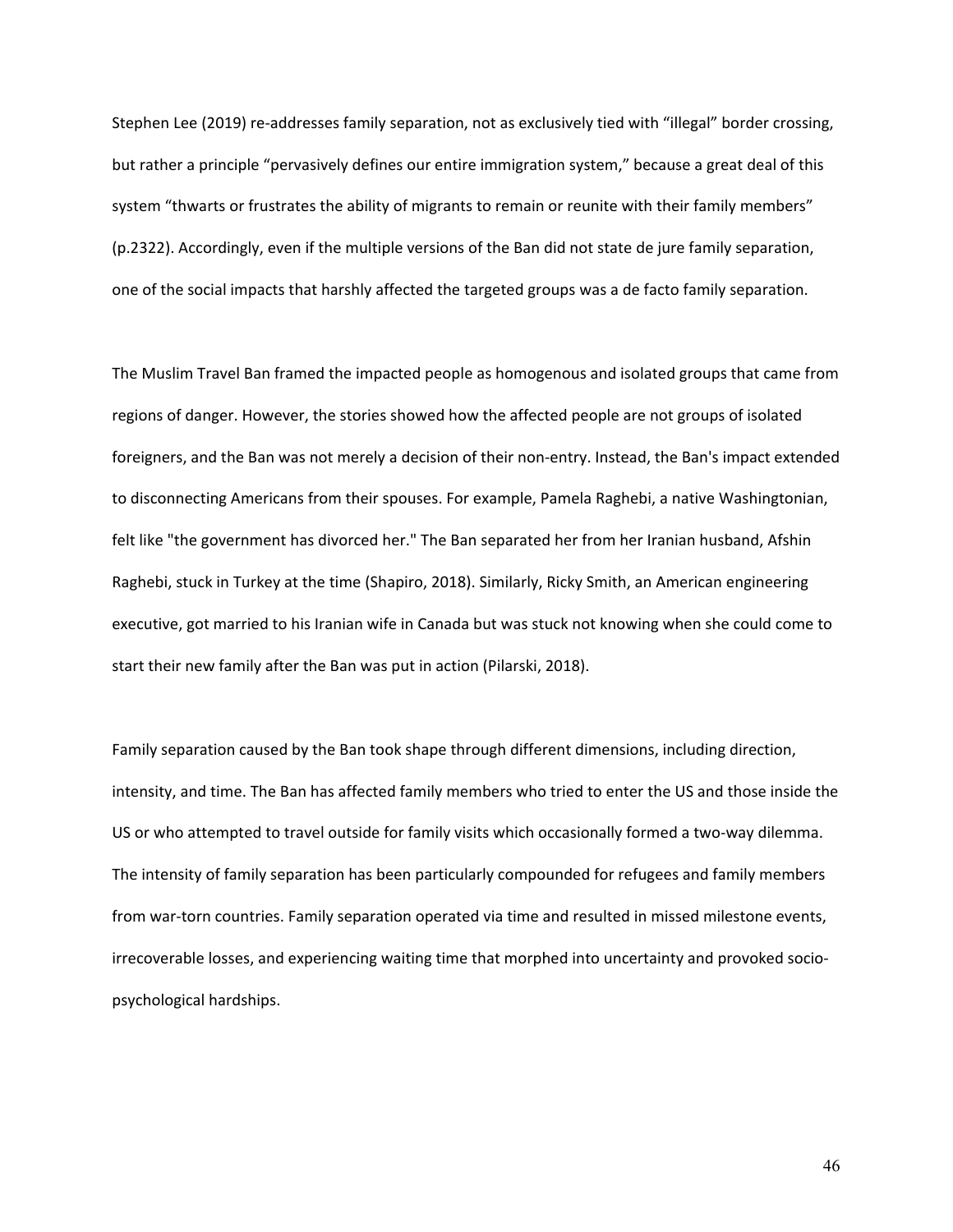Stephen Lee (2019) re-addresses family separation, not as exclusively tied with “illegal” border crossing, but rather a principle “pervasively defines our entire immigration system,” because a great deal of this system “thwarts or frustrates the ability of migrants to remain or reunite with their family members” (p.2322). Accordingly, even if the multiple versions of the Ban did not state de jure family separation, one of the social impacts that harshly affected the targeted groups was a de facto family separation.

The Muslim Travel Ban framed the impacted people as homogenous and isolated groups that came from regions of danger. However, the stories showed how the affected people are not groups of isolated foreigners, and the Ban was not merely a decision of their non-entry. Instead, the Ban's impact extended to disconnecting Americans from their spouses. For example, Pamela Raghebi, a native Washingtonian, felt like "the government has divorced her." The Ban separated her from her Iranian husband, Afshin Raghebi, stuck in Turkey at the time (Shapiro, 2018). Similarly, Ricky Smith, an American engineering executive, got married to his Iranian wife in Canada but was stuck not knowing when she could come to start their new family after the Ban was put in action (Pilarski, 2018).

Family separation caused by the Ban took shape through different dimensions, including direction, intensity, and time. The Ban has affected family members who tried to enter the US and those inside the US or who attempted to travel outside for family visits which occasionally formed a two-way dilemma. The intensity of family separation has been particularly compounded for refugees and family members from war-torn countries. Family separation operated via time and resulted in missed milestone events, irrecoverable losses, and experiencing waiting time that morphed into uncertainty and provoked socio-psychological hardships.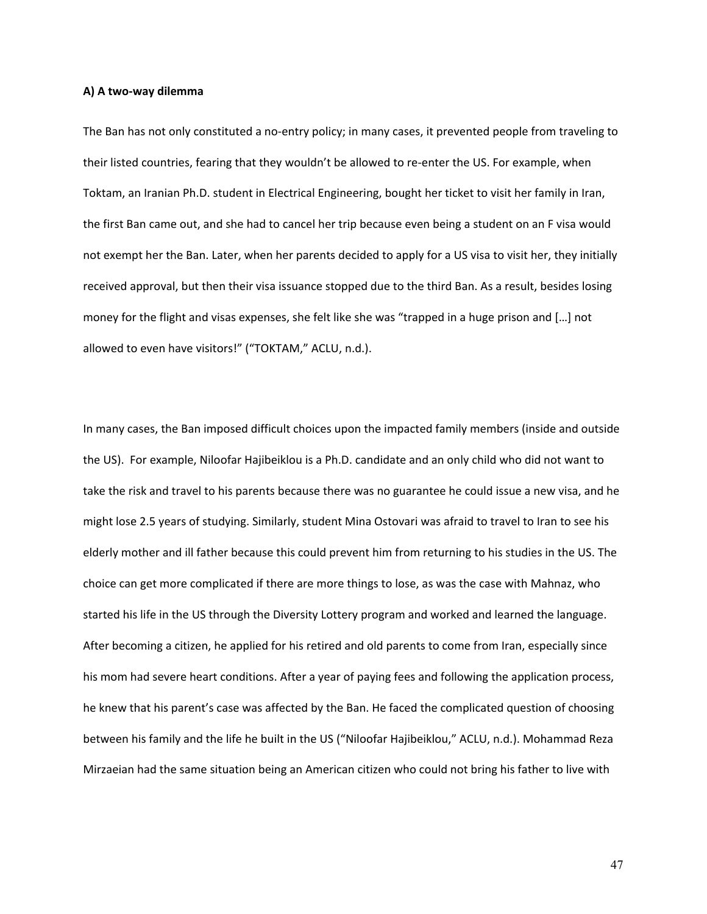**A) A two-way dilemma**

The Ban has not only constituted a no-entry policy; in many cases, it prevented people from traveling to their listed countries, fearing that they wouldn't be allowed to re-enter the US. For example, when Toktam, an Iranian Ph.D. student in Electrical Engineering, bought her ticket to visit her family in Iran, the first Ban came out, and she had to cancel her trip because even being a student on an F visa would not exempt her the Ban. Later, when her parents decided to apply for a US visa to visit her, they initially received approval, but then their visa issuance stopped due to the third Ban. As a result, besides losing money for the flight and visas expenses, she felt like she was "trapped in a huge prison and […] not allowed to even have visitors!" ("TOKTAM," ACLU, n.d.).

In many cases, the Ban imposed difficult choices upon the impacted family members (inside and outside the US). For example, Niloofar Hajibeiklou is a Ph.D. candidate and an only child who did not want to take the risk and travel to his parents because there was no guarantee he could issue a new visa, and he might lose 2.5 years of studying. Similarly, student Mina Ostovari was afraid to travel to Iran to see his elderly mother and ill father because this could prevent him from returning to his studies in the US. The choice can get more complicated if there are more things to lose, as was the case with Mahnaz, who started his life in the US through the Diversity Lottery program and worked and learned the language. After becoming a citizen, he applied for his retired and old parents to come from Iran, especially since his mom had severe heart conditions. After a year of paying fees and following the application process, he knew that his parent's case was affected by the Ban. He faced the complicated question of choosing between his family and the life he built in the US ("Niloofar Hajibeiklou," ACLU, n.d.). Mohammad Reza Mirzaeian had the same situation being an American citizen who could not bring his father to live with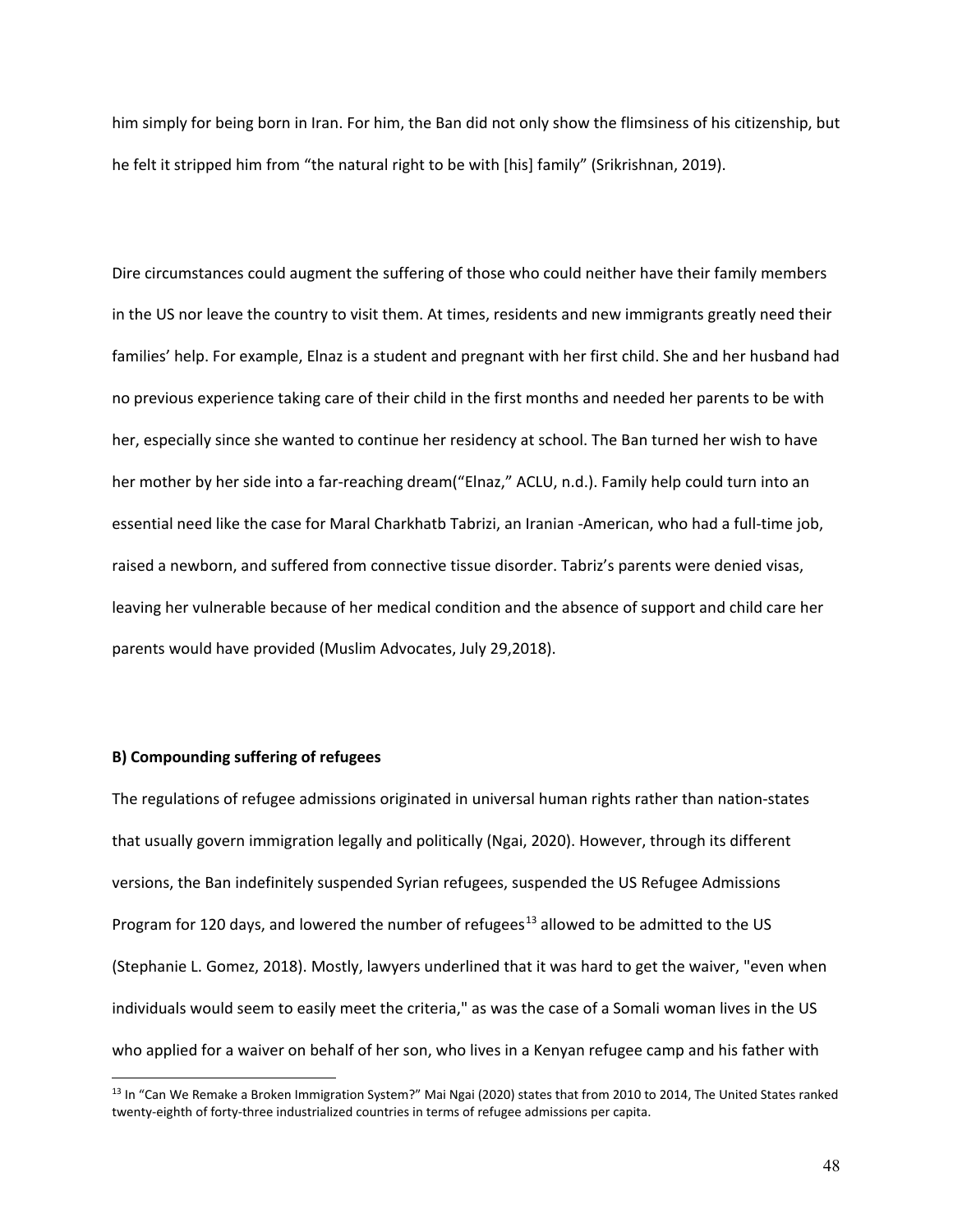him simply for being born in Iran. For him, the Ban did not only show the flimsiness of his citizenship, but he felt it stripped him from "the natural right to be with [his] family" (Srikrishnan, 2019).

Dire circumstances could augment the suffering of those who could neither have their family members in the US nor leave the country to visit them. At times, residents and new immigrants greatly need their families' help. For example, Elnaz is a student and pregnant with her first child. She and her husband had no previous experience taking care of their child in the first months and needed her parents to be with her, especially since she wanted to continue her residency at school. The Ban turned her wish to have her mother by her side into a far-reaching dream("Elnaz," ACLU, n.d.). Family help could turn into an essential need like the case for Maral Charkhatb Tabrizi, an Iranian -American, who had a full-time job, raised a newborn, and suffered from connective tissue disorder. Tabriz's parents were denied visas, leaving her vulnerable because of her medical condition and the absence of support and child care her parents would have provided (Muslim Advocates, July 29,2018).

**B) Compounding suffering of refugees**

The regulations of refugee admissions originated in universal human rights rather than nation-states that usually govern immigration legally and politically (Ngai, 2020). However, through its different versions, the Ban indefinitely suspended Syrian refugees, suspended the US Refugee Admissions Program for 120 days, and lowered the number of refugees[13] allowed to be admitted to the US (Stephanie L. Gomez, 2018). Mostly, lawyers underlined that it was hard to get the waiver, "even when individuals would seem to easily meet the criteria," as was the case of a Somali woman lives in the US who applied for a waiver on behalf of her son, who lives in a Kenyan refugee camp and his father with

[13] In "Can We Remake a Broken Immigration System?" Mai Ngai (2020) states that from 2010 to 2014, The United States ranked twenty-eighth of forty-three industrialized countries in terms of refugee admissions per capita.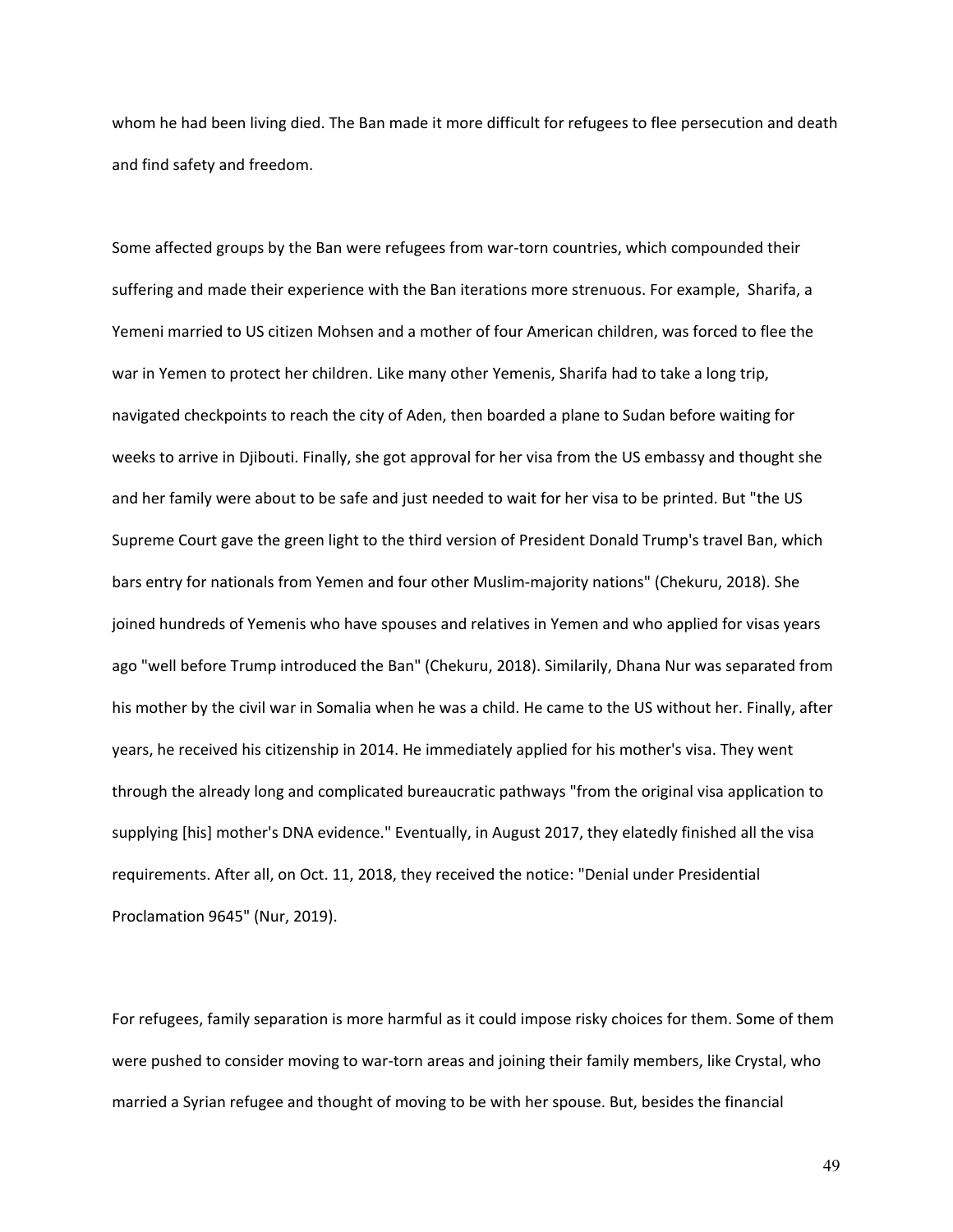whom he had been living died. The Ban made it more difficult for refugees to flee persecution and death and find safety and freedom.

Some affected groups by the Ban were refugees from war-torn countries, which compounded their suffering and made their experience with the Ban iterations more strenuous. For example, Sharifa, a Yemeni married to US citizen Mohsen and a mother of four American children, was forced to flee the war in Yemen to protect her children. Like many other Yemenis, Sharifa had to take a long trip, navigated checkpoints to reach the city of Aden, then boarded a plane to Sudan before waiting for weeks to arrive in Djibouti. Finally, she got approval for her visa from the US embassy and thought she and her family were about to be safe and just needed to wait for her visa to be printed. But "the US Supreme Court gave the green light to the third version of President Donald Trump's travel Ban, which bars entry for nationals from Yemen and four other Muslim-majority nations" (Chekuru, 2018). She joined hundreds of Yemenis who have spouses and relatives in Yemen and who applied for visas years ago "well before Trump introduced the Ban" (Chekuru, 2018). Similarily, Dhana Nur was separated from his mother by the civil war in Somalia when he was a child. He came to the US without her. Finally, after years, he received his citizenship in 2014. He immediately applied for his mother's visa. They went through the already long and complicated bureaucratic pathways "from the original visa application to supplying [his] mother's DNA evidence." Eventually, in August 2017, they elatedly finished all the visa requirements. After all, on Oct. 11, 2018, they received the notice: "Denial under Presidential Proclamation 9645" (Nur, 2019).

For refugees, family separation is more harmful as it could impose risky choices for them. Some of them were pushed to consider moving to war-torn areas and joining their family members, like Crystal, who married a Syrian refugee and thought of moving to be with her spouse. But, besides the financial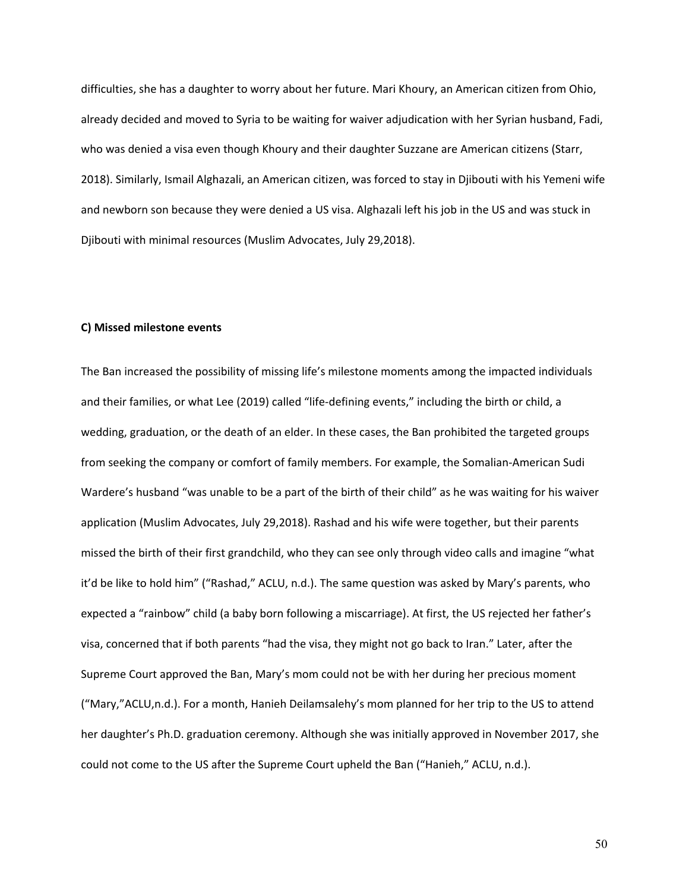difficulties, she has a daughter to worry about her future. Mari Khoury, an American citizen from Ohio, already decided and moved to Syria to be waiting for waiver adjudication with her Syrian husband, Fadi, who was denied a visa even though Khoury and their daughter Suzzane are American citizens (Starr, 2018). Similarly, Ismail Alghazali, an American citizen, was forced to stay in Djibouti with his Yemeni wife and newborn son because they were denied a US visa. Alghazali left his job in the US and was stuck in Djibouti with minimal resources (Muslim Advocates, July 29,2018).

**C) Missed milestone events**

The Ban increased the possibility of missing life's milestone moments among the impacted individuals and their families, or what Lee (2019) called "life-defining events," including the birth or child, a wedding, graduation, or the death of an elder. In these cases, the Ban prohibited the targeted groups from seeking the company or comfort of family members. For example, the Somalian-American Sudi Wardere's husband "was unable to be a part of the birth of their child" as he was waiting for his waiver application (Muslim Advocates, July 29,2018). Rashad and his wife were together, but their parents missed the birth of their first grandchild, who they can see only through video calls and imagine "what it'd be like to hold him" ("Rashad," ACLU, n.d.). The same question was asked by Mary's parents, who expected a "rainbow" child (a baby born following a miscarriage). At first, the US rejected her father's visa, concerned that if both parents "had the visa, they might not go back to Iran." Later, after the Supreme Court approved the Ban, Mary's mom could not be with her during her precious moment ("Mary,"ACLU,n.d.). For a month, Hanieh Deilamsalehy's mom planned for her trip to the US to attend her daughter's Ph.D. graduation ceremony. Although she was initially approved in November 2017, she could not come to the US after the Supreme Court upheld the Ban ("Hanieh," ACLU, n.d.).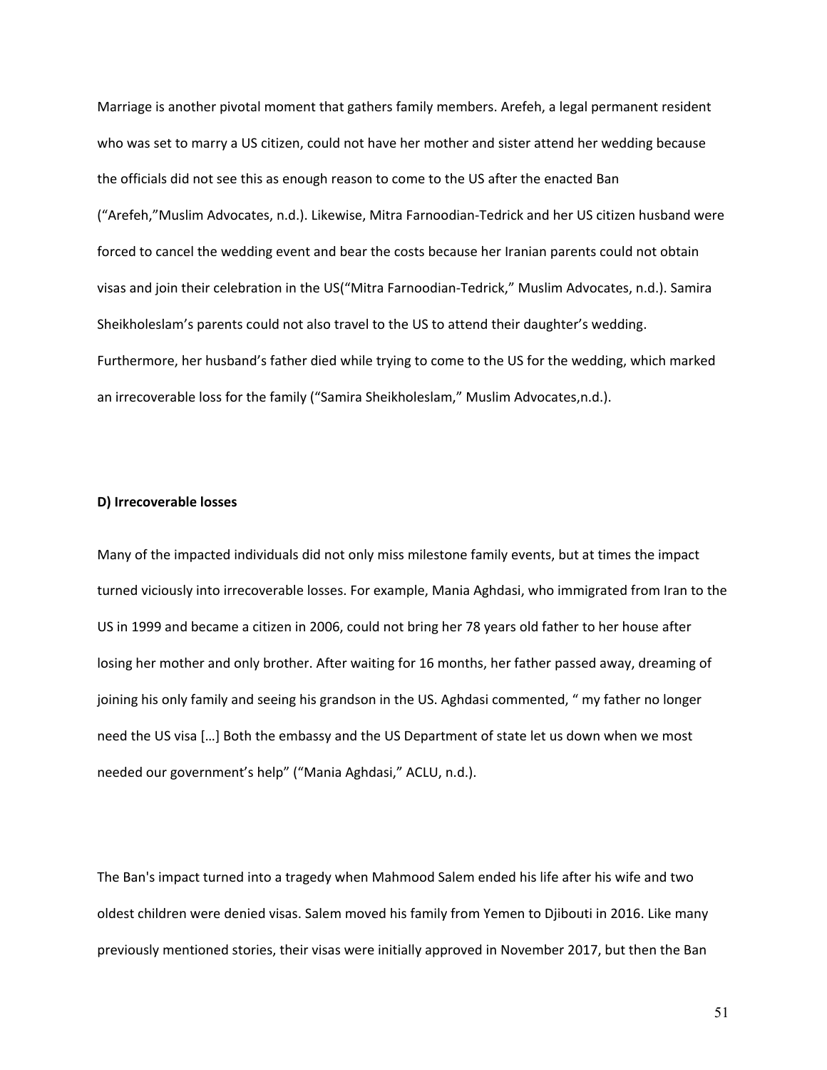Marriage is another pivotal moment that gathers family members. Arefeh, a legal permanent resident who was set to marry a US citizen, could not have her mother and sister attend her wedding because the officials did not see this as enough reason to come to the US after the enacted Ban (“Arefeh,”Muslim Advocates, n.d.). Likewise, Mitra Farnoodian-Tedrick and her US citizen husband were forced to cancel the wedding event and bear the costs because her Iranian parents could not obtain visas and join their celebration in the US(“Mitra Farnoodian-Tedrick,” Muslim Advocates, n.d.). Samira Sheikholeslam’s parents could not also travel to the US to attend their daughter’s wedding. Furthermore, her husband’s father died while trying to come to the US for the wedding, which marked an irrecoverable loss for the family (“Samira Sheikholeslam,” Muslim Advocates,n.d.).

**D) Irrecoverable losses**

Many of the impacted individuals did not only miss milestone family events, but at times the impact turned viciously into irrecoverable losses. For example, Mania Aghdasi, who immigrated from Iran to the US in 1999 and became a citizen in 2006, could not bring her 78 years old father to her house after losing her mother and only brother. After waiting for 16 months, her father passed away, dreaming of joining his only family and seeing his grandson in the US. Aghdasi commented, “ my father no longer need the US visa […] Both the embassy and the US Department of state let us down when we most needed our government’s help” (“Mania Aghdasi,” ACLU, n.d.).

The Ban's impact turned into a tragedy when Mahmood Salem ended his life after his wife and two oldest children were denied visas. Salem moved his family from Yemen to Djibouti in 2016. Like many previously mentioned stories, their visas were initially approved in November 2017, but then the Ban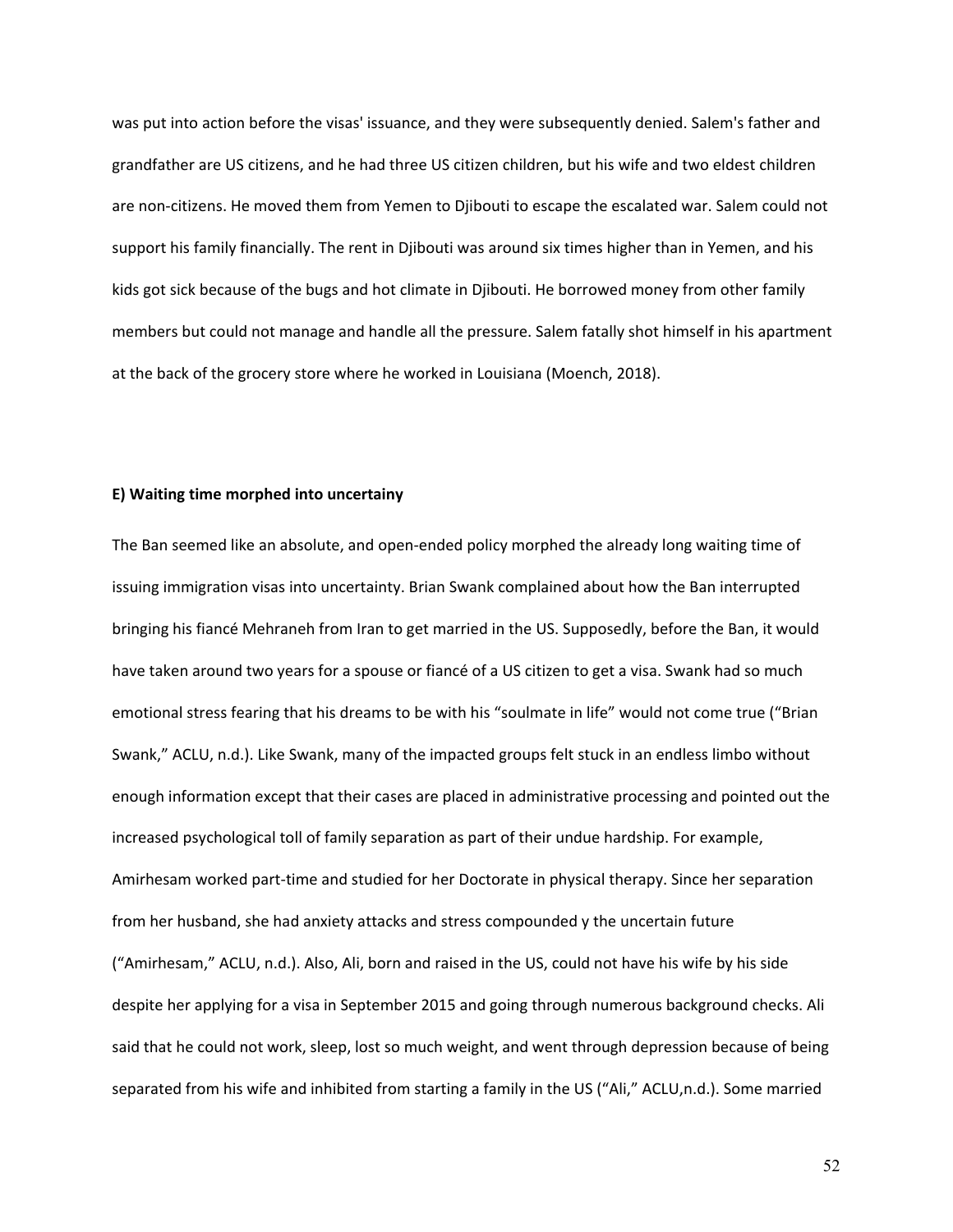was put into action before the visas' issuance, and they were subsequently denied. Salem's father and grandfather are US citizens, and he had three US citizen children, but his wife and two eldest children are non-citizens. He moved them from Yemen to Djibouti to escape the escalated war. Salem could not support his family financially. The rent in Djibouti was around six times higher than in Yemen, and his kids got sick because of the bugs and hot climate in Djibouti. He borrowed money from other family members but could not manage and handle all the pressure. Salem fatally shot himself in his apartment at the back of the grocery store where he worked in Louisiana (Moench, 2018).

**E) Waiting time morphed into uncertainy**

The Ban seemed like an absolute, and open-ended policy morphed the already long waiting time of issuing immigration visas into uncertainty. Brian Swank complained about how the Ban interrupted bringing his fiancé Mehraneh from Iran to get married in the US. Supposedly, before the Ban, it would have taken around two years for a spouse or fiancé of a US citizen to get a visa. Swank had so much emotional stress fearing that his dreams to be with his "soulmate in life" would not come true ("Brian Swank," ACLU, n.d.). Like Swank, many of the impacted groups felt stuck in an endless limbo without enough information except that their cases are placed in administrative processing and pointed out the increased psychological toll of family separation as part of their undue hardship. For example, Amirhesam worked part-time and studied for her Doctorate in physical therapy. Since her separation from her husband, she had anxiety attacks and stress compounded y the uncertain future ("Amirhesam," ACLU, n.d.). Also, Ali, born and raised in the US, could not have his wife by his side despite her applying for a visa in September 2015 and going through numerous background checks. Ali said that he could not work, sleep, lost so much weight, and went through depression because of being separated from his wife and inhibited from starting a family in the US ("Ali," ACLU,n.d.). Some married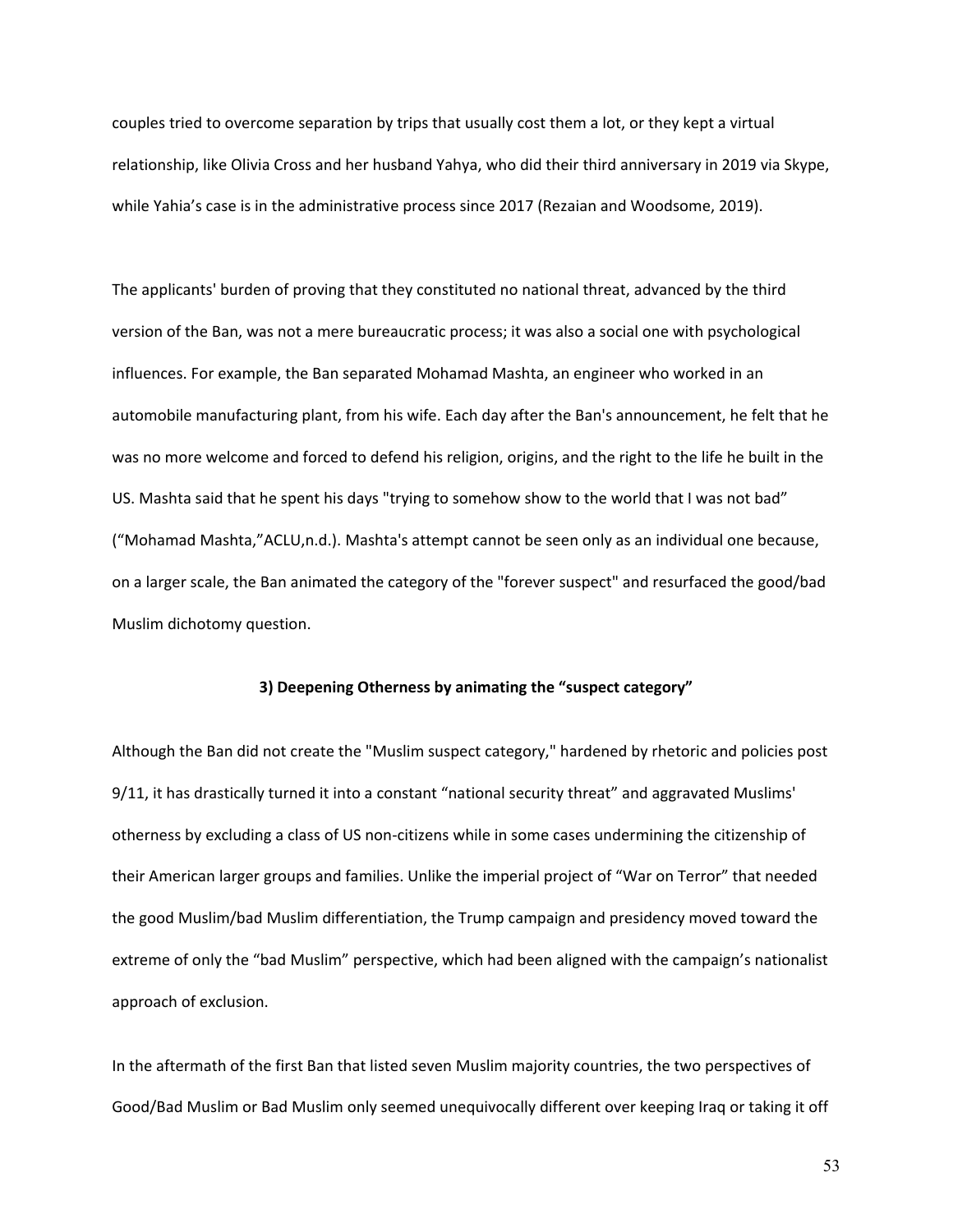couples tried to overcome separation by trips that usually cost them a lot, or they kept a virtual relationship, like Olivia Cross and her husband Yahya, who did their third anniversary in 2019 via Skype, while Yahia's case is in the administrative process since 2017 (Rezaian and Woodsome, 2019).

The applicants' burden of proving that they constituted no national threat, advanced by the third version of the Ban, was not a mere bureaucratic process; it was also a social one with psychological influences. For example, the Ban separated Mohamad Mashta, an engineer who worked in an automobile manufacturing plant, from his wife. Each day after the Ban's announcement, he felt that he was no more welcome and forced to defend his religion, origins, and the right to the life he built in the US. Mashta said that he spent his days "trying to somehow show to the world that I was not bad" ("Mohamad Mashta,"ACLU,n.d.). Mashta's attempt cannot be seen only as an individual one because, on a larger scale, the Ban animated the category of the "forever suspect" and resurfaced the good/bad Muslim dichotomy question.

### 3) Deepening Otherness by animating the "suspect category"

Although the Ban did not create the "Muslim suspect category," hardened by rhetoric and policies post 9/11, it has drastically turned it into a constant "national security threat" and aggravated Muslims' otherness by excluding a class of US non-citizens while in some cases undermining the citizenship of their American larger groups and families. Unlike the imperial project of "War on Terror" that needed the good Muslim/bad Muslim differentiation, the Trump campaign and presidency moved toward the extreme of only the "bad Muslim" perspective, which had been aligned with the campaign's nationalist approach of exclusion.

In the aftermath of the first Ban that listed seven Muslim majority countries, the two perspectives of Good/Bad Muslim or Bad Muslim only seemed unequivocally different over keeping Iraq or taking it off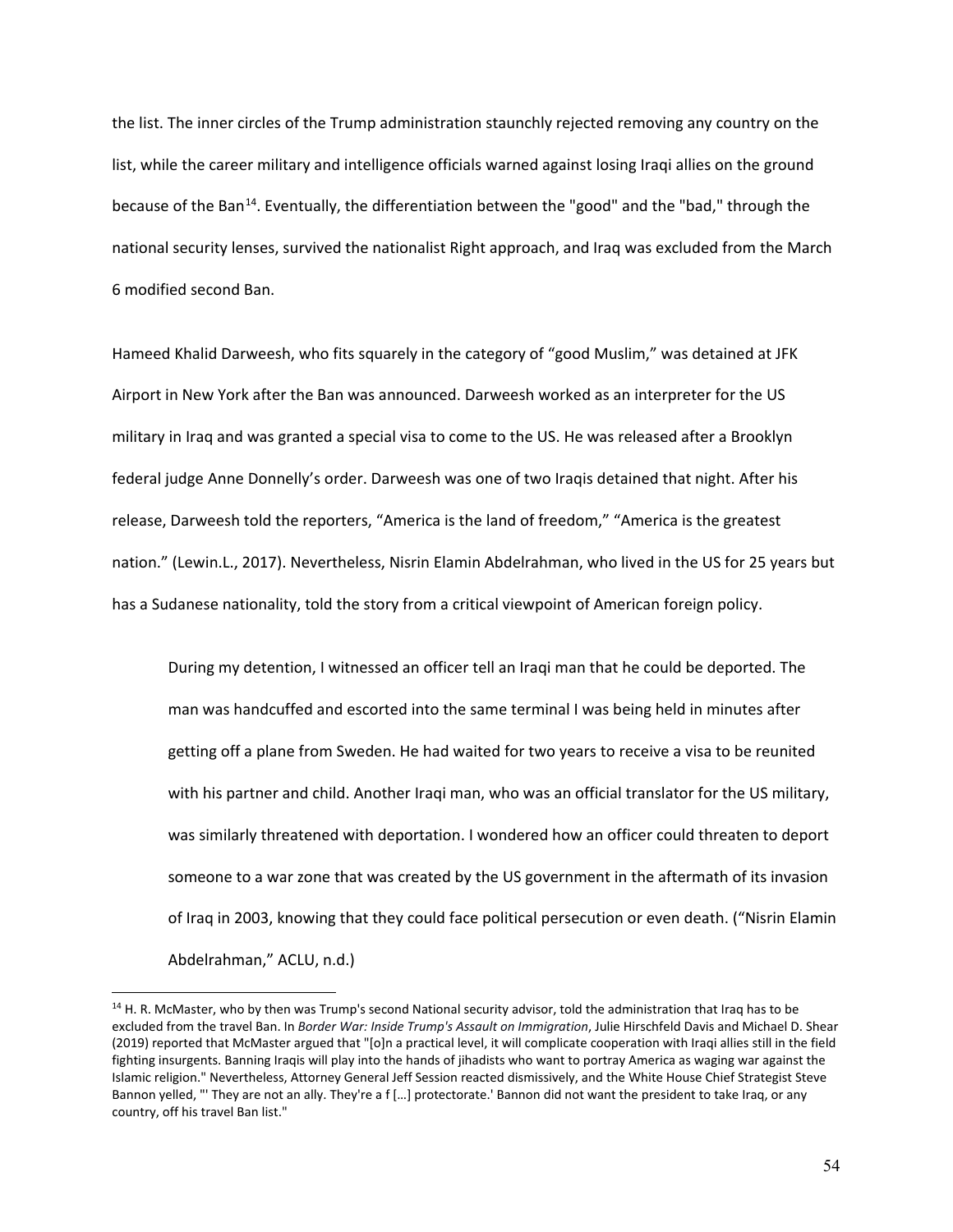the list. The inner circles of the Trump administration staunchly rejected removing any country on the list, while the career military and intelligence officials warned against losing Iraqi allies on the ground because of the Ban[14]. Eventually, the differentiation between the "good" and the "bad," through the national security lenses, survived the nationalist Right approach, and Iraq was excluded from the March 6 modified second Ban.

Hameed Khalid Darweesh, who fits squarely in the category of "good Muslim," was detained at JFK Airport in New York after the Ban was announced. Darweesh worked as an interpreter for the US military in Iraq and was granted a special visa to come to the US. He was released after a Brooklyn federal judge Anne Donnelly's order. Darweesh was one of two Iraqis detained that night. After his release, Darweesh told the reporters, "America is the land of freedom," "America is the greatest nation." (Lewin.L., 2017). Nevertheless, Nisrin Elamin Abdelrahman, who lived in the US for 25 years but has a Sudanese nationality, told the story from a critical viewpoint of American foreign policy.

> During my detention, I witnessed an officer tell an Iraqi man that he could be deported. The man was handcuffed and escorted into the same terminal I was being held in minutes after getting off a plane from Sweden. He had waited for two years to receive a visa to be reunited with his partner and child. Another Iraqi man, who was an official translator for the US military, was similarly threatened with deportation. I wondered how an officer could threaten to deport someone to a war zone that was created by the US government in the aftermath of its invasion of Iraq in 2003, knowing that they could face political persecution or even death. ("Nisrin Elamin Abdelrahman," ACLU, n.d.)

---

[14] H. R. McMaster, who by then was Trump's second National security advisor, told the administration that Iraq has to be excluded from the travel Ban. In *Border War: Inside Trump's Assault on Immigration*, Julie Hirschfeld Davis and Michael D. Shear (2019) reported that McMaster argued that "[o]n a practical level, it will complicate cooperation with Iraqi allies still in the field fighting insurgents. Banning Iraqis will play into the hands of jihadists who want to portray America as waging war against the Islamic religion." Nevertheless, Attorney General Jeff Session reacted dismissively, and the White House Chief Strategist Steve Bannon yelled, "' They are not an ally. They're a f […] protectorate.' Bannon did not want the president to take Iraq, or any country, off his travel Ban list."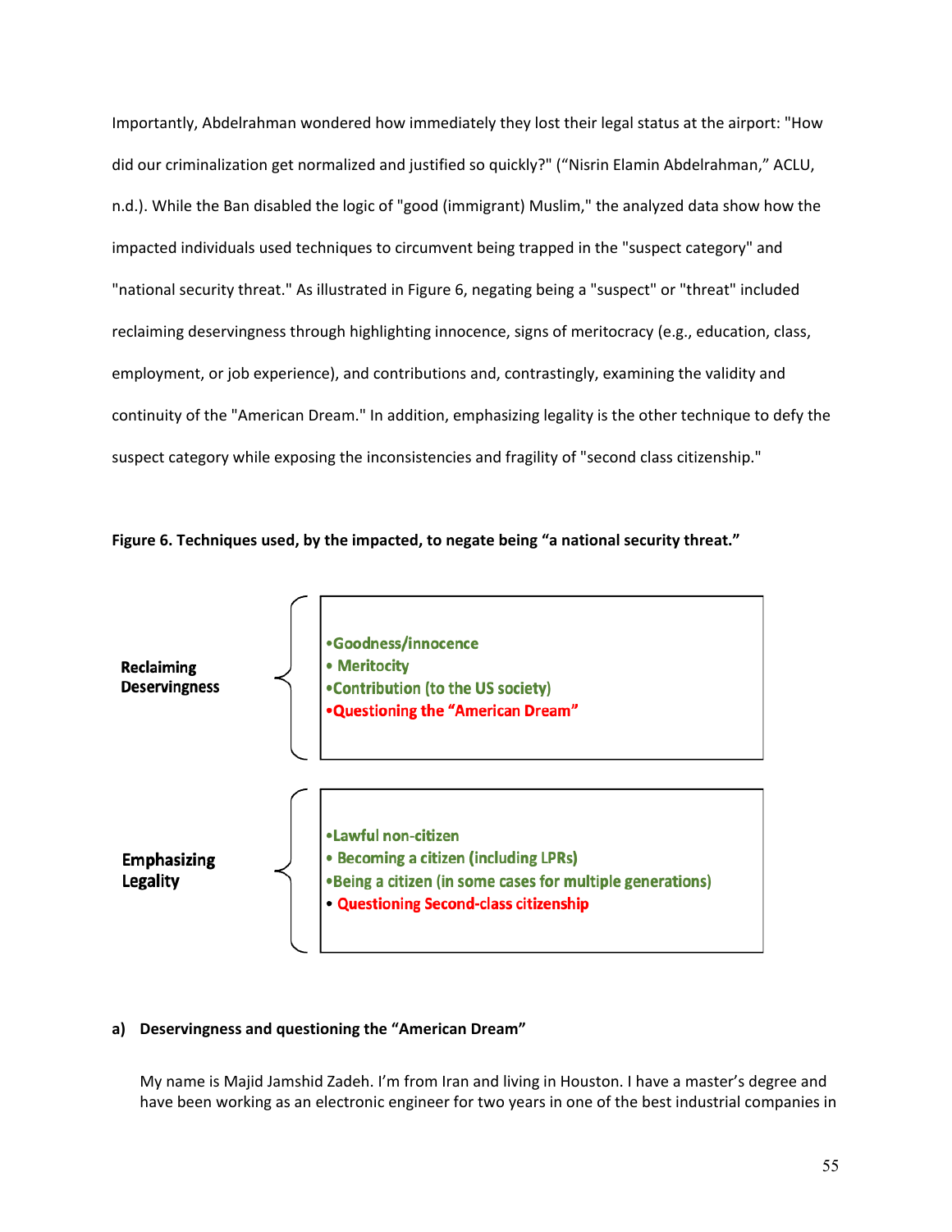Importantly, Abdelrahman wondered how immediately they lost their legal status at the airport: "How did our criminalization get normalized and justified so quickly?" ("Nisrin Elamin Abdelrahman," ACLU, n.d.). While the Ban disabled the logic of "good (immigrant) Muslim," the analyzed data show how the impacted individuals used techniques to circumvent being trapped in the "suspect category" and "national security threat." As illustrated in Figure 6, negating being a "suspect" or "threat" included reclaiming deservingness through highlighting innocence, signs of meritocracy (e.g., education, class, employment, or job experience), and contributions and, contrastingly, examining the validity and continuity of the "American Dream." In addition, emphasizing legality is the other technique to defy the suspect category while exposing the inconsistencies and fragility of "second class citizenship."

**Figure 6. Techniques used, by the impacted, to negate being "a national security threat."**

**Reclaiming Deservingness**

- Goodness/innocence
- Meritocity
- Contribution (to the US society)
- Questioning the "American Dream"

**Emphasizing Legality**

- Lawful non-citizen
- Becoming a citizen (including LPRs)
- Being a citizen (in some cases for multiple generations)
- Questioning Second-class citizenship

**a) Deservingness and questioning the "American Dream"**

> My name is Majid Jamshid Zadeh. I'm from Iran and living in Houston. I have a master's degree and have been working as an electronic engineer for two years in one of the best industrial companies in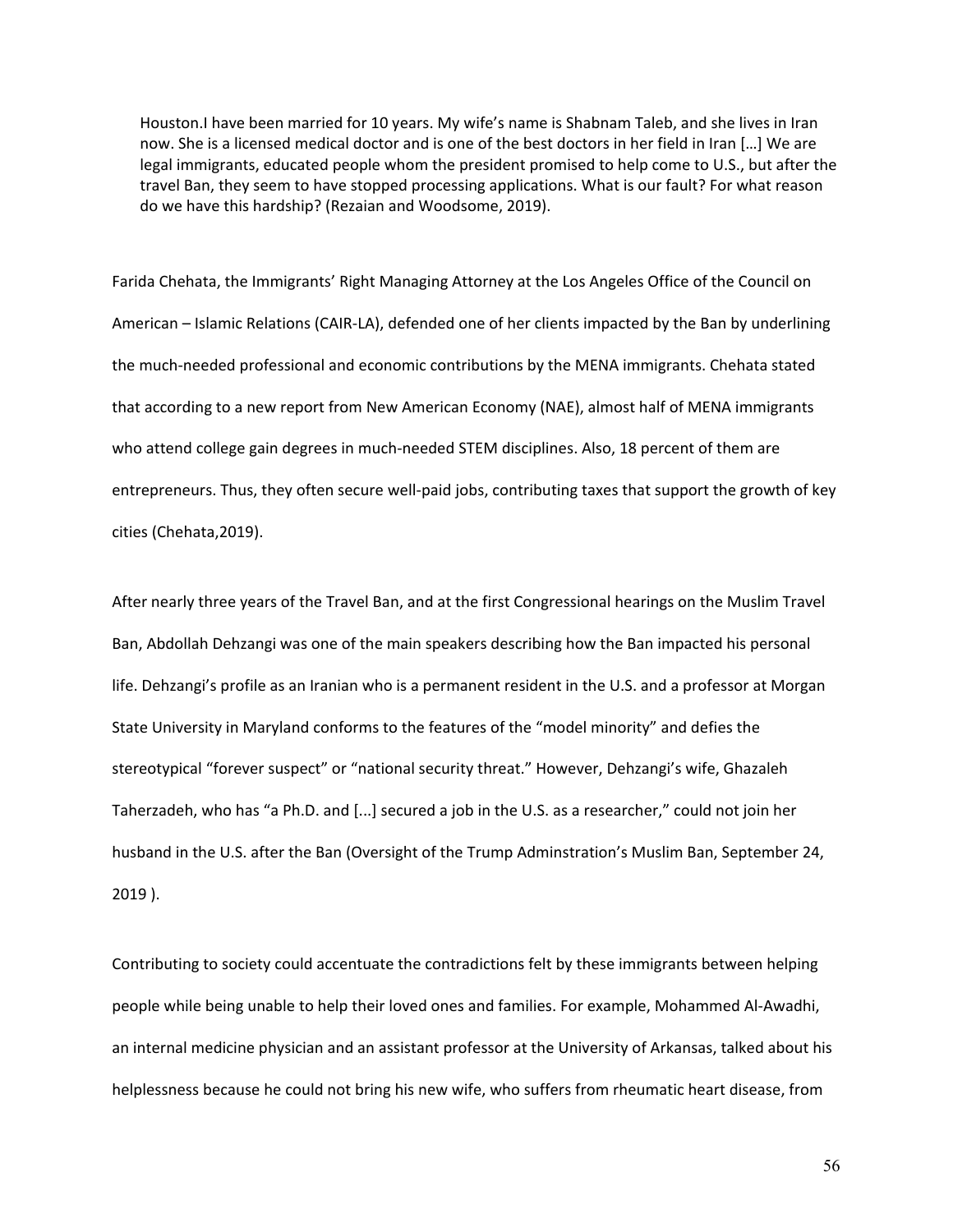> Houston.I have been married for 10 years. My wife's name is Shabnam Taleb, and she lives in Iran now. She is a licensed medical doctor and is one of the best doctors in her field in Iran […] We are legal immigrants, educated people whom the president promised to help come to U.S., but after the travel Ban, they seem to have stopped processing applications. What is our fault? For what reason do we have this hardship? (Rezaian and Woodsome, 2019).

Farida Chehata, the Immigrants' Right Managing Attorney at the Los Angeles Office of the Council on American – Islamic Relations (CAIR-LA), defended one of her clients impacted by the Ban by underlining the much-needed professional and economic contributions by the MENA immigrants. Chehata stated that according to a new report from New American Economy (NAE), almost half of MENA immigrants who attend college gain degrees in much-needed STEM disciplines. Also, 18 percent of them are entrepreneurs. Thus, they often secure well-paid jobs, contributing taxes that support the growth of key cities (Chehata,2019).

After nearly three years of the Travel Ban, and at the first Congressional hearings on the Muslim Travel Ban, Abdollah Dehzangi was one of the main speakers describing how the Ban impacted his personal life. Dehzangi's profile as an Iranian who is a permanent resident in the U.S. and a professor at Morgan State University in Maryland conforms to the features of the "model minority" and defies the stereotypical "forever suspect" or "national security threat." However, Dehzangi's wife, Ghazaleh Taherzadeh, who has "a Ph.D. and [...] secured a job in the U.S. as a researcher," could not join her husband in the U.S. after the Ban (Oversight of the Trump Adminstration's Muslim Ban, September 24, 2019 ).

Contributing to society could accentuate the contradictions felt by these immigrants between helping people while being unable to help their loved ones and families. For example, Mohammed Al-Awadhi, an internal medicine physician and an assistant professor at the University of Arkansas, talked about his helplessness because he could not bring his new wife, who suffers from rheumatic heart disease, from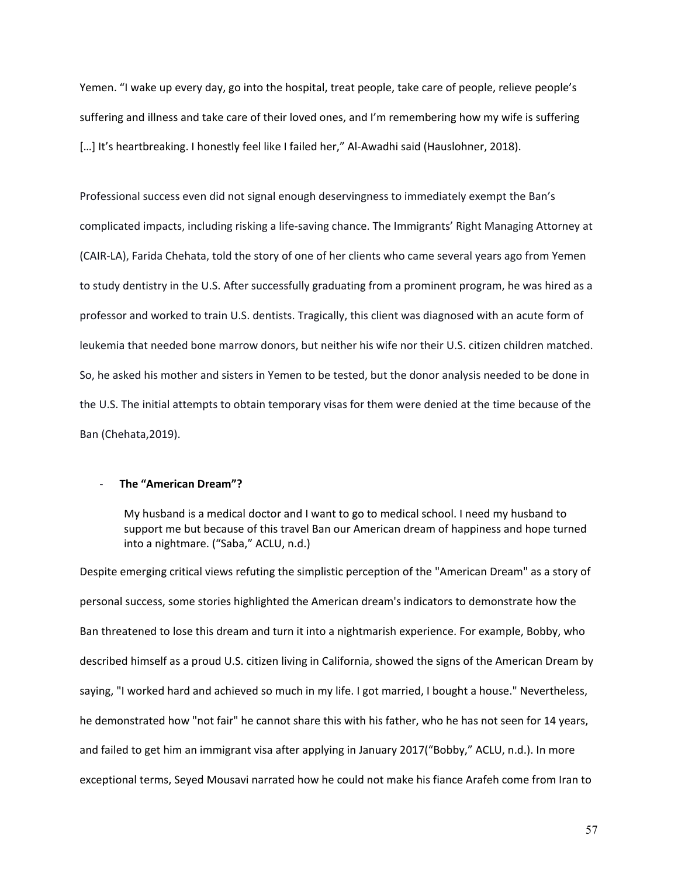Yemen. "I wake up every day, go into the hospital, treat people, take care of people, relieve people's suffering and illness and take care of their loved ones, and I'm remembering how my wife is suffering […] It's heartbreaking. I honestly feel like I failed her," Al-Awadhi said (Hauslohner, 2018).

Professional success even did not signal enough deservingness to immediately exempt the Ban's complicated impacts, including risking a life-saving chance. The Immigrants' Right Managing Attorney at (CAIR-LA), Farida Chehata, told the story of one of her clients who came several years ago from Yemen to study dentistry in the U.S. After successfully graduating from a prominent program, he was hired as a professor and worked to train U.S. dentists. Tragically, this client was diagnosed with an acute form of leukemia that needed bone marrow donors, but neither his wife nor their U.S. citizen children matched. So, he asked his mother and sisters in Yemen to be tested, but the donor analysis needed to be done in the U.S. The initial attempts to obtain temporary visas for them were denied at the time because of the Ban (Chehata,2019).

- **The "American Dream"?**

> My husband is a medical doctor and I want to go to medical school. I need my husband to support me but because of this travel Ban our American dream of happiness and hope turned into a nightmare. ("Saba," ACLU, n.d.)

Despite emerging critical views refuting the simplistic perception of the "American Dream" as a story of personal success, some stories highlighted the American dream's indicators to demonstrate how the Ban threatened to lose this dream and turn it into a nightmarish experience. For example, Bobby, who described himself as a proud U.S. citizen living in California, showed the signs of the American Dream by saying, "I worked hard and achieved so much in my life. I got married, I bought a house." Nevertheless, he demonstrated how "not fair" he cannot share this with his father, who he has not seen for 14 years, and failed to get him an immigrant visa after applying in January 2017("Bobby," ACLU, n.d.). In more exceptional terms, Seyed Mousavi narrated how he could not make his fiance Arafeh come from Iran to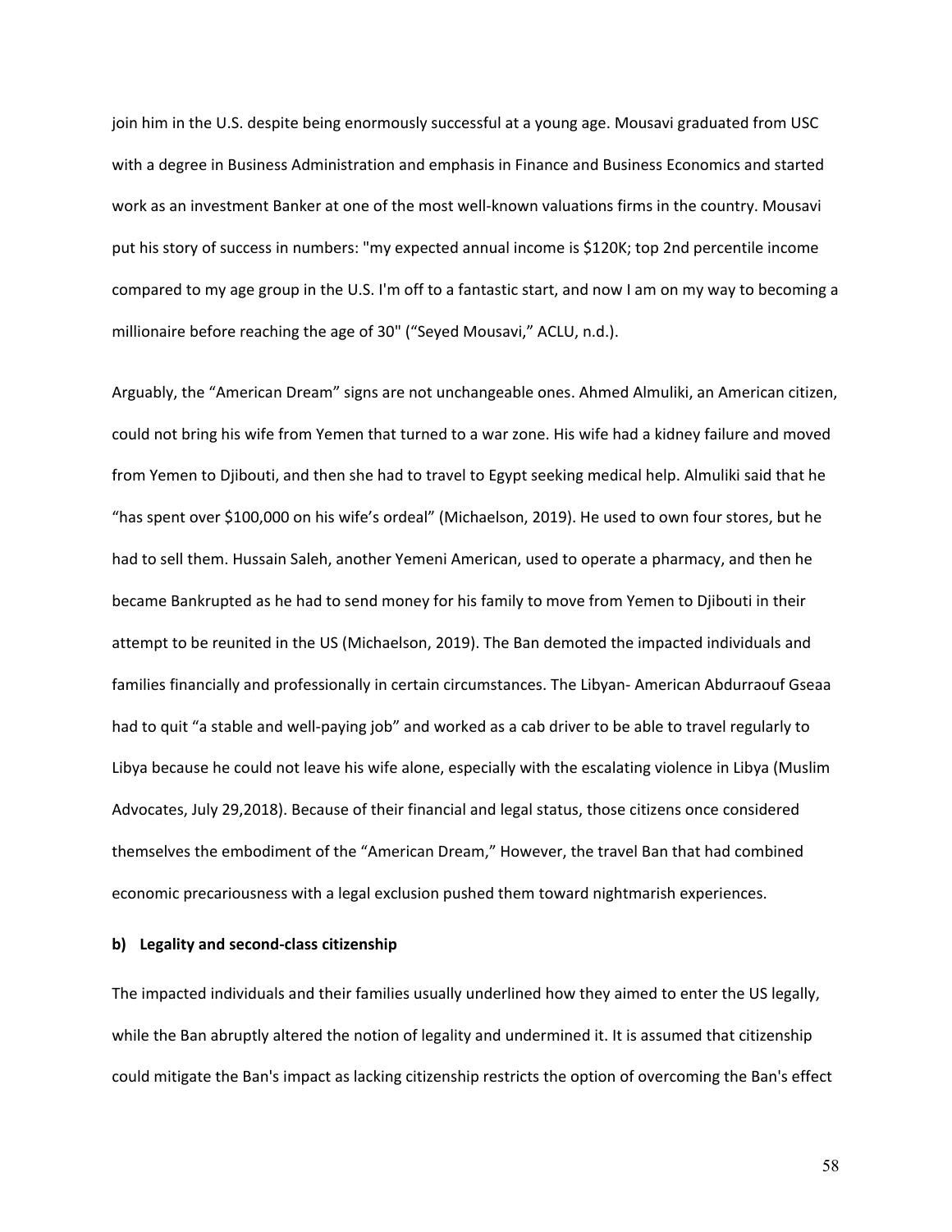join him in the U.S. despite being enormously successful at a young age. Mousavi graduated from USC with a degree in Business Administration and emphasis in Finance and Business Economics and started work as an investment Banker at one of the most well-known valuations firms in the country. Mousavi put his story of success in numbers: "my expected annual income is $120K; top 2nd percentile income compared to my age group in the U.S. I'm off to a fantastic start, and now I am on my way to becoming a millionaire before reaching the age of 30" ("Seyed Mousavi," ACLU, n.d.).

Arguably, the "American Dream" signs are not unchangeable ones. Ahmed Almuliki, an American citizen, could not bring his wife from Yemen that turned to a war zone. His wife had a kidney failure and moved from Yemen to Djibouti, and then she had to travel to Egypt seeking medical help. Almuliki said that he "has spent over $100,000 on his wife's ordeal" (Michaelson, 2019). He used to own four stores, but he had to sell them. Hussain Saleh, another Yemeni American, used to operate a pharmacy, and then he became Bankrupted as he had to send money for his family to move from Yemen to Djibouti in their attempt to be reunited in the US (Michaelson, 2019). The Ban demoted the impacted individuals and families financially and professionally in certain circumstances. The Libyan- American Abdurraouf Gseaa had to quit "a stable and well-paying job" and worked as a cab driver to be able to travel regularly to Libya because he could not leave his wife alone, especially with the escalating violence in Libya (Muslim Advocates, July 29,2018). Because of their financial and legal status, those citizens once considered themselves the embodiment of the "American Dream," However, the travel Ban that had combined economic precariousness with a legal exclusion pushed them toward nightmarish experiences.

**b) Legality and second-class citizenship**

The impacted individuals and their families usually underlined how they aimed to enter the US legally, while the Ban abruptly altered the notion of legality and undermined it. It is assumed that citizenship could mitigate the Ban's impact as lacking citizenship restricts the option of overcoming the Ban's effect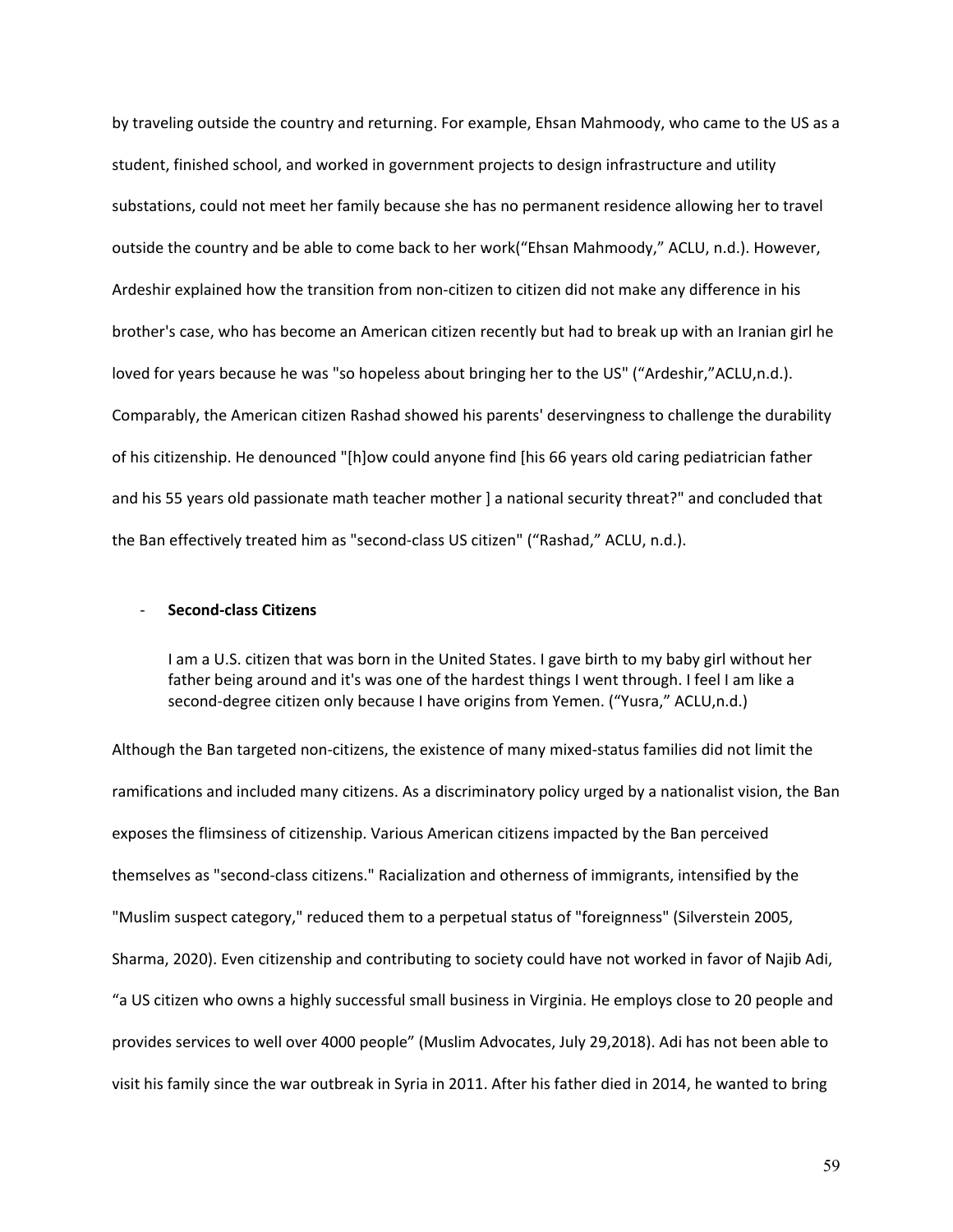by traveling outside the country and returning. For example, Ehsan Mahmoody, who came to the US as a student, finished school, and worked in government projects to design infrastructure and utility substations, could not meet her family because she has no permanent residence allowing her to travel outside the country and be able to come back to her work(“Ehsan Mahmoody,” ACLU, n.d.). However, Ardeshir explained how the transition from non-citizen to citizen did not make any difference in his brother's case, who has become an American citizen recently but had to break up with an Iranian girl he loved for years because he was "so hopeless about bringing her to the US" (“Ardeshir,”ACLU,n.d.). Comparably, the American citizen Rashad showed his parents' deservingness to challenge the durability of his citizenship. He denounced "[h]ow could anyone find [his 66 years old caring pediatrician father and his 55 years old passionate math teacher mother ] a national security threat?" and concluded that the Ban effectively treated him as "second-class US citizen" (“Rashad,” ACLU, n.d.).

- **Second-class Citizens**

> I am a U.S. citizen that was born in the United States. I gave birth to my baby girl without her father being around and it's was one of the hardest things I went through. I feel I am like a second-degree citizen only because I have origins from Yemen. (“Yusra,” ACLU,n.d.)

Although the Ban targeted non-citizens, the existence of many mixed-status families did not limit the ramifications and included many citizens. As a discriminatory policy urged by a nationalist vision, the Ban exposes the flimsiness of citizenship. Various American citizens impacted by the Ban perceived themselves as "second-class citizens." Racialization and otherness of immigrants, intensified by the "Muslim suspect category," reduced them to a perpetual status of "foreignness" (Silverstein 2005, Sharma, 2020). Even citizenship and contributing to society could have not worked in favor of Najib Adi, “a US citizen who owns a highly successful small business in Virginia. He employs close to 20 people and provides services to well over 4000 people” (Muslim Advocates, July 29,2018). Adi has not been able to visit his family since the war outbreak in Syria in 2011. After his father died in 2014, he wanted to bring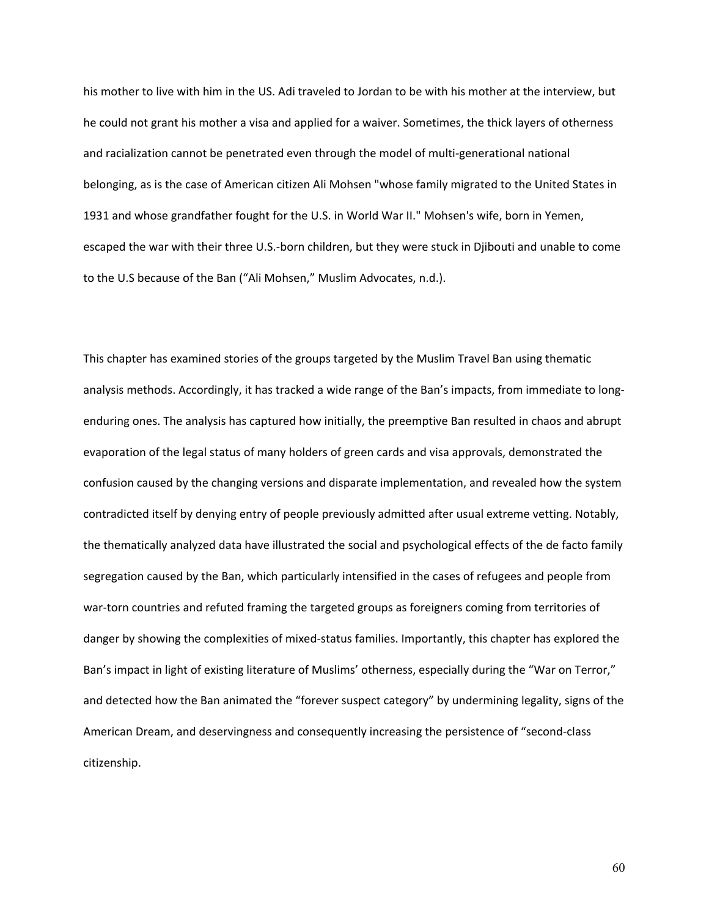his mother to live with him in the US. Adi traveled to Jordan to be with his mother at the interview, but he could not grant his mother a visa and applied for a waiver. Sometimes, the thick layers of otherness and racialization cannot be penetrated even through the model of multi-generational national belonging, as is the case of American citizen Ali Mohsen "whose family migrated to the United States in 1931 and whose grandfather fought for the U.S. in World War II." Mohsen's wife, born in Yemen, escaped the war with their three U.S.-born children, but they were stuck in Djibouti and unable to come to the U.S because of the Ban ("Ali Mohsen," Muslim Advocates, n.d.).

This chapter has examined stories of the groups targeted by the Muslim Travel Ban using thematic analysis methods. Accordingly, it has tracked a wide range of the Ban's impacts, from immediate to long-enduring ones. The analysis has captured how initially, the preemptive Ban resulted in chaos and abrupt evaporation of the legal status of many holders of green cards and visa approvals, demonstrated the confusion caused by the changing versions and disparate implementation, and revealed how the system contradicted itself by denying entry of people previously admitted after usual extreme vetting. Notably, the thematically analyzed data have illustrated the social and psychological effects of the de facto family segregation caused by the Ban, which particularly intensified in the cases of refugees and people from war-torn countries and refuted framing the targeted groups as foreigners coming from territories of danger by showing the complexities of mixed-status families. Importantly, this chapter has explored the Ban's impact in light of existing literature of Muslims' otherness, especially during the "War on Terror," and detected how the Ban animated the "forever suspect category" by undermining legality, signs of the American Dream, and deservingness and consequently increasing the persistence of "second-class citizenship.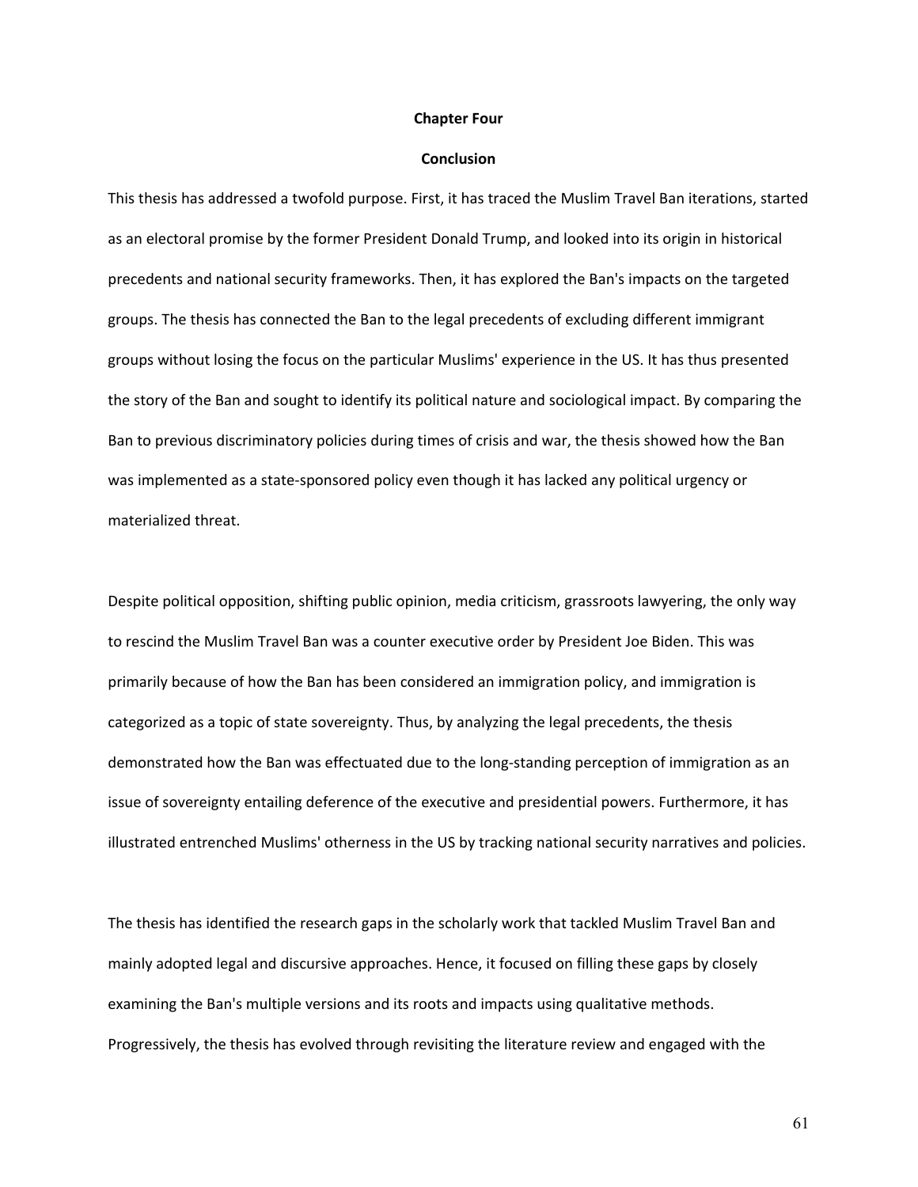# Chapter Four

## Conclusion

This thesis has addressed a twofold purpose. First, it has traced the Muslim Travel Ban iterations, started as an electoral promise by the former President Donald Trump, and looked into its origin in historical precedents and national security frameworks. Then, it has explored the Ban's impacts on the targeted groups. The thesis has connected the Ban to the legal precedents of excluding different immigrant groups without losing the focus on the particular Muslims' experience in the US. It has thus presented the story of the Ban and sought to identify its political nature and sociological impact. By comparing the Ban to previous discriminatory policies during times of crisis and war, the thesis showed how the Ban was implemented as a state-sponsored policy even though it has lacked any political urgency or materialized threat.

Despite political opposition, shifting public opinion, media criticism, grassroots lawyering, the only way to rescind the Muslim Travel Ban was a counter executive order by President Joe Biden. This was primarily because of how the Ban has been considered an immigration policy, and immigration is categorized as a topic of state sovereignty. Thus, by analyzing the legal precedents, the thesis demonstrated how the Ban was effectuated due to the long-standing perception of immigration as an issue of sovereignty entailing deference of the executive and presidential powers. Furthermore, it has illustrated entrenched Muslims' otherness in the US by tracking national security narratives and policies.

The thesis has identified the research gaps in the scholarly work that tackled Muslim Travel Ban and mainly adopted legal and discursive approaches. Hence, it focused on filling these gaps by closely examining the Ban's multiple versions and its roots and impacts using qualitative methods. Progressively, the thesis has evolved through revisiting the literature review and engaged with the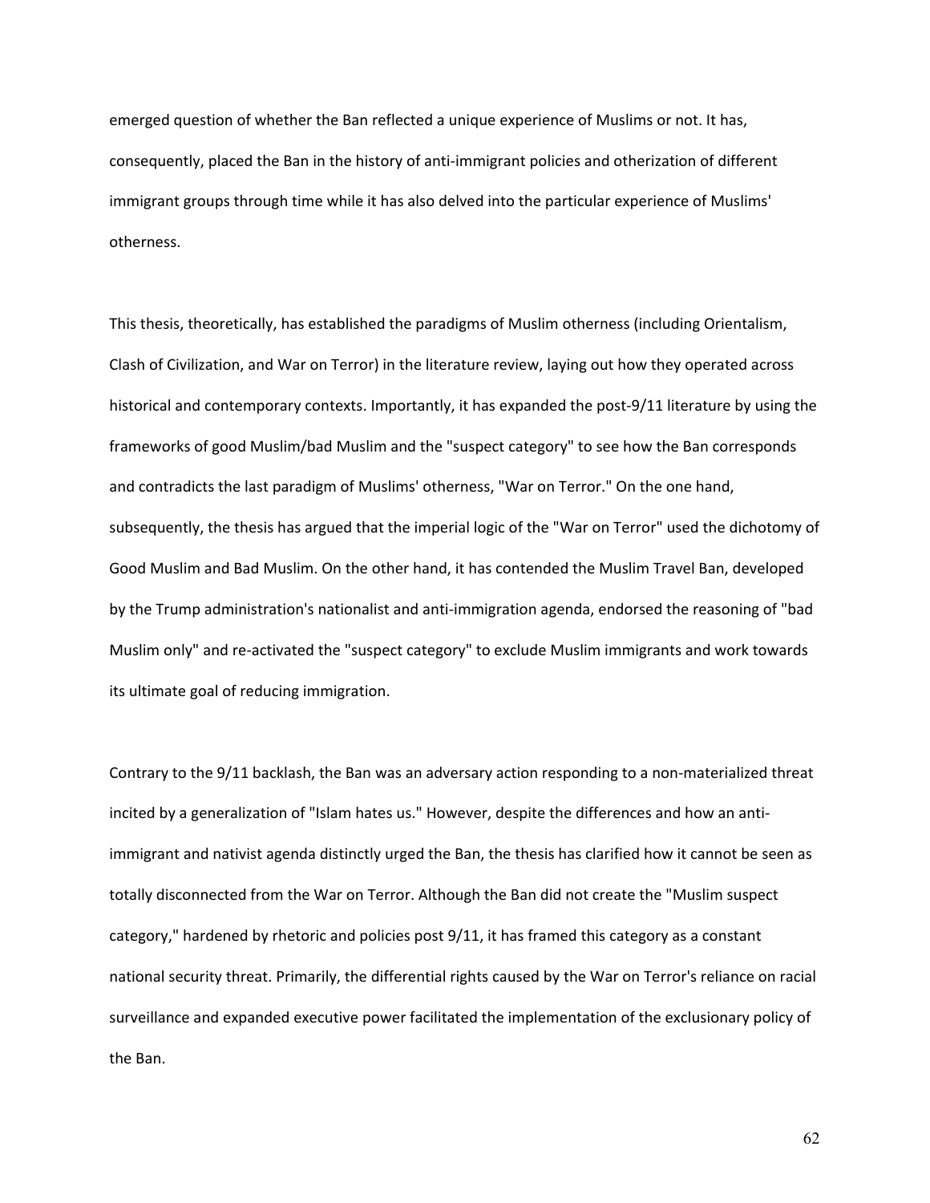emerged question of whether the Ban reflected a unique experience of Muslims or not. It has, consequently, placed the Ban in the history of anti-immigrant policies and otherization of different immigrant groups through time while it has also delved into the particular experience of Muslims' otherness.

This thesis, theoretically, has established the paradigms of Muslim otherness (including Orientalism, Clash of Civilization, and War on Terror) in the literature review, laying out how they operated across historical and contemporary contexts. Importantly, it has expanded the post-9/11 literature by using the frameworks of good Muslim/bad Muslim and the "suspect category" to see how the Ban corresponds and contradicts the last paradigm of Muslims' otherness, "War on Terror." On the one hand, subsequently, the thesis has argued that the imperial logic of the "War on Terror" used the dichotomy of Good Muslim and Bad Muslim. On the other hand, it has contended the Muslim Travel Ban, developed by the Trump administration's nationalist and anti-immigration agenda, endorsed the reasoning of "bad Muslim only" and re-activated the "suspect category" to exclude Muslim immigrants and work towards its ultimate goal of reducing immigration.

Contrary to the 9/11 backlash, the Ban was an adversary action responding to a non-materialized threat incited by a generalization of "Islam hates us." However, despite the differences and how an anti-immigrant and nativist agenda distinctly urged the Ban, the thesis has clarified how it cannot be seen as totally disconnected from the War on Terror. Although the Ban did not create the "Muslim suspect category," hardened by rhetoric and policies post 9/11, it has framed this category as a constant national security threat. Primarily, the differential rights caused by the War on Terror's reliance on racial surveillance and expanded executive power facilitated the implementation of the exclusionary policy of the Ban.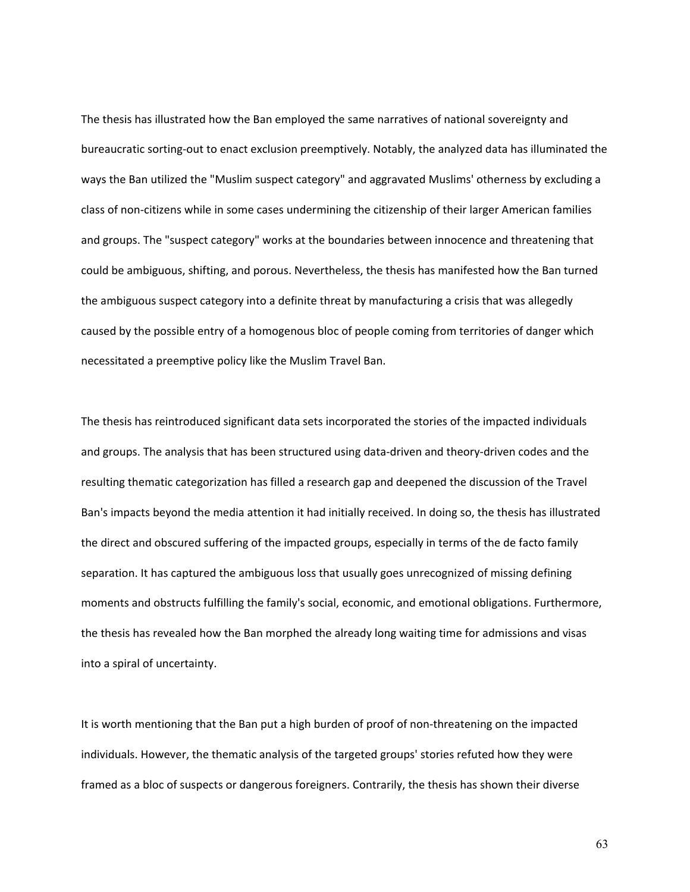The thesis has illustrated how the Ban employed the same narratives of national sovereignty and bureaucratic sorting-out to enact exclusion preemptively. Notably, the analyzed data has illuminated the ways the Ban utilized the "Muslim suspect category" and aggravated Muslims' otherness by excluding a class of non-citizens while in some cases undermining the citizenship of their larger American families and groups. The "suspect category" works at the boundaries between innocence and threatening that could be ambiguous, shifting, and porous. Nevertheless, the thesis has manifested how the Ban turned the ambiguous suspect category into a definite threat by manufacturing a crisis that was allegedly caused by the possible entry of a homogenous bloc of people coming from territories of danger which necessitated a preemptive policy like the Muslim Travel Ban.

The thesis has reintroduced significant data sets incorporated the stories of the impacted individuals and groups. The analysis that has been structured using data-driven and theory-driven codes and the resulting thematic categorization has filled a research gap and deepened the discussion of the Travel Ban's impacts beyond the media attention it had initially received. In doing so, the thesis has illustrated the direct and obscured suffering of the impacted groups, especially in terms of the de facto family separation. It has captured the ambiguous loss that usually goes unrecognized of missing defining moments and obstructs fulfilling the family's social, economic, and emotional obligations. Furthermore, the thesis has revealed how the Ban morphed the already long waiting time for admissions and visas into a spiral of uncertainty.

It is worth mentioning that the Ban put a high burden of proof of non-threatening on the impacted individuals. However, the thematic analysis of the targeted groups' stories refuted how they were framed as a bloc of suspects or dangerous foreigners. Contrarily, the thesis has shown their diverse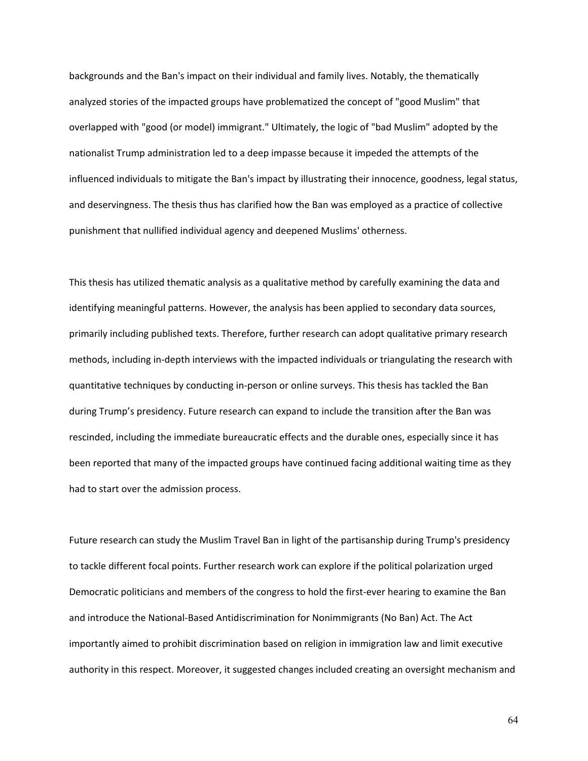backgrounds and the Ban's impact on their individual and family lives. Notably, the thematically analyzed stories of the impacted groups have problematized the concept of "good Muslim" that overlapped with "good (or model) immigrant." Ultimately, the logic of "bad Muslim" adopted by the nationalist Trump administration led to a deep impasse because it impeded the attempts of the influenced individuals to mitigate the Ban's impact by illustrating their innocence, goodness, legal status, and deservingness. The thesis thus has clarified how the Ban was employed as a practice of collective punishment that nullified individual agency and deepened Muslims' otherness.

This thesis has utilized thematic analysis as a qualitative method by carefully examining the data and identifying meaningful patterns. However, the analysis has been applied to secondary data sources, primarily including published texts. Therefore, further research can adopt qualitative primary research methods, including in-depth interviews with the impacted individuals or triangulating the research with quantitative techniques by conducting in-person or online surveys. This thesis has tackled the Ban during Trump's presidency. Future research can expand to include the transition after the Ban was rescinded, including the immediate bureaucratic effects and the durable ones, especially since it has been reported that many of the impacted groups have continued facing additional waiting time as they had to start over the admission process.

Future research can study the Muslim Travel Ban in light of the partisanship during Trump's presidency to tackle different focal points. Further research work can explore if the political polarization urged Democratic politicians and members of the congress to hold the first-ever hearing to examine the Ban and introduce the National-Based Antidiscrimination for Nonimmigrants (No Ban) Act. The Act importantly aimed to prohibit discrimination based on religion in immigration law and limit executive authority in this respect. Moreover, it suggested changes included creating an oversight mechanism and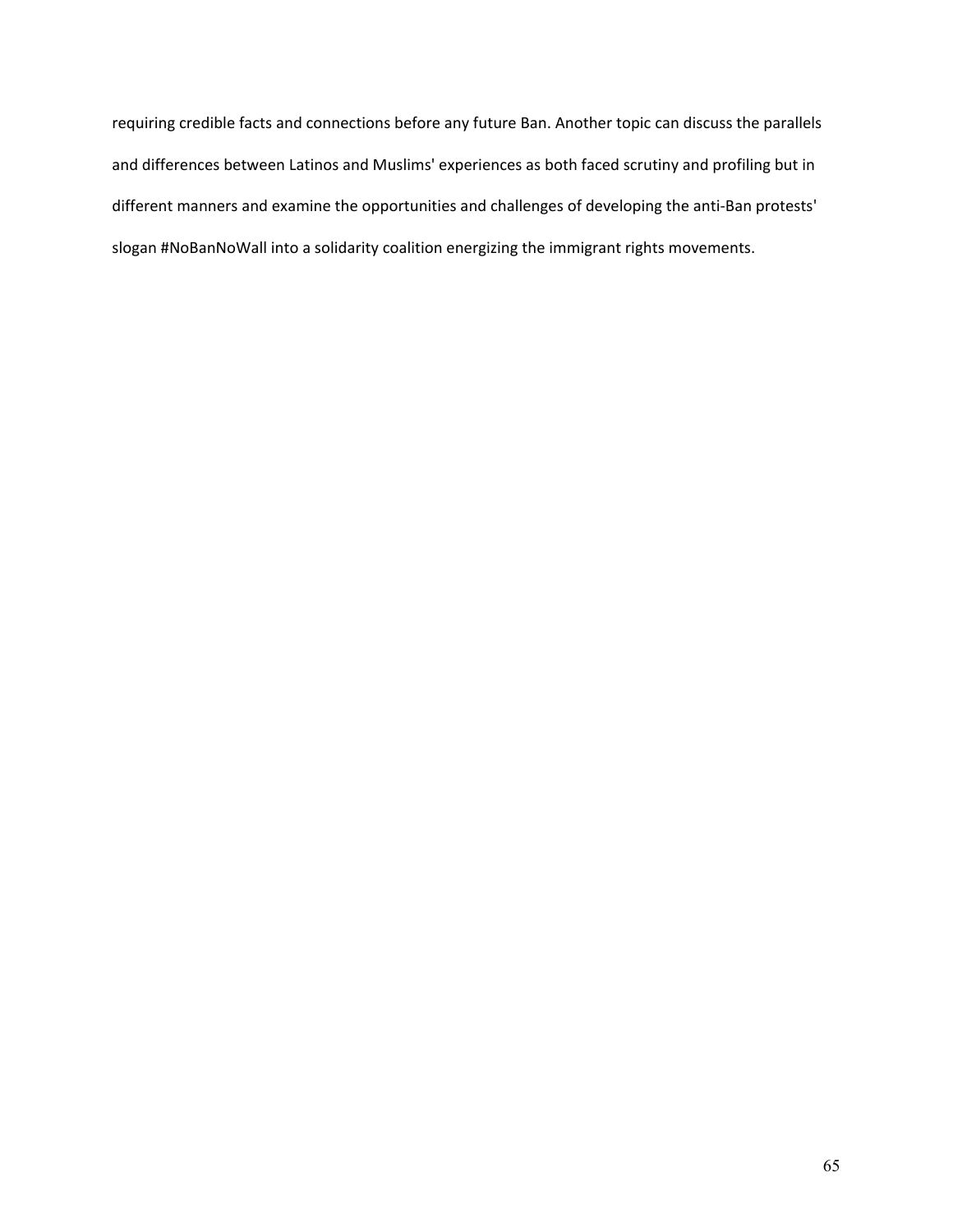requiring credible facts and connections before any future Ban. Another topic can discuss the parallels and differences between Latinos and Muslims' experiences as both faced scrutiny and profiling but in different manners and examine the opportunities and challenges of developing the anti-Ban protests' slogan #NoBanNoWall into a solidarity coalition energizing the immigrant rights movements.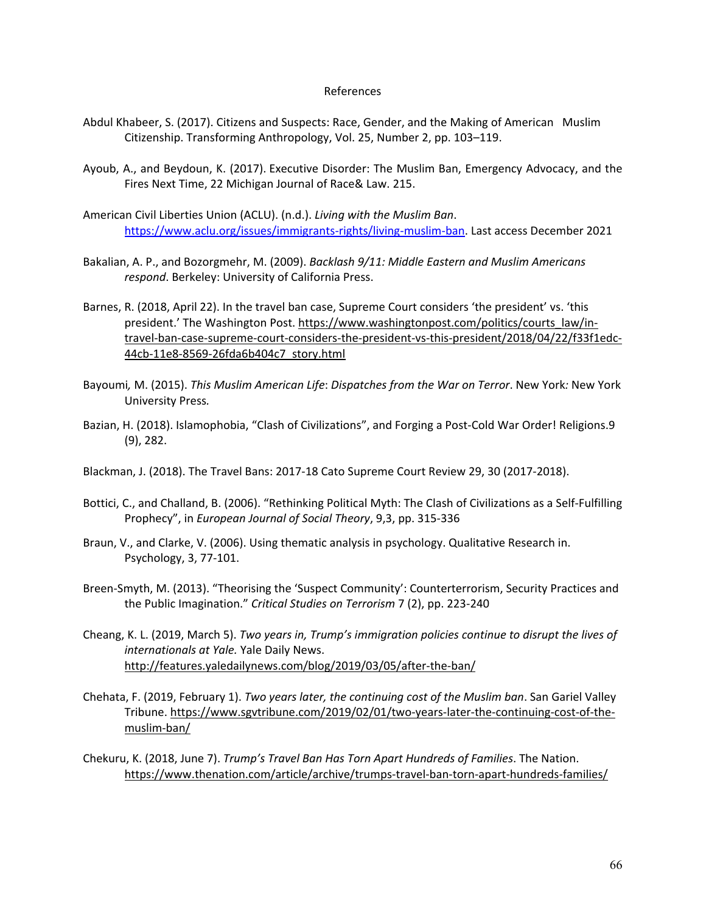References

Abdul Khabeer, S. (2017). Citizens and Suspects: Race, Gender, and the Making of American Muslim Citizenship. Transforming Anthropology, Vol. 25, Number 2, pp. 103–119.

Ayoub, A., and Beydoun, K. (2017). Executive Disorder: The Muslim Ban, Emergency Advocacy, and the Fires Next Time, 22 Michigan Journal of Race& Law. 215.

American Civil Liberties Union (ACLU). (n.d.). *Living with the Muslim Ban*. https://www.aclu.org/issues/immigrants-rights/living-muslim-ban. Last access December 2021

Bakalian, A. P., and Bozorgmehr, M. (2009). *Backlash 9/11: Middle Eastern and Muslim Americans respond*. Berkeley: University of California Press.

Barnes, R. (2018, April 22). In the travel ban case, Supreme Court considers 'the president' vs. 'this president.' The Washington Post. https://www.washingtonpost.com/politics/courts_law/in-travel-ban-case-supreme-court-considers-the-president-vs-this-president/2018/04/22/f33f1edc-44cb-11e8-8569-26fda6b404c7_story.html

Bayoumi, M. (2015). *This Muslim American Life*: *Dispatches from the War on Terror*. New York: New York University Press.

Bazian, H. (2018). Islamophobia, "Clash of Civilizations", and Forging a Post-Cold War Order! Religions.9 (9), 282.

Blackman, J. (2018). The Travel Bans: 2017-18 Cato Supreme Court Review 29, 30 (2017-2018).

Bottici, C., and Challand, B. (2006). "Rethinking Political Myth: The Clash of Civilizations as a Self-Fulfilling Prophecy", in *European Journal of Social Theory*, 9,3, pp. 315-336

Braun, V., and Clarke, V. (2006). Using thematic analysis in psychology. Qualitative Research in. Psychology, 3, 77-101.

Breen-Smyth, M. (2013). "Theorising the 'Suspect Community': Counterterrorism, Security Practices and the Public Imagination." *Critical Studies on Terrorism* 7 (2), pp. 223-240

Cheang, K. L. (2019, March 5). *Two years in, Trump's immigration policies continue to disrupt the lives of internationals at Yale.* Yale Daily News. http://features.yaledailynews.com/blog/2019/03/05/after-the-ban/

Chehata, F. (2019, February 1). *Two years later, the continuing cost of the Muslim ban*. San Gariel Valley Tribune. https://www.sgvtribune.com/2019/02/01/two-years-later-the-continuing-cost-of-the-muslim-ban/

Chekuru, K. (2018, June 7). *Trump's Travel Ban Has Torn Apart Hundreds of Families*. The Nation. https://www.thenation.com/article/archive/trumps-travel-ban-torn-apart-hundreds-families/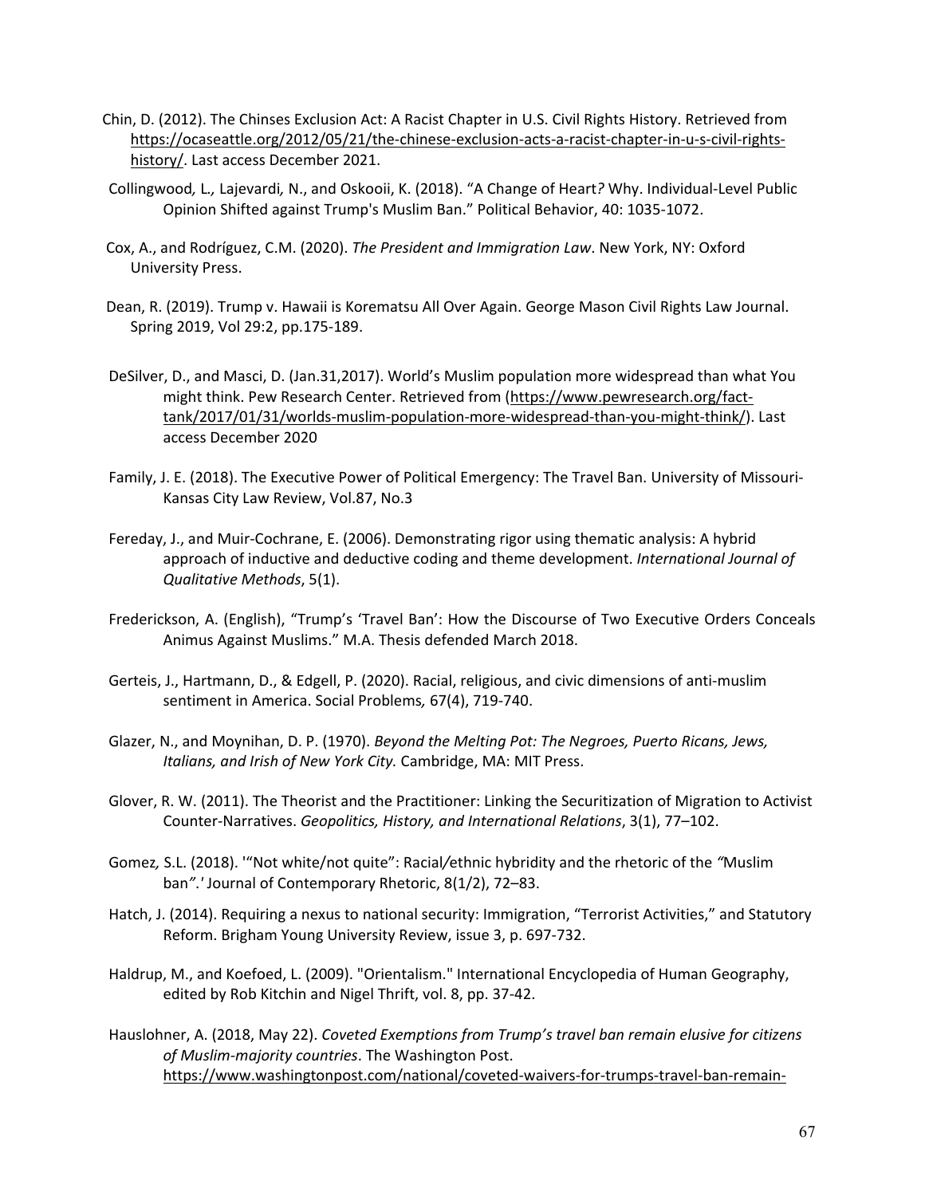Chin, D. (2012). The Chinses Exclusion Act: A Racist Chapter in U.S. Civil Rights History. Retrieved from https://ocaseattle.org/2012/05/21/the-chinese-exclusion-acts-a-racist-chapter-in-u-s-civil-rights-history/. Last access December 2021.

Collingwood*,* L*.,* Lajevardi*,* N., and Oskooii, K. (2018). "A Change of Heart*?* Why. Individual-Level Public Opinion Shifted against Trump's Muslim Ban." Political Behavior, 40: 1035-1072.

Cox, A., and Rodríguez, C.M. (2020). *The President and Immigration Law*. New York, NY: Oxford University Press.

Dean, R. (2019). Trump v. Hawaii is Korematsu All Over Again. George Mason Civil Rights Law Journal. Spring 2019, Vol 29:2, pp.175-189.

DeSilver, D., and Masci, D. (Jan.31,2017). World's Muslim population more widespread than what You might think. Pew Research Center. Retrieved from (https://www.pewresearch.org/fact-tank/2017/01/31/worlds-muslim-population-more-widespread-than-you-might-think/). Last access December 2020

Family, J. E. (2018). The Executive Power of Political Emergency: The Travel Ban. University of Missouri-Kansas City Law Review, Vol.87, No.3

Fereday, J., and Muir-Cochrane, E. (2006). Demonstrating rigor using thematic analysis: A hybrid approach of inductive and deductive coding and theme development. *International Journal of Qualitative Methods*, 5(1).

Frederickson, A. (English), "Trump's 'Travel Ban': How the Discourse of Two Executive Orders Conceals Animus Against Muslims." M.A. Thesis defended March 2018.

Gerteis, J., Hartmann, D., & Edgell, P. (2020). Racial, religious, and civic dimensions of anti-muslim sentiment in America. Social Problems*,* 67(4), 719-740.

Glazer, N., and Moynihan, D. P. (1970). *Beyond the Melting Pot: The Negroes, Puerto Ricans, Jews, Italians, and Irish of New York City.* Cambridge, MA: MIT Press.

Glover, R. W. (2011). The Theorist and the Practitioner: Linking the Securitization of Migration to Activist Counter-Narratives. *Geopolitics, History, and International Relations*, 3(1), 77–102.

Gomez*,* S.L. (2018). '"Not white/not quite": Racial*/*ethnic hybridity and the rhetoric of the *"*Muslim ban*"*.*'* Journal of Contemporary Rhetoric, 8(1/2), 72–83.

Hatch, J. (2014). Requiring a nexus to national security: Immigration, "Terrorist Activities," and Statutory Reform. Brigham Young University Review, issue 3, p. 697-732.

Haldrup, M., and Koefoed, L. (2009). "Orientalism." International Encyclopedia of Human Geography, edited by Rob Kitchin and Nigel Thrift, vol. 8, pp. 37-42.

Hauslohner, A. (2018, May 22). *Coveted Exemptions from Trump's travel ban remain elusive for citizens of Muslim-majority countries*. The Washington Post. https://www.washingtonpost.com/national/coveted-waivers-for-trumps-travel-ban-remain-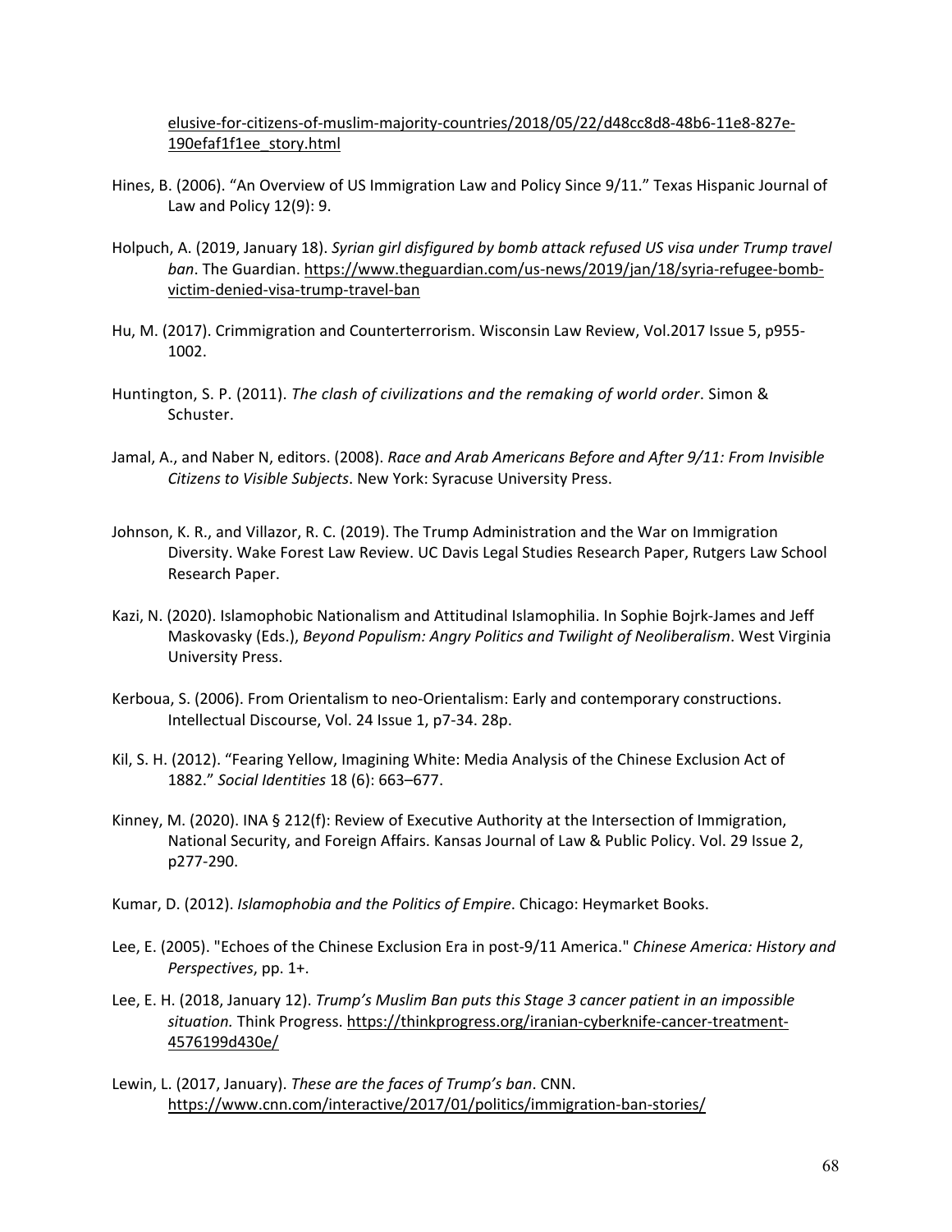elusive-for-citizens-of-muslim-majority-countries/2018/05/22/d48cc8d8-48b6-11e8-827e-190efaf1f1ee_story.html

Hines, B. (2006). "An Overview of US Immigration Law and Policy Since 9/11." Texas Hispanic Journal of Law and Policy 12(9): 9.

Holpuch, A. (2019, January 18). *Syrian girl disfigured by bomb attack refused US visa under Trump travel ban*. The Guardian. https://www.theguardian.com/us-news/2019/jan/18/syria-refugee-bomb-victim-denied-visa-trump-travel-ban

Hu, M. (2017). Crimmigration and Counterterrorism. Wisconsin Law Review, Vol.2017 Issue 5, p955-1002.

Huntington, S. P. (2011). *The clash of civilizations and the remaking of world order*. Simon & Schuster.

Jamal, A., and Naber N, editors. (2008). *Race and Arab Americans Before and After 9/11: From Invisible Citizens to Visible Subjects*. New York: Syracuse University Press.

Johnson, K. R., and Villazor, R. C. (2019). The Trump Administration and the War on Immigration Diversity. Wake Forest Law Review. UC Davis Legal Studies Research Paper, Rutgers Law School Research Paper.

Kazi, N. (2020). Islamophobic Nationalism and Attitudinal Islamophilia. In Sophie Bojrk-James and Jeff Maskovasky (Eds.), *Beyond Populism: Angry Politics and Twilight of Neoliberalism*. West Virginia University Press.

Kerboua, S. (2006). From Orientalism to neo-Orientalism: Early and contemporary constructions. Intellectual Discourse, Vol. 24 Issue 1, p7-34. 28p.

Kil, S. H. (2012). "Fearing Yellow, Imagining White: Media Analysis of the Chinese Exclusion Act of 1882." *Social Identities* 18 (6): 663–677.

Kinney, M. (2020). INA § 212(f): Review of Executive Authority at the Intersection of Immigration, National Security, and Foreign Affairs. Kansas Journal of Law & Public Policy. Vol. 29 Issue 2, p277-290.

Kumar, D. (2012). *Islamophobia and the Politics of Empire*. Chicago: Heymarket Books.

Lee, E. (2005). "Echoes of the Chinese Exclusion Era in post-9/11 America." *Chinese America: History and Perspectives*, pp. 1+.

Lee, E. H. (2018, January 12). *Trump's Muslim Ban puts this Stage 3 cancer patient in an impossible situation.* Think Progress. https://thinkprogress.org/iranian-cyberknife-cancer-treatment-4576199d430e/

Lewin, L. (2017, January). *These are the faces of Trump's ban*. CNN. https://www.cnn.com/interactive/2017/01/politics/immigration-ban-stories/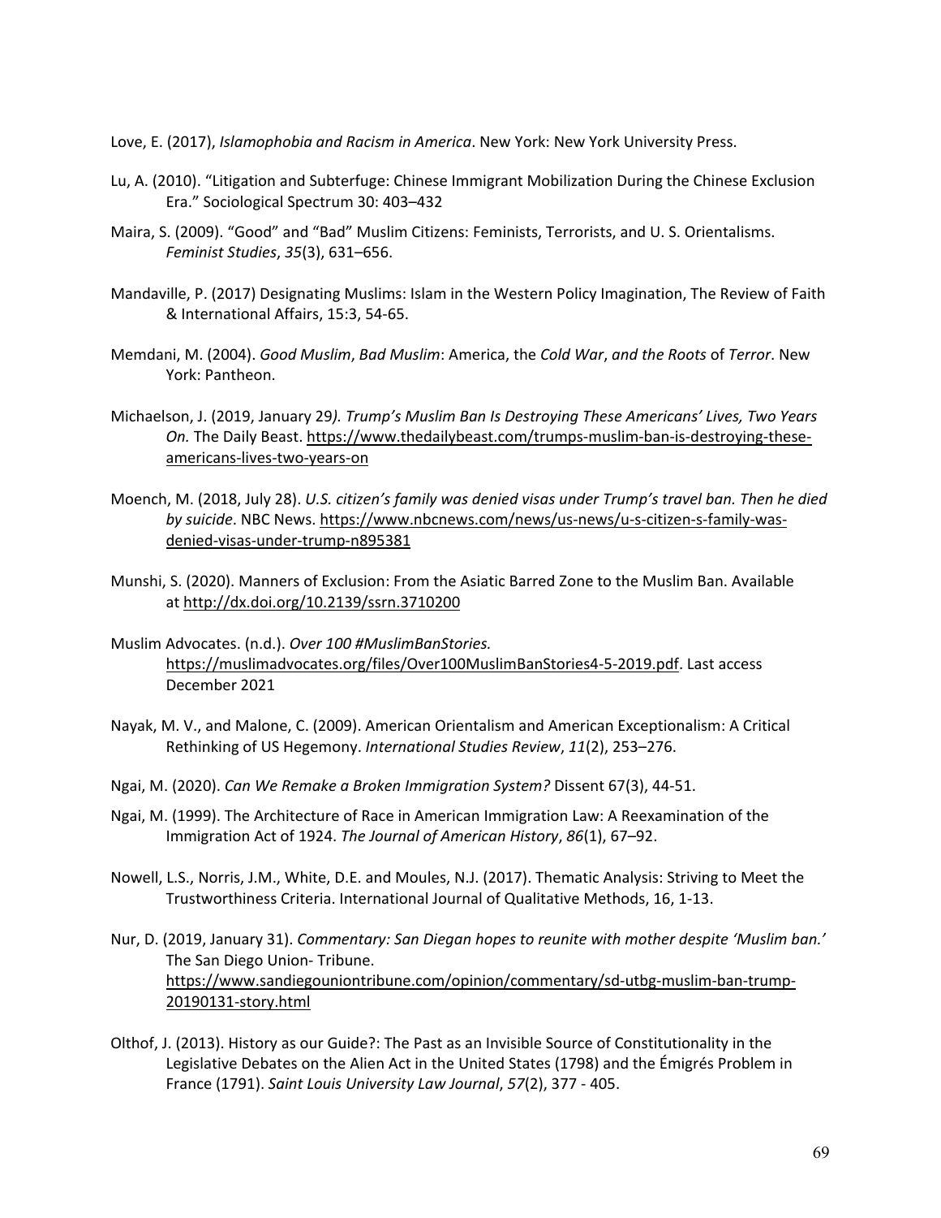Love, E. (2017), *Islamophobia and Racism in America*. New York: New York University Press.

Lu, A. (2010). “Litigation and Subterfuge: Chinese Immigrant Mobilization During the Chinese Exclusion Era.” Sociological Spectrum 30: 403–432

Maira, S. (2009). “Good” and “Bad” Muslim Citizens: Feminists, Terrorists, and U. S. Orientalisms. *Feminist Studies*, *35*(3), 631–656.

Mandaville, P. (2017) Designating Muslims: Islam in the Western Policy Imagination, The Review of Faith & International Affairs, 15:3, 54-65.

Memdani, M. (2004). *Good Muslim*, *Bad Muslim*: America, the *Cold War*, *and the Roots* of *Terror*. New York: Pantheon.

Michaelson, J. (2019, January 29*). Trump’s Muslim Ban Is Destroying These Americans’ Lives, Two Years On.* The Daily Beast. https://www.thedailybeast.com/trumps-muslim-ban-is-destroying-these-americans-lives-two-years-on

Moench, M. (2018, July 28). *U.S. citizen’s family was denied visas under Trump’s travel ban. Then he died by suicide*. NBC News. https://www.nbcnews.com/news/us-news/u-s-citizen-s-family-was-denied-visas-under-trump-n895381

Munshi, S. (2020). Manners of Exclusion: From the Asiatic Barred Zone to the Muslim Ban. Available at http://dx.doi.org/10.2139/ssrn.3710200

Muslim Advocates. (n.d.). *Over 100 #MuslimBanStories.* https://muslimadvocates.org/files/Over100MuslimBanStories4-5-2019.pdf. Last access December 2021

Nayak, M. V., and Malone, C. (2009). American Orientalism and American Exceptionalism: A Critical Rethinking of US Hegemony. *International Studies Review*, *11*(2), 253–276.

Ngai, M. (2020). *Can We Remake a Broken Immigration System?* Dissent 67(3), 44-51.

Ngai, M. (1999). The Architecture of Race in American Immigration Law: A Reexamination of the Immigration Act of 1924. *The Journal of American History*, *86*(1), 67–92.

Nowell, L.S., Norris, J.M., White, D.E. and Moules, N.J. (2017). Thematic Analysis: Striving to Meet the Trustworthiness Criteria. International Journal of Qualitative Methods, 16, 1-13.

Nur, D. (2019, January 31). *Commentary: San Diegan hopes to reunite with mother despite ‘Muslim ban.’* The San Diego Union- Tribune. https://www.sandiegouniontribune.com/opinion/commentary/sd-utbg-muslim-ban-trump-20190131-story.html

Olthof, J. (2013). History as our Guide?: The Past as an Invisible Source of Constitutionality in the Legislative Debates on the Alien Act in the United States (1798) and the Émigrés Problem in France (1791). *Saint Louis University Law Journal*, *57*(2), 377 - 405.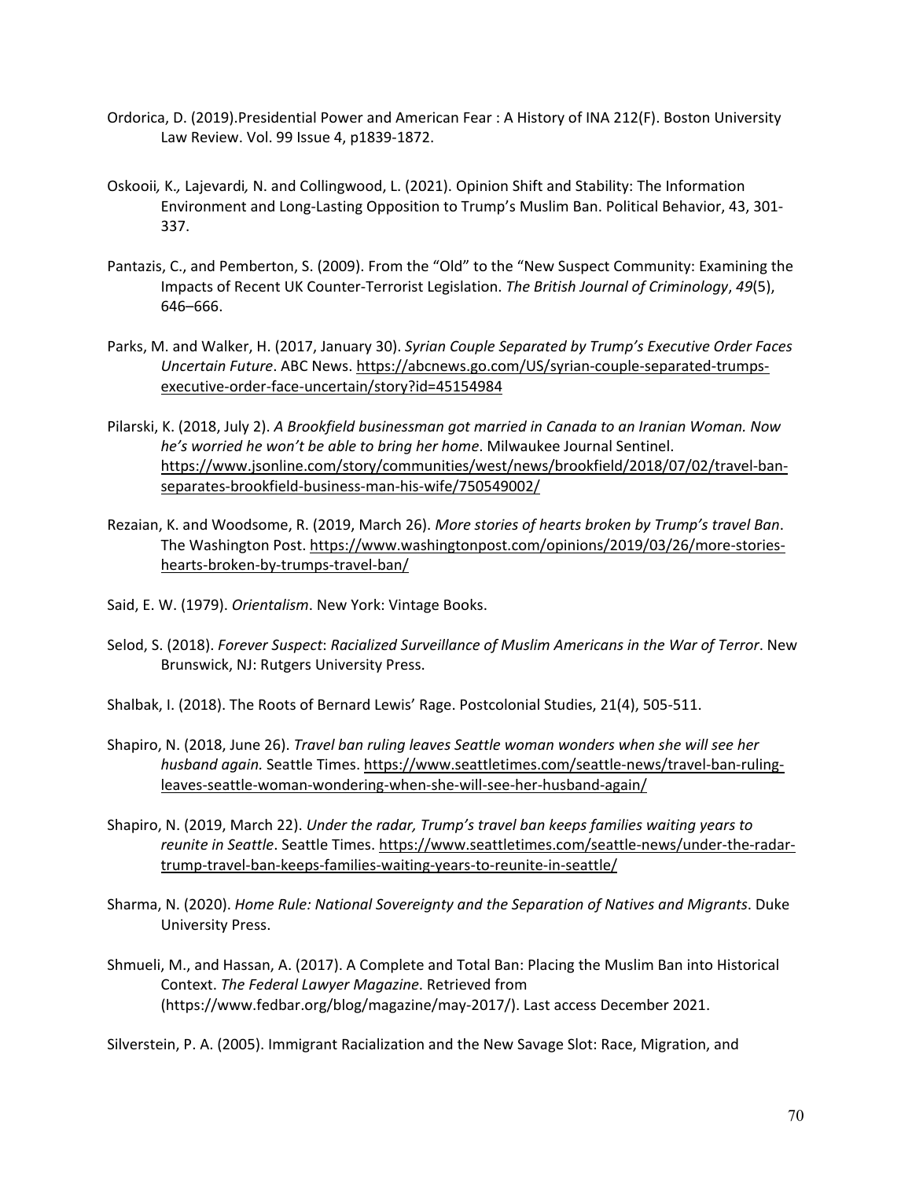Ordorica, D. (2019).Presidential Power and American Fear : A History of INA 212(F). Boston University Law Review. Vol. 99 Issue 4, p1839-1872.

Oskooii*,* K.*,* Lajevardi*,* N. and Collingwood, L. (2021). Opinion Shift and Stability: The Information Environment and Long-Lasting Opposition to Trump's Muslim Ban. Political Behavior, 43, 301-337.

Pantazis, C., and Pemberton, S. (2009). From the "Old" to the "New Suspect Community: Examining the Impacts of Recent UK Counter-Terrorist Legislation. *The British Journal of Criminology*, *49*(5), 646–666.

Parks, M. and Walker, H. (2017, January 30). *Syrian Couple Separated by Trump's Executive Order Faces Uncertain Future*. ABC News. https://abcnews.go.com/US/syrian-couple-separated-trumps-executive-order-face-uncertain/story?id=45154984

Pilarski, K. (2018, July 2). *A Brookfield businessman got married in Canada to an Iranian Woman. Now he's worried he won't be able to bring her home*. Milwaukee Journal Sentinel. https://www.jsonline.com/story/communities/west/news/brookfield/2018/07/02/travel-ban-separates-brookfield-business-man-his-wife/750549002/

Rezaian, K. and Woodsome, R. (2019, March 26). *More stories of hearts broken by Trump's travel Ban*. The Washington Post. https://www.washingtonpost.com/opinions/2019/03/26/more-stories-hearts-broken-by-trumps-travel-ban/

Said, E. W. (1979). *Orientalism*. New York: Vintage Books.

Selod, S. (2018). *Forever Suspect*: *Racialized Surveillance of Muslim Americans in the War of Terror*. New Brunswick, NJ: Rutgers University Press.

Shalbak, I. (2018). The Roots of Bernard Lewis' Rage. Postcolonial Studies, 21(4), 505-511.

Shapiro, N. (2018, June 26). *Travel ban ruling leaves Seattle woman wonders when she will see her husband again.* Seattle Times. https://www.seattletimes.com/seattle-news/travel-ban-ruling-leaves-seattle-woman-wondering-when-she-will-see-her-husband-again/

Shapiro, N. (2019, March 22). *Under the radar, Trump's travel ban keeps families waiting years to reunite in Seattle*. Seattle Times. https://www.seattletimes.com/seattle-news/under-the-radar-trump-travel-ban-keeps-families-waiting-years-to-reunite-in-seattle/

Sharma, N. (2020). *Home Rule: National Sovereignty and the Separation of Natives and Migrants*. Duke University Press.

Shmueli, M., and Hassan, A. (2017). A Complete and Total Ban: Placing the Muslim Ban into Historical Context. *The Federal Lawyer Magazine*. Retrieved from (https://www.fedbar.org/blog/magazine/may-2017/). Last access December 2021.

Silverstein, P. A. (2005). Immigrant Racialization and the New Savage Slot: Race, Migration, and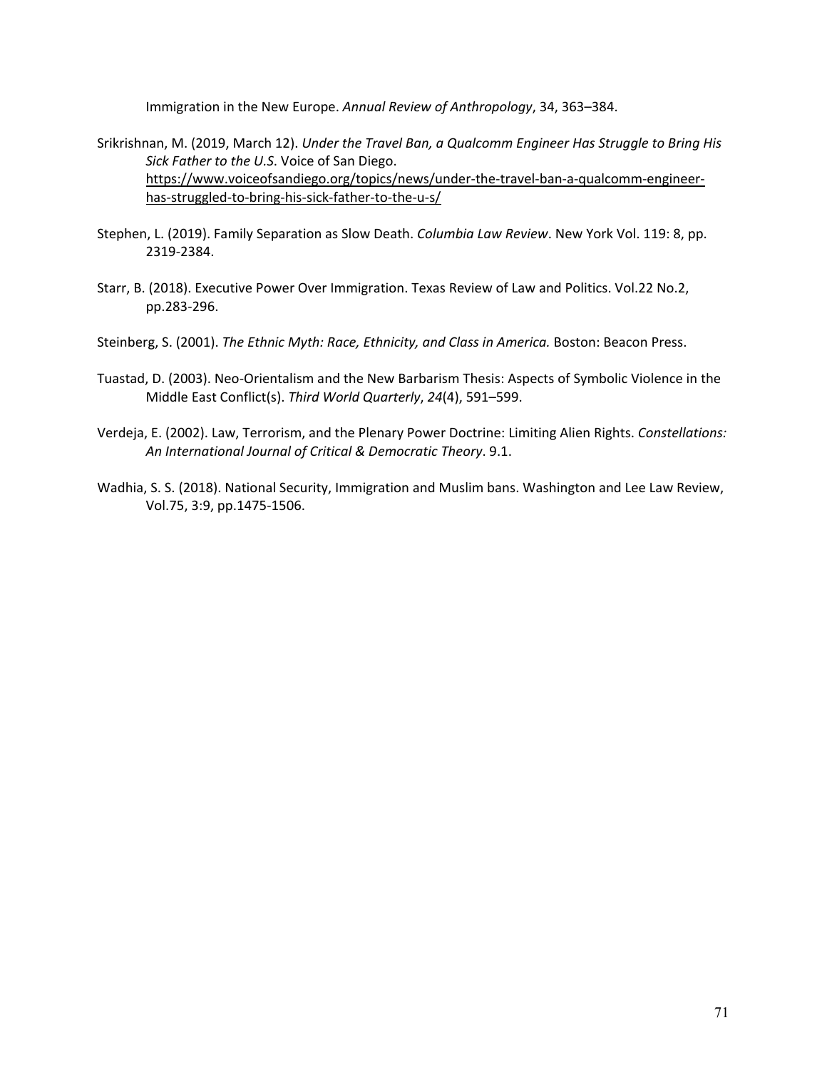Immigration in the New Europe. *Annual Review of Anthropology*, 34, 363–384.

Srikrishnan, M. (2019, March 12). *Under the Travel Ban, a Qualcomm Engineer Has Struggle to Bring His Sick Father to the U.S*. Voice of San Diego. https://www.voiceofsandiego.org/topics/news/under-the-travel-ban-a-qualcomm-engineer-has-struggled-to-bring-his-sick-father-to-the-u-s/

Stephen, L. (2019). Family Separation as Slow Death. *Columbia Law Review*. New York Vol. 119: 8, pp. 2319-2384.

Starr, B. (2018). Executive Power Over Immigration. Texas Review of Law and Politics. Vol.22 No.2, pp.283-296.

Steinberg, S. (2001). *The Ethnic Myth: Race, Ethnicity, and Class in America.* Boston: Beacon Press.

Tuastad, D. (2003). Neo-Orientalism and the New Barbarism Thesis: Aspects of Symbolic Violence in the Middle East Conflict(s). *Third World Quarterly*, *24*(4), 591–599.

Verdeja, E. (2002). Law, Terrorism, and the Plenary Power Doctrine: Limiting Alien Rights. *Constellations: An International Journal of Critical & Democratic Theory*. 9.1.

Wadhia, S. S. (2018). National Security, Immigration and Muslim bans. Washington and Lee Law Review, Vol.75, 3:9, pp.1475-1506.